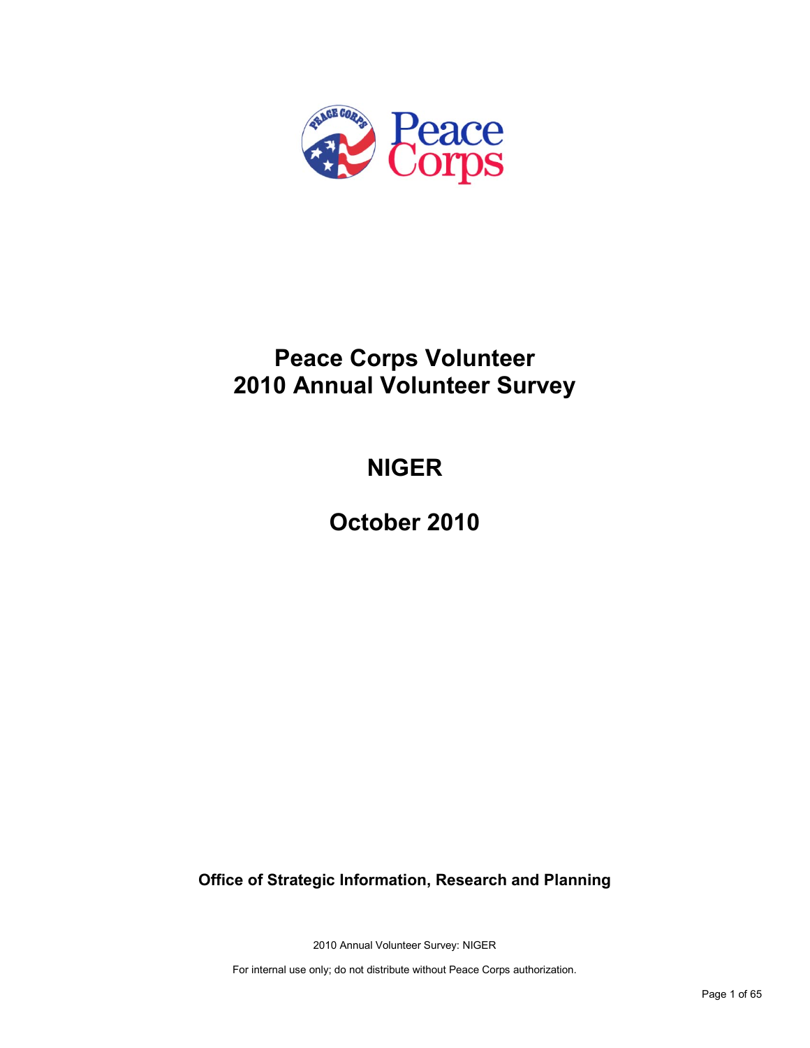# Peace Corps Volunteer
# 2010 Annual Volunteer Survey

## NIGER

## October 2010

**Office of Strategic Information, Research and Planning**

2010 Annual Volunteer Survey: NIGER

For internal use only; do not distribute without Peace Corps authorization.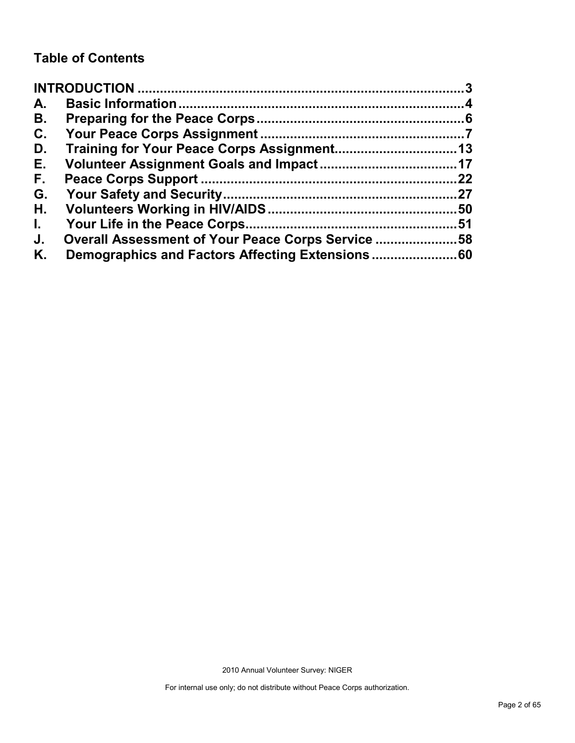## Table of Contents

INTRODUCTION .......................................................................................3
A. Basic Information...........................................................................4
B. Preparing for the Peace Corps......................................................6
C. Your Peace Corps Assignment .....................................................7
D. Training for Your Peace Corps Assignment................................13
E. Volunteer Assignment Goals and Impact....................................17
F. Peace Corps Support ...................................................................22
G. Your Safety and Security..............................................................27
H. Volunteers Working in HIV/AIDS..................................................50
I. Your Life in the Peace Corps........................................................51
J. Overall Assessment of Your Peace Corps Service ......................58
K. Demographics and Factors Affecting Extensions.......................60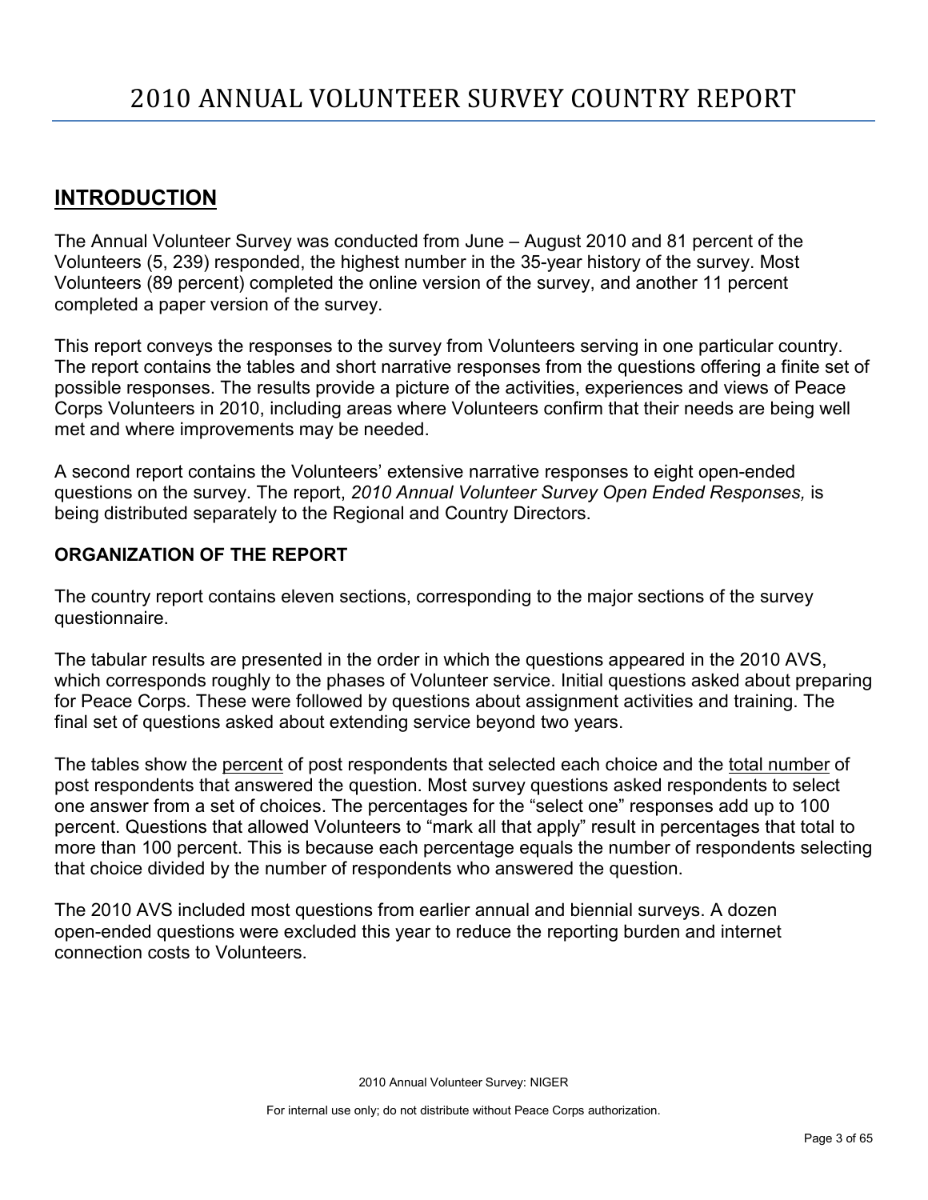# 2010 ANNUAL VOLUNTEER SURVEY COUNTRY REPORT

## INTRODUCTION

The Annual Volunteer Survey was conducted from June – August 2010 and 81 percent of the Volunteers (5, 239) responded, the highest number in the 35-year history of the survey. Most Volunteers (89 percent) completed the online version of the survey, and another 11 percent completed a paper version of the survey.

This report conveys the responses to the survey from Volunteers serving in one particular country. The report contains the tables and short narrative responses from the questions offering a finite set of possible responses. The results provide a picture of the activities, experiences and views of Peace Corps Volunteers in 2010, including areas where Volunteers confirm that their needs are being well met and where improvements may be needed.

A second report contains the Volunteers' extensive narrative responses to eight open-ended questions on the survey. The report, *2010 Annual Volunteer Survey Open Ended Responses,* is being distributed separately to the Regional and Country Directors.

### ORGANIZATION OF THE REPORT

The country report contains eleven sections, corresponding to the major sections of the survey questionnaire.

The tabular results are presented in the order in which the questions appeared in the 2010 AVS, which corresponds roughly to the phases of Volunteer service. Initial questions asked about preparing for Peace Corps. These were followed by questions about assignment activities and training. The final set of questions asked about extending service beyond two years.

The tables show the percent of post respondents that selected each choice and the total number of post respondents that answered the question. Most survey questions asked respondents to select one answer from a set of choices. The percentages for the "select one" responses add up to 100 percent. Questions that allowed Volunteers to "mark all that apply" result in percentages that total to more than 100 percent. This is because each percentage equals the number of respondents selecting that choice divided by the number of respondents who answered the question.

The 2010 AVS included most questions from earlier annual and biennial surveys. A dozen open-ended questions were excluded this year to reduce the reporting burden and internet connection costs to Volunteers.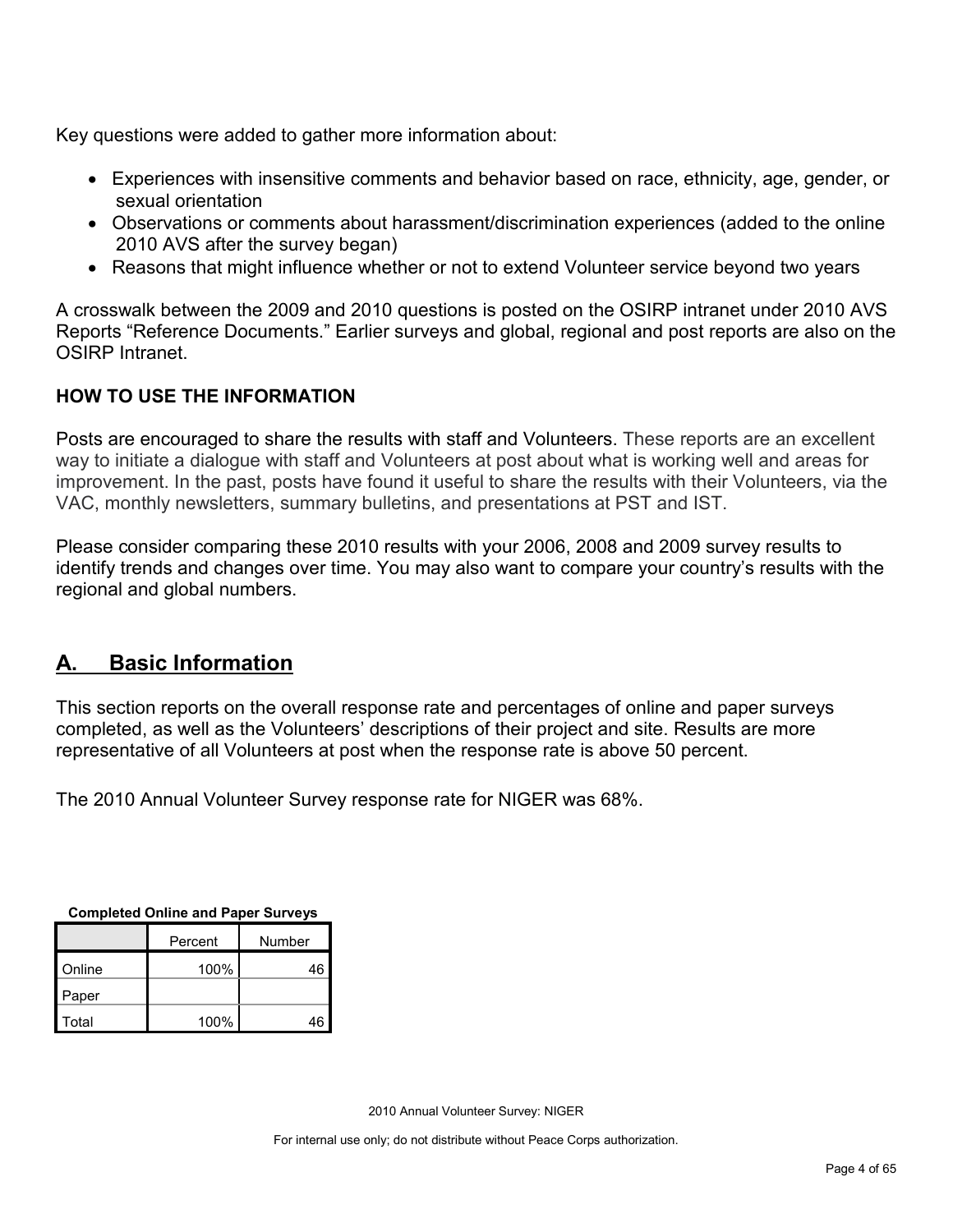Key questions were added to gather more information about:

- Experiences with insensitive comments and behavior based on race, ethnicity, age, gender, or sexual orientation
- Observations or comments about harassment/discrimination experiences (added to the online 2010 AVS after the survey began)
- Reasons that might influence whether or not to extend Volunteer service beyond two years

A crosswalk between the 2009 and 2010 questions is posted on the OSIRP intranet under 2010 AVS Reports "Reference Documents." Earlier surveys and global, regional and post reports are also on the OSIRP Intranet.

**HOW TO USE THE INFORMATION**

Posts are encouraged to share the results with staff and Volunteers. These reports are an excellent way to initiate a dialogue with staff and Volunteers at post about what is working well and areas for improvement. In the past, posts have found it useful to share the results with their Volunteers, via the VAC, monthly newsletters, summary bulletins, and presentations at PST and IST.

Please consider comparing these 2010 results with your 2006, 2008 and 2009 survey results to identify trends and changes over time. You may also want to compare your country's results with the regional and global numbers.

## A. Basic Information

This section reports on the overall response rate and percentages of online and paper surveys completed, as well as the Volunteers' descriptions of their project and site. Results are more representative of all Volunteers at post when the response rate is above 50 percent.

The 2010 Annual Volunteer Survey response rate for NIGER was 68%.

**Completed Online and Paper Surveys**

| | Percent | Number |
|---|---|---|
| Online | 100% | 46 |
| Paper | | |
| Total | 100% | 46 |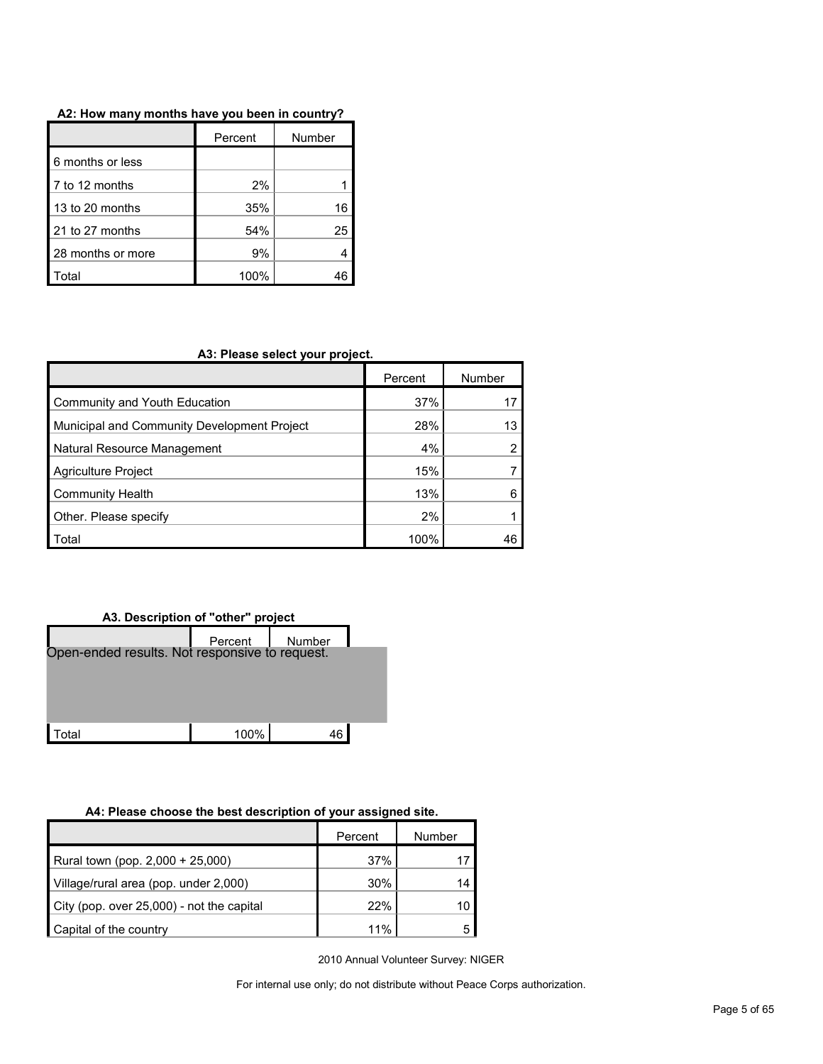**A2: How many months have you been in country?**

| | Percent | Number |
|---|---|---|
| 6 months or less | | |
| 7 to 12 months | 2% | 1 |
| 13 to 20 months | 35% | 16 |
| 21 to 27 months | 54% | 25 |
| 28 months or more | 9% | 4 |
| Total | 100% | 46 |

**A3: Please select your project.**

| | Percent | Number |
|---|---|---|
| Community and Youth Education | 37% | 17 |
| Municipal and Community Development Project | 28% | 13 |
| Natural Resource Management | 4% | 2 |
| Agriculture Project | 15% | 7 |
| Community Health | 13% | 6 |
| Other. Please specify | 2% | 1 |
| Total | 100% | 46 |

**A3. Description of "other" project**

| | Percent | Number |
|---|---|---|
| Open-ended results. Not responsive to request. | | |
| Total | 100% | 46 |

**A4: Please choose the best description of your assigned site.**

| | Percent | Number |
|---|---|---|
| Rural town (pop. 2,000 + 25,000) | 37% | 17 |
| Village/rural area (pop. under 2,000) | 30% | 14 |
| City (pop. over 25,000) - not the capital | 22% | 10 |
| Capital of the country | 11% | 5 |

2010 Annual Volunteer Survey: NIGER

For internal use only; do not distribute without Peace Corps authorization.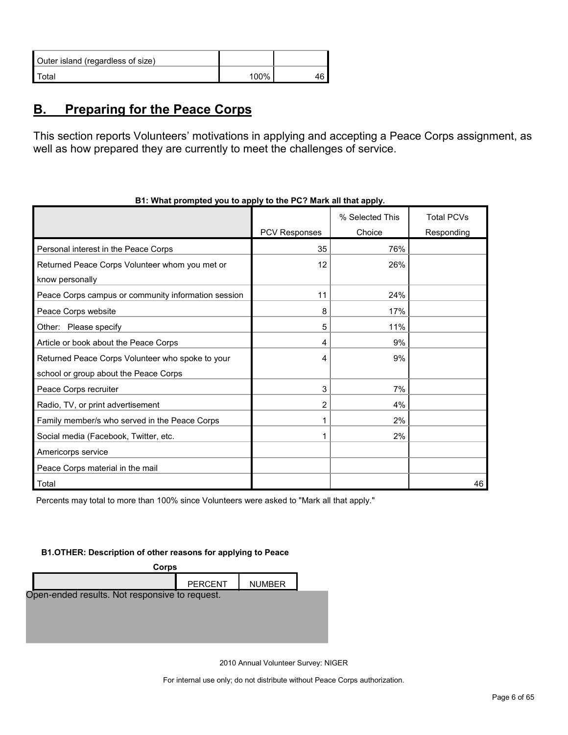| | | |
|---|---|---|
| Outer island (regardless of size) | | |
| Total | 100% | 46 |

## B. Preparing for the Peace Corps

This section reports Volunteers' motivations in applying and accepting a Peace Corps assignment, as well as how prepared they are currently to meet the challenges of service.

**B1: What prompted you to apply to the PC? Mark all that apply.**

| | PCV Responses | % Selected This Choice | Total PCVs Responding |
|---|---|---|---|
| Personal interest in the Peace Corps | 35 | 76% | |
| Returned Peace Corps Volunteer whom you met or know personally | 12 | 26% | |
| Peace Corps campus or community information session | 11 | 24% | |
| Peace Corps website | 8 | 17% | |
| Other: Please specify | 5 | 11% | |
| Article or book about the Peace Corps | 4 | 9% | |
| Returned Peace Corps Volunteer who spoke to your school or group about the Peace Corps | 4 | 9% | |
| Peace Corps recruiter | 3 | 7% | |
| Radio, TV, or print advertisement | 2 | 4% | |
| Family member/s who served in the Peace Corps | 1 | 2% | |
| Social media (Facebook, Twitter, etc. | 1 | 2% | |
| Americorps service | | | |
| Peace Corps material in the mail | | | |
| Total | | | 46 |

Percents may total to more than 100% since Volunteers were asked to "Mark all that apply."

**B1.OTHER: Description of other reasons for applying to Peace Corps**

| | PERCENT | NUMBER |
|---|---|---|

Open-ended results. Not responsive to request.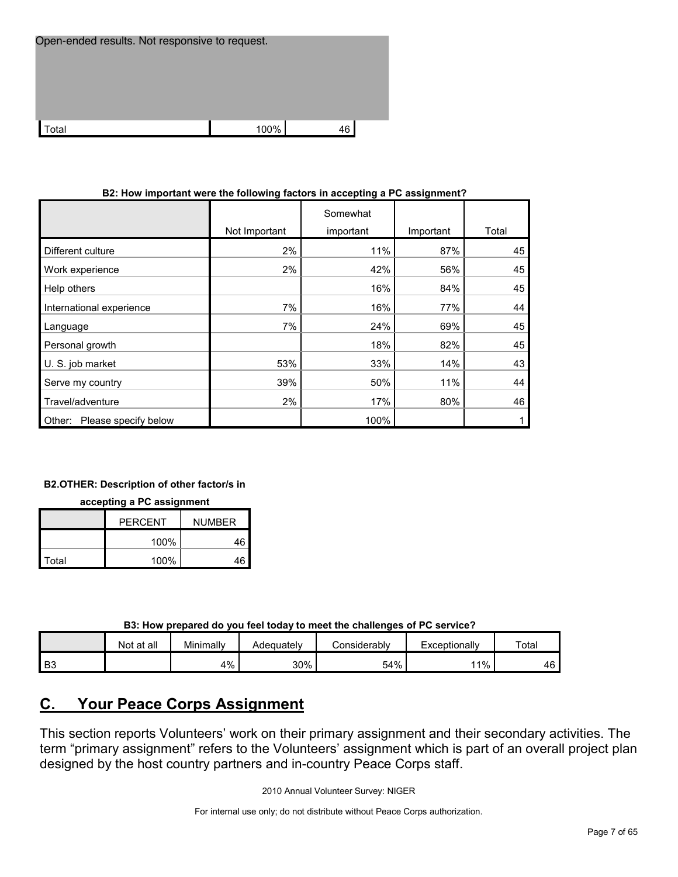| Open-ended results. Not responsive to request. | | |
|---|---|---|
| Total | 100% | 46 |

**B2: How important were the following factors in accepting a PC assignment?**

| | Not Important | Somewhat important | Important | Total |
|---|---|---|---|---|
| Different culture | 2% | 11% | 87% | 45 |
| Work experience | 2% | 42% | 56% | 45 |
| Help others | | 16% | 84% | 45 |
| International experience | 7% | 16% | 77% | 44 |
| Language | 7% | 24% | 69% | 45 |
| Personal growth | | 18% | 82% | 45 |
| U. S. job market | 53% | 33% | 14% | 43 |
| Serve my country | 39% | 50% | 11% | 44 |
| Travel/adventure | 2% | 17% | 80% | 46 |
| Other: Please specify below | | 100% | | 1 |

**B2.OTHER: Description of other factor/s in accepting a PC assignment**

| | PERCENT | NUMBER |
|---|---|---|
| | 100% | 46 |
| Total | 100% | 46 |

**B3: How prepared do you feel today to meet the challenges of PC service?**

| | Not at all | Minimally | Adequately | Considerably | Exceptionally | Total |
|---|---|---|---|---|---|---|
| B3 | | 4% | 30% | 54% | 11% | 46 |

## C. Your Peace Corps Assignment

This section reports Volunteers' work on their primary assignment and their secondary activities. The term "primary assignment" refers to the Volunteers' assignment which is part of an overall project plan designed by the host country partners and in-country Peace Corps staff.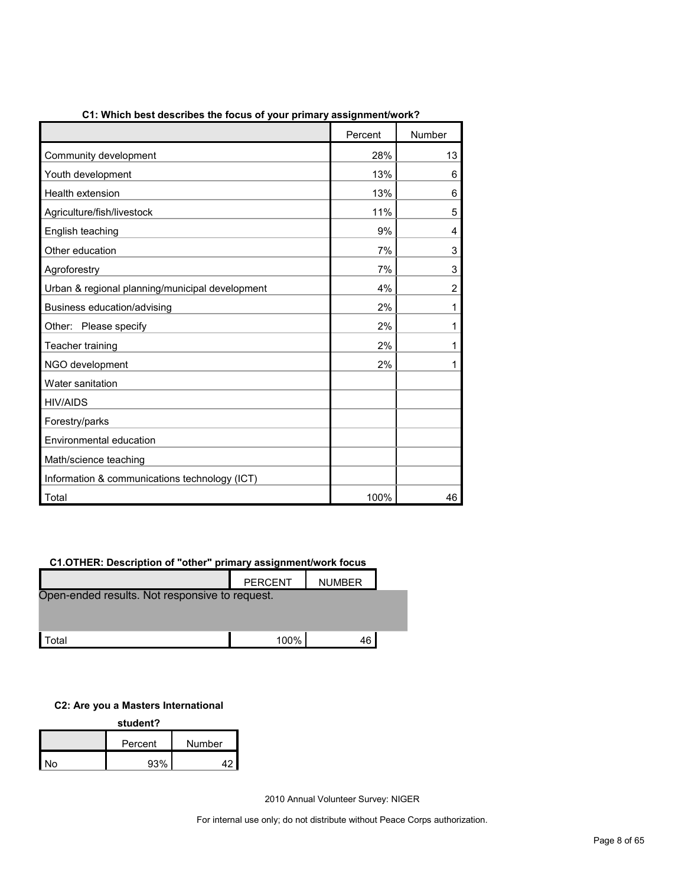**C1: Which best describes the focus of your primary assignment/work?**

| | Percent | Number |
|---|---|---|
| Community development | 28% | 13 |
| Youth development | 13% | 6 |
| Health extension | 13% | 6 |
| Agriculture/fish/livestock | 11% | 5 |
| English teaching | 9% | 4 |
| Other education | 7% | 3 |
| Agroforestry | 7% | 3 |
| Urban & regional planning/municipal development | 4% | 2 |
| Business education/advising | 2% | 1 |
| Other: Please specify | 2% | 1 |
| Teacher training | 2% | 1 |
| NGO development | 2% | 1 |
| Water sanitation | | |
| HIV/AIDS | | |
| Forestry/parks | | |
| Environmental education | | |
| Math/science teaching | | |
| Information & communications technology (ICT) | | |
| Total | 100% | 46 |

**C1.OTHER: Description of "other" primary assignment/work focus**

| | PERCENT | NUMBER |
|---|---|---|
| Open-ended results. Not responsive to request. | | |
| Total | 100% | 46 |

**C2: Are you a Masters International student?**

| | Percent | Number |
|---|---|---|
| No | 93% | 42 |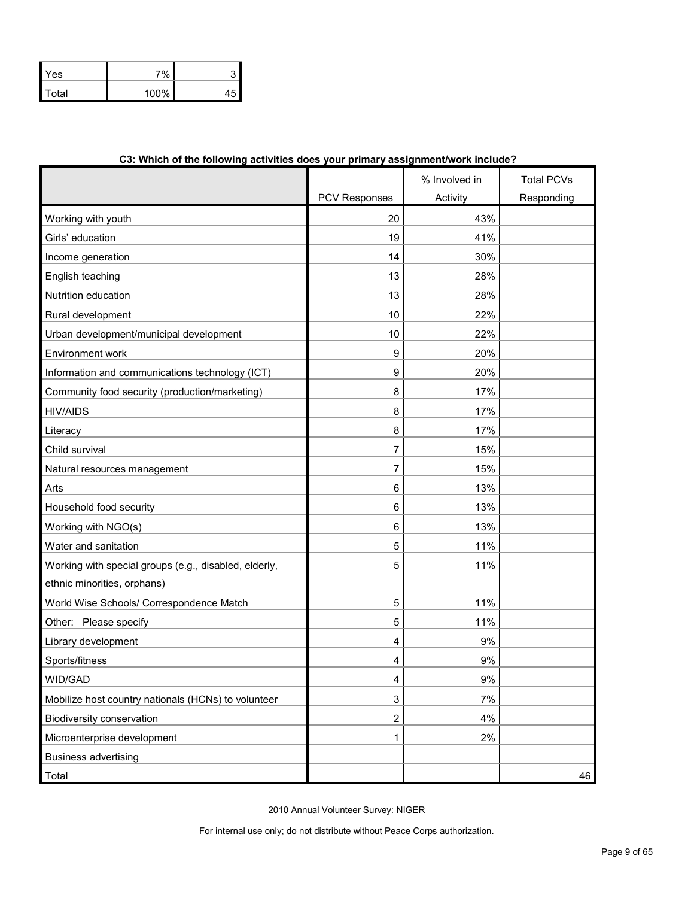| Yes | 7% | 3 |
|---|---|---|
| Total | 100% | 45 |

**C3: Which of the following activities does your primary assignment/work include?**

| | PCV Responses | % Involved in Activity | Total PCVs Responding |
|---|---|---|---|
| Working with youth | 20 | 43% | |
| Girls' education | 19 | 41% | |
| Income generation | 14 | 30% | |
| English teaching | 13 | 28% | |
| Nutrition education | 13 | 28% | |
| Rural development | 10 | 22% | |
| Urban development/municipal development | 10 | 22% | |
| Environment work | 9 | 20% | |
| Information and communications technology (ICT) | 9 | 20% | |
| Community food security (production/marketing) | 8 | 17% | |
| HIV/AIDS | 8 | 17% | |
| Literacy | 8 | 17% | |
| Child survival | 7 | 15% | |
| Natural resources management | 7 | 15% | |
| Arts | 6 | 13% | |
| Household food security | 6 | 13% | |
| Working with NGO(s) | 6 | 13% | |
| Water and sanitation | 5 | 11% | |
| Working with special groups (e.g., disabled, elderly, ethnic minorities, orphans) | 5 | 11% | |
| World Wise Schools/ Correspondence Match | 5 | 11% | |
| Other: Please specify | 5 | 11% | |
| Library development | 4 | 9% | |
| Sports/fitness | 4 | 9% | |
| WID/GAD | 4 | 9% | |
| Mobilize host country nationals (HCNs) to volunteer | 3 | 7% | |
| Biodiversity conservation | 2 | 4% | |
| Microenterprise development | 1 | 2% | |
| Business advertising | | | |
| Total | | | 46 |

2010 Annual Volunteer Survey: NIGER

For internal use only; do not distribute without Peace Corps authorization.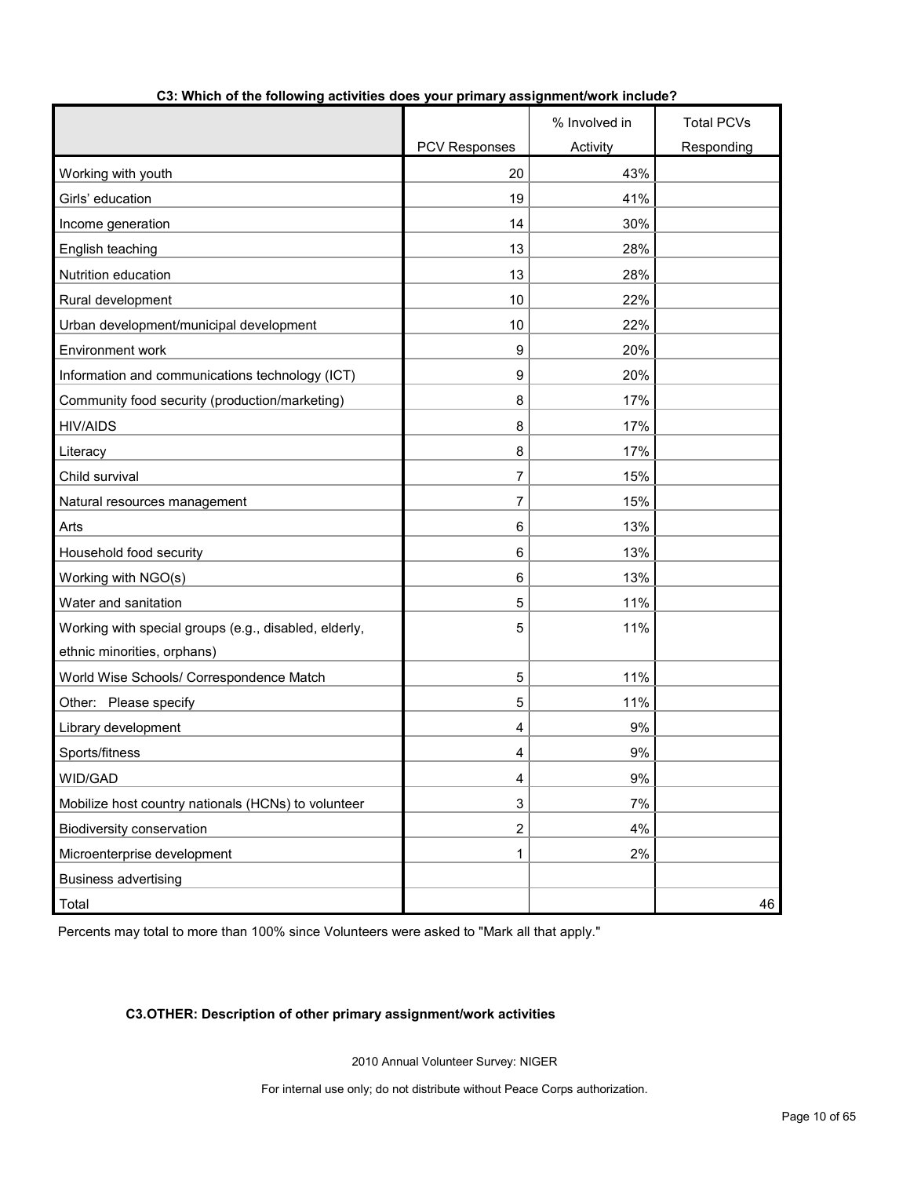**C3: Which of the following activities does your primary assignment/work include?**

| | PCV Responses | % Involved in Activity | Total PCVs Responding |
|---|---|---|---|
| Working with youth | 20 | 43% | |
| Girls' education | 19 | 41% | |
| Income generation | 14 | 30% | |
| English teaching | 13 | 28% | |
| Nutrition education | 13 | 28% | |
| Rural development | 10 | 22% | |
| Urban development/municipal development | 10 | 22% | |
| Environment work | 9 | 20% | |
| Information and communications technology (ICT) | 9 | 20% | |
| Community food security (production/marketing) | 8 | 17% | |
| HIV/AIDS | 8 | 17% | |
| Literacy | 8 | 17% | |
| Child survival | 7 | 15% | |
| Natural resources management | 7 | 15% | |
| Arts | 6 | 13% | |
| Household food security | 6 | 13% | |
| Working with NGO(s) | 6 | 13% | |
| Water and sanitation | 5 | 11% | |
| Working with special groups (e.g., disabled, elderly, ethnic minorities, orphans) | 5 | 11% | |
| World Wise Schools/ Correspondence Match | 5 | 11% | |
| Other: Please specify | 5 | 11% | |
| Library development | 4 | 9% | |
| Sports/fitness | 4 | 9% | |
| WID/GAD | 4 | 9% | |
| Mobilize host country nationals (HCNs) to volunteer | 3 | 7% | |
| Biodiversity conservation | 2 | 4% | |
| Microenterprise development | 1 | 2% | |
| Business advertising | | | |
| Total | | | 46 |

Percents may total to more than 100% since Volunteers were asked to "Mark all that apply."

**C3.OTHER: Description of other primary assignment/work activities**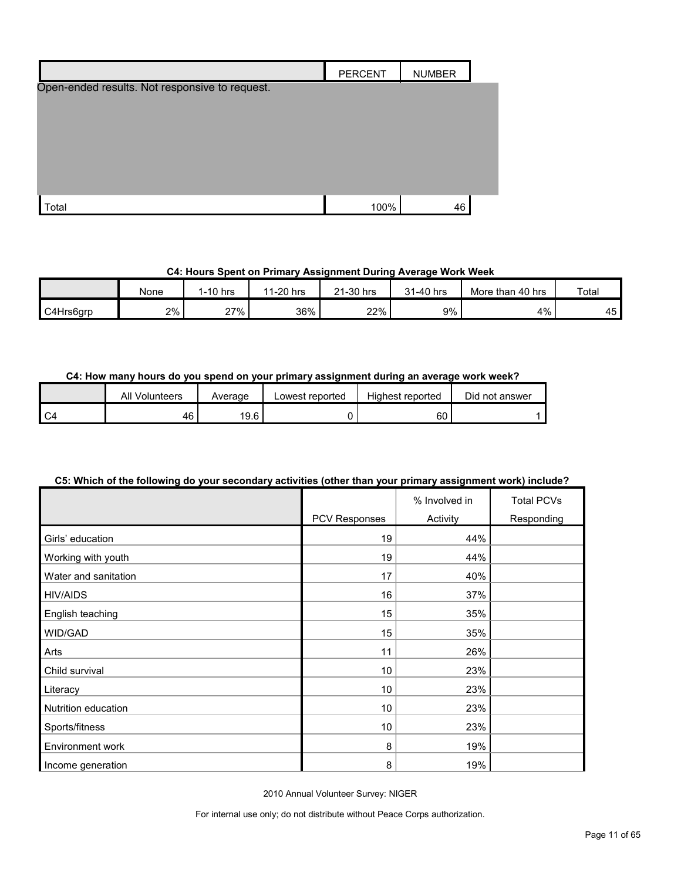| | PERCENT | NUMBER |
|---|---|---|
| Open-ended results. Not responsive to request. | | |
| Total | 100% | 46 |

**C4: Hours Spent on Primary Assignment During Average Work Week**

| | None | 1-10 hrs | 11-20 hrs | 21-30 hrs | 31-40 hrs | More than 40 hrs | Total |
|---|---|---|---|---|---|---|---|
| C4Hrs6grp | 2% | 27% | 36% | 22% | 9% | 4% | 45 |

**C4: How many hours do you spend on your primary assignment during an average work week?**

| | All Volunteers | Average | Lowest reported | Highest reported | Did not answer |
|---|---|---|---|---|---|
| C4 | 46 | 19.6 | 0 | 60 | 1 |

**C5: Which of the following do your secondary activities (other than your primary assignment work) include?**

| | PCV Responses | % Involved in Activity | Total PCVs Responding |
|---|---|---|---|
| Girls' education | 19 | 44% | |
| Working with youth | 19 | 44% | |
| Water and sanitation | 17 | 40% | |
| HIV/AIDS | 16 | 37% | |
| English teaching | 15 | 35% | |
| WID/GAD | 15 | 35% | |
| Arts | 11 | 26% | |
| Child survival | 10 | 23% | |
| Literacy | 10 | 23% | |
| Nutrition education | 10 | 23% | |
| Sports/fitness | 10 | 23% | |
| Environment work | 8 | 19% | |
| Income generation | 8 | 19% | |

2010 Annual Volunteer Survey: NIGER

For internal use only; do not distribute without Peace Corps authorization.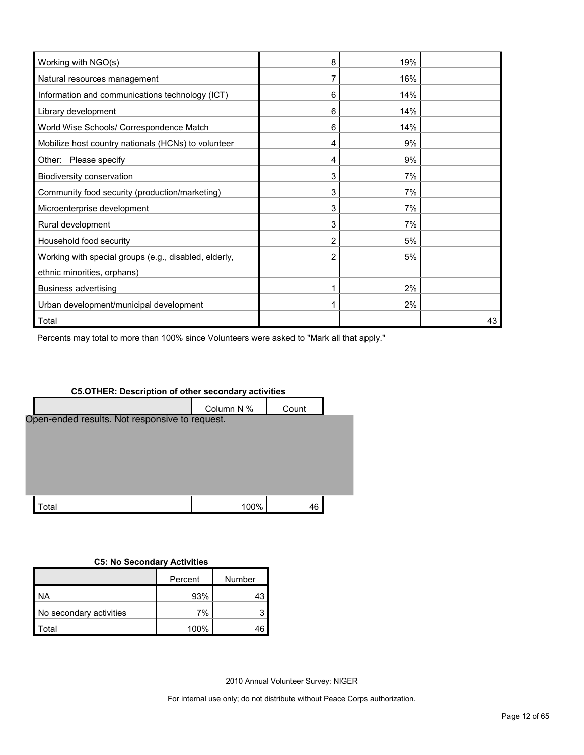| | | | |
|---|---|---|---|
| Working with NGO(s) | 8 | 19% | |
| Natural resources management | 7 | 16% | |
| Information and communications technology (ICT) | 6 | 14% | |
| Library development | 6 | 14% | |
| World Wise Schools/ Correspondence Match | 6 | 14% | |
| Mobilize host country nationals (HCNs) to volunteer | 4 | 9% | |
| Other: Please specify | 4 | 9% | |
| Biodiversity conservation | 3 | 7% | |
| Community food security (production/marketing) | 3 | 7% | |
| Microenterprise development | 3 | 7% | |
| Rural development | 3 | 7% | |
| Household food security | 2 | 5% | |
| Working with special groups (e.g., disabled, elderly, ethnic minorities, orphans) | 2 | 5% | |
| Business advertising | 1 | 2% | |
| Urban development/municipal development | 1 | 2% | |
| Total | | | 43 |

Percents may total to more than 100% since Volunteers were asked to "Mark all that apply."

**C5.OTHER: Description of other secondary activities**

| | Column N % | Count |
|---|---|---|
| Open-ended results. Not responsive to request. | | |
| Total | 100% | 46 |

**C5: No Secondary Activities**

| | Percent | Number |
|---|---|---|
| NA | 93% | 43 |
| No secondary activities | 7% | 3 |
| Total | 100% | 46 |

2010 Annual Volunteer Survey: NIGER

For internal use only; do not distribute without Peace Corps authorization.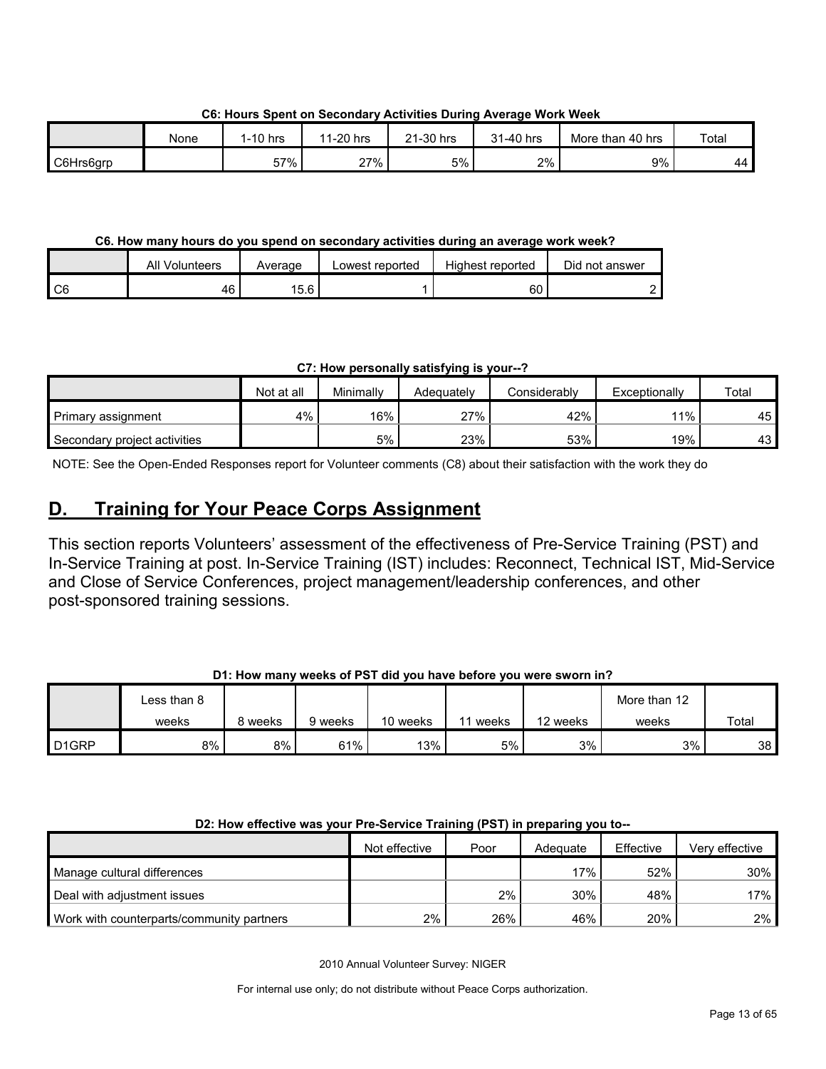**C6: Hours Spent on Secondary Activities During Average Work Week**

| | None | 1-10 hrs | 11-20 hrs | 21-30 hrs | 31-40 hrs | More than 40 hrs | Total |
|---|---|---|---|---|---|---|---|
| C6Hrs6grp | | 57% | 27% | 5% | 2% | 9% | 44 |

**C6. How many hours do you spend on secondary activities during an average work week?**

| | All Volunteers | Average | Lowest reported | Highest reported | Did not answer |
|---|---|---|---|---|---|
| C6 | 46 | 15.6 | 1 | 60 | 2 |

**C7: How personally satisfying is your--?**

| | Not at all | Minimally | Adequately | Considerably | Exceptionally | Total |
|---|---|---|---|---|---|---|
| Primary assignment | 4% | 16% | 27% | 42% | 11% | 45 |
| Secondary project activities | | 5% | 23% | 53% | 19% | 43 |

NOTE: See the Open-Ended Responses report for Volunteer comments (C8) about their satisfaction with the work they do

## D. Training for Your Peace Corps Assignment

This section reports Volunteers' assessment of the effectiveness of Pre-Service Training (PST) and In-Service Training at post. In-Service Training (IST) includes: Reconnect, Technical IST, Mid-Service and Close of Service Conferences, project management/leadership conferences, and other post-sponsored training sessions.

**D1: How many weeks of PST did you have before you were sworn in?**

| | Less than 8 weeks | 8 weeks | 9 weeks | 10 weeks | 11 weeks | 12 weeks | More than 12 weeks | Total |
|---|---|---|---|---|---|---|---|---|
| D1GRP | 8% | 8% | 61% | 13% | 5% | 3% | 3% | 38 |

**D2: How effective was your Pre-Service Training (PST) in preparing you to--**

| | Not effective | Poor | Adequate | Effective | Very effective |
|---|---|---|---|---|---|
| Manage cultural differences | | | 17% | 52% | 30% |
| Deal with adjustment issues | | 2% | 30% | 48% | 17% |
| Work with counterparts/community partners | 2% | 26% | 46% | 20% | 2% |

2010 Annual Volunteer Survey: NIGER

For internal use only; do not distribute without Peace Corps authorization.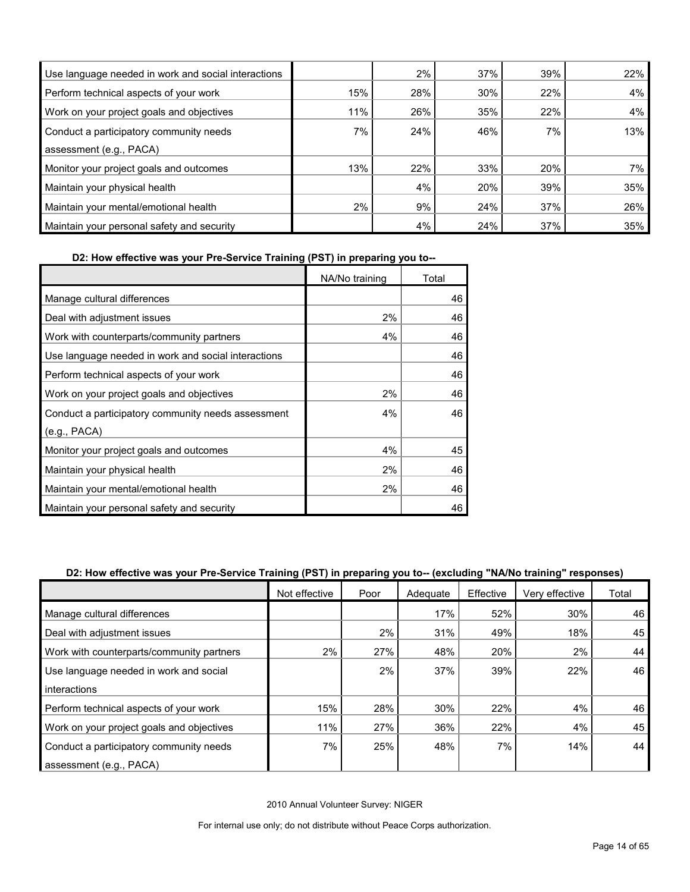| | | | | | |
|---|---|---|---|---|---|
| Use language needed in work and social interactions | | 2% | 37% | 39% | 22% |
| Perform technical aspects of your work | 15% | 28% | 30% | 22% | 4% |
| Work on your project goals and objectives | 11% | 26% | 35% | 22% | 4% |
| Conduct a participatory community needs assessment (e.g., PACA) | 7% | 24% | 46% | 7% | 13% |
| Monitor your project goals and outcomes | 13% | 22% | 33% | 20% | 7% |
| Maintain your physical health | | 4% | 20% | 39% | 35% |
| Maintain your mental/emotional health | 2% | 9% | 24% | 37% | 26% |
| Maintain your personal safety and security | | 4% | 24% | 37% | 35% |

**D2: How effective was your Pre-Service Training (PST) in preparing you to--**

| | NA/No training | Total |
|---|---|---|
| Manage cultural differences | | 46 |
| Deal with adjustment issues | 2% | 46 |
| Work with counterparts/community partners | 4% | 46 |
| Use language needed in work and social interactions | | 46 |
| Perform technical aspects of your work | | 46 |
| Work on your project goals and objectives | 2% | 46 |
| Conduct a participatory community needs assessment (e.g., PACA) | 4% | 46 |
| Monitor your project goals and outcomes | 4% | 45 |
| Maintain your physical health | 2% | 46 |
| Maintain your mental/emotional health | 2% | 46 |
| Maintain your personal safety and security | | 46 |

**D2: How effective was your Pre-Service Training (PST) in preparing you to-- (excluding "NA/No training" responses)**

| | Not effective | Poor | Adequate | Effective | Very effective | Total |
|---|---|---|---|---|---|---|
| Manage cultural differences | | | 17% | 52% | 30% | 46 |
| Deal with adjustment issues | | 2% | 31% | 49% | 18% | 45 |
| Work with counterparts/community partners | 2% | 27% | 48% | 20% | 2% | 44 |
| Use language needed in work and social interactions | | 2% | 37% | 39% | 22% | 46 |
| Perform technical aspects of your work | 15% | 28% | 30% | 22% | 4% | 46 |
| Work on your project goals and objectives | 11% | 27% | 36% | 22% | 4% | 45 |
| Conduct a participatory community needs assessment (e.g., PACA) | 7% | 25% | 48% | 7% | 14% | 44 |

2010 Annual Volunteer Survey: NIGER

For internal use only; do not distribute without Peace Corps authorization.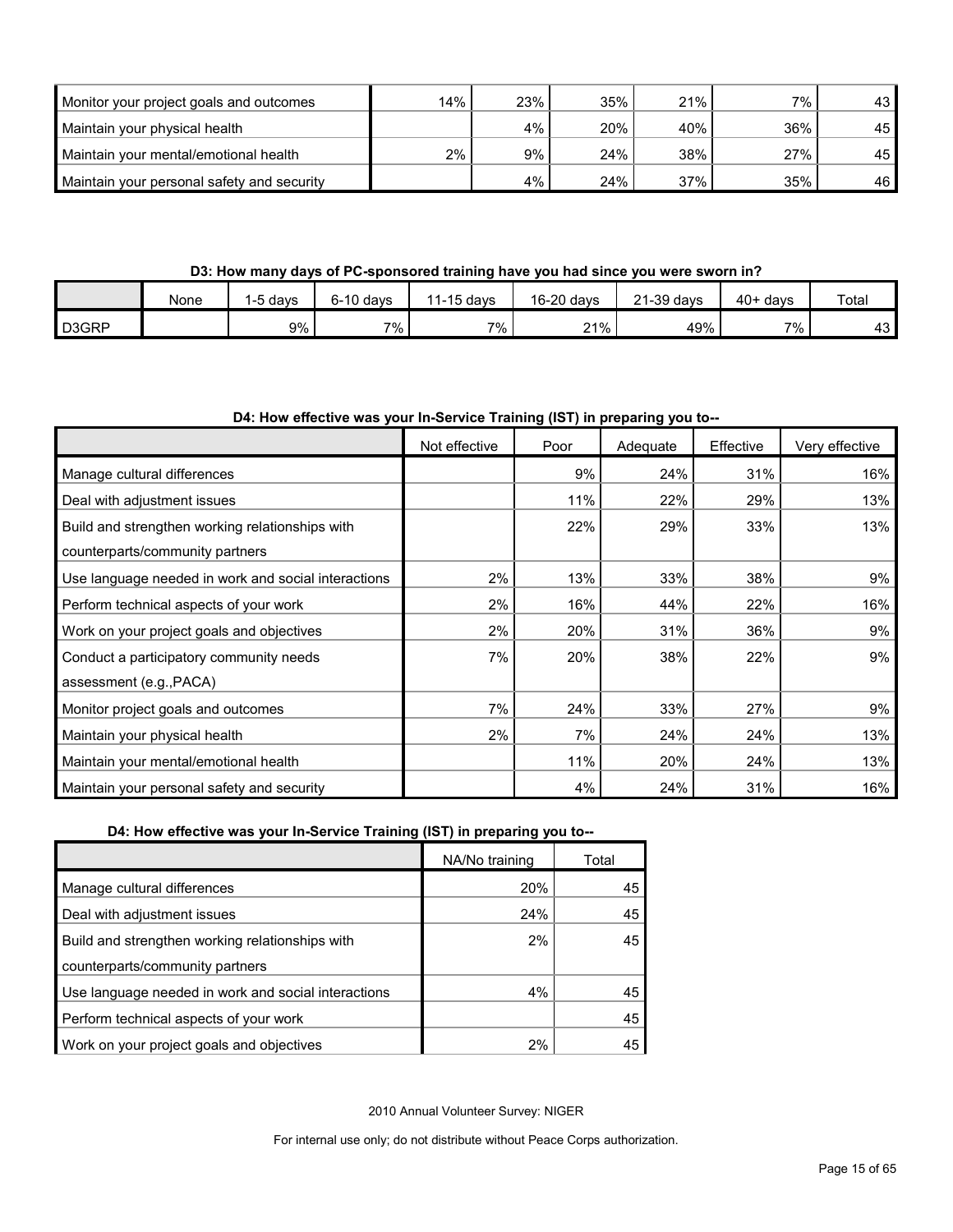| | | | | | | |
|---|---|---|---|---|---|---|
| Monitor your project goals and outcomes | 14% | 23% | 35% | 21% | 7% | 43 |
| Maintain your physical health | | 4% | 20% | 40% | 36% | 45 |
| Maintain your mental/emotional health | 2% | 9% | 24% | 38% | 27% | 45 |
| Maintain your personal safety and security | | 4% | 24% | 37% | 35% | 46 |

**D3: How many days of PC-sponsored training have you had since you were sworn in?**

| | None | 1-5 days | 6-10 days | 11-15 days | 16-20 days | 21-39 days | 40+ days | Total |
|---|---|---|---|---|---|---|---|---|
| D3GRP | | 9% | 7% | 7% | 21% | 49% | 7% | 43 |

**D4: How effective was your In-Service Training (IST) in preparing you to--**

| | Not effective | Poor | Adequate | Effective | Very effective | NA/No training | Total |
|---|---|---|---|---|---|---|---|
| Manage cultural differences | | 9% | 24% | 31% | 16% | 20% | 45 |
| Deal with adjustment issues | | 11% | 22% | 29% | 13% | 24% | 45 |
| Build and strengthen working relationships with counterparts/community partners | | 22% | 29% | 33% | 13% | 2% | 45 |
| Use language needed in work and social interactions | 2% | 13% | 33% | 38% | 9% | 4% | 45 |
| Perform technical aspects of your work | 2% | 16% | 44% | 22% | 16% | | 45 |
| Work on your project goals and objectives | 2% | 20% | 31% | 36% | 9% | 2% | 45 |
| Conduct a participatory community needs assessment (e.g.,PACA) | 7% | 20% | 38% | 22% | 9% | | |
| Monitor project goals and outcomes | 7% | 24% | 33% | 27% | 9% | | |
| Maintain your physical health | 2% | 7% | 24% | 24% | 13% | | |
| Maintain your mental/emotional health | | 11% | 20% | 24% | 13% | | |
| Maintain your personal safety and security | | 4% | 24% | 31% | 16% | | |

2010 Annual Volunteer Survey: NIGER

For internal use only; do not distribute without Peace Corps authorization.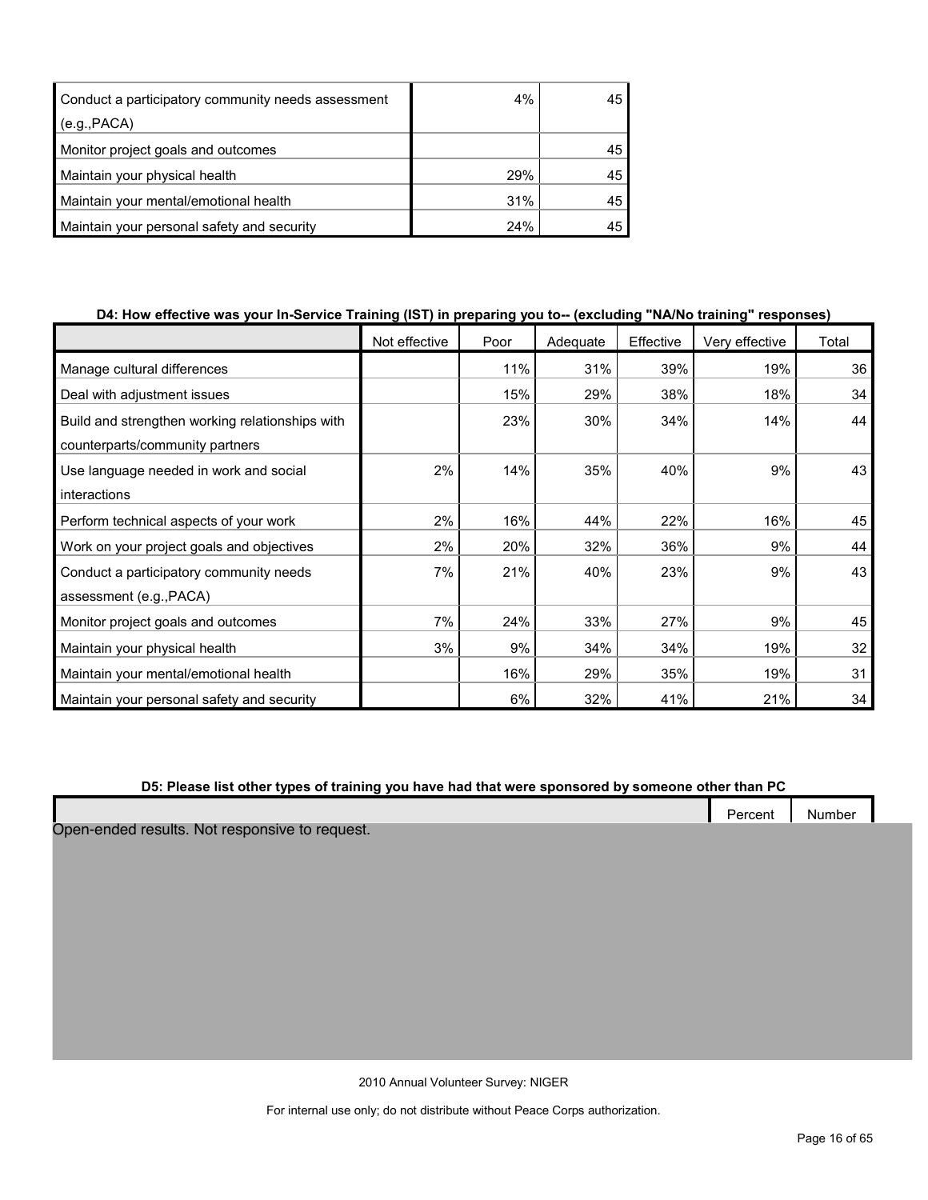| | | |
|---|---|---|
| Conduct a participatory community needs assessment (e.g.,PACA) | 4% | 45 |
| Monitor project goals and outcomes | | 45 |
| Maintain your physical health | 29% | 45 |
| Maintain your mental/emotional health | 31% | 45 |
| Maintain your personal safety and security | 24% | 45 |

**D4: How effective was your In-Service Training (IST) in preparing you to-- (excluding "NA/No training" responses)**

| | Not effective | Poor | Adequate | Effective | Very effective | Total |
|---|---|---|---|---|---|---|
| Manage cultural differences | | 11% | 31% | 39% | 19% | 36 |
| Deal with adjustment issues | | 15% | 29% | 38% | 18% | 34 |
| Build and strengthen working relationships with counterparts/community partners | | 23% | 30% | 34% | 14% | 44 |
| Use language needed in work and social interactions | 2% | 14% | 35% | 40% | 9% | 43 |
| Perform technical aspects of your work | 2% | 16% | 44% | 22% | 16% | 45 |
| Work on your project goals and objectives | 2% | 20% | 32% | 36% | 9% | 44 |
| Conduct a participatory community needs assessment (e.g.,PACA) | 7% | 21% | 40% | 23% | 9% | 43 |
| Monitor project goals and outcomes | 7% | 24% | 33% | 27% | 9% | 45 |
| Maintain your physical health | 3% | 9% | 34% | 34% | 19% | 32 |
| Maintain your mental/emotional health | | 16% | 29% | 35% | 19% | 31 |
| Maintain your personal safety and security | | 6% | 32% | 41% | 21% | 34 |

**D5: Please list other types of training you have had that were sponsored by someone other than PC**

| | Percent | Number |
|---|---|---|

Open-ended results. Not responsive to request.

2010 Annual Volunteer Survey: NIGER

For internal use only; do not distribute without Peace Corps authorization.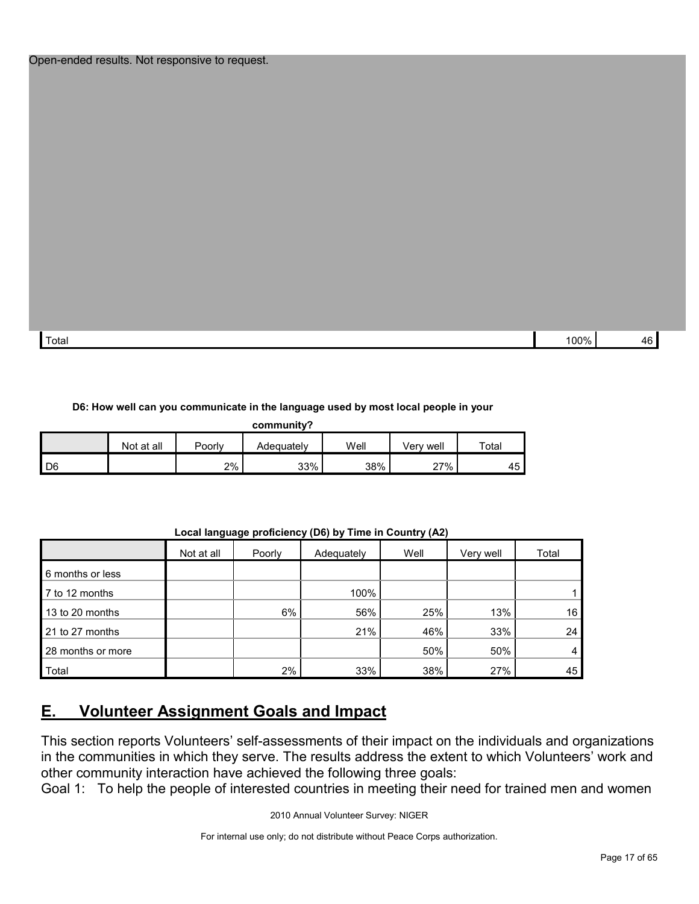Open-ended results. Not responsive to request.

| Total | 100% | 46 |
|---|---|---|

**D6: How well can you communicate in the language used by most local people in your community?**

| | Not at all | Poorly | Adequately | Well | Very well | Total |
|---|---|---|---|---|---|---|
| D6 | | 2% | 33% | 38% | 27% | 45 |

**Local language proficiency (D6) by Time in Country (A2)**

| | Not at all | Poorly | Adequately | Well | Very well | Total |
|---|---|---|---|---|---|---|
| 6 months or less | | | | | | |
| 7 to 12 months | | | 100% | | | 1 |
| 13 to 20 months | | 6% | 56% | 25% | 13% | 16 |
| 21 to 27 months | | | 21% | 46% | 33% | 24 |
| 28 months or more | | | | 50% | 50% | 4 |
| Total | | 2% | 33% | 38% | 27% | 45 |

## E. Volunteer Assignment Goals and Impact

This section reports Volunteers' self-assessments of their impact on the individuals and organizations in the communities in which they serve. The results address the extent to which Volunteers' work and other community interaction have achieved the following three goals:

Goal 1: To help the people of interested countries in meeting their need for trained men and women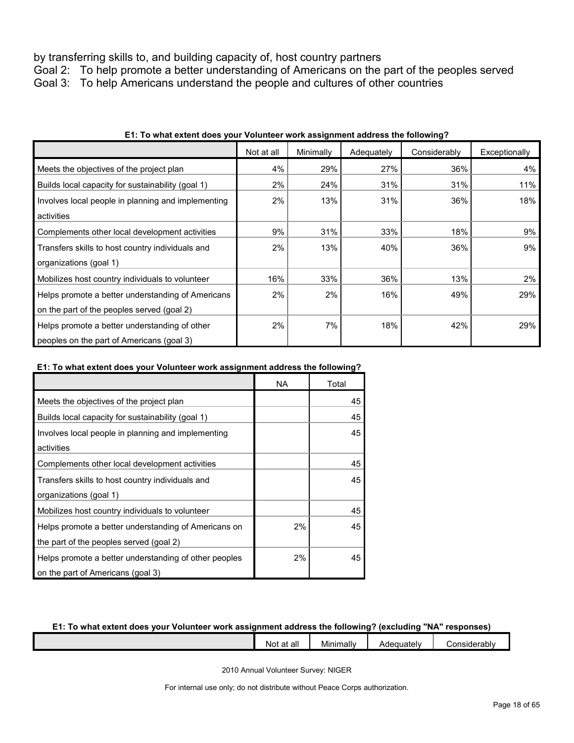by transferring skills to, and building capacity of, host country partners

Goal 2: To help promote a better understanding of Americans on the part of the peoples served

Goal 3: To help Americans understand the people and cultures of other countries

**E1: To what extent does your Volunteer work assignment address the following?**

| | Not at all | Minimally | Adequately | Considerably | Exceptionally |
|---|---|---|---|---|---|
| Meets the objectives of the project plan | 4% | 29% | 27% | 36% | 4% |
| Builds local capacity for sustainability (goal 1) | 2% | 24% | 31% | 31% | 11% |
| Involves local people in planning and implementing activities | 2% | 13% | 31% | 36% | 18% |
| Complements other local development activities | 9% | 31% | 33% | 18% | 9% |
| Transfers skills to host country individuals and organizations (goal 1) | 2% | 13% | 40% | 36% | 9% |
| Mobilizes host country individuals to volunteer | 16% | 33% | 36% | 13% | 2% |
| Helps promote a better understanding of Americans on the part of the peoples served (goal 2) | 2% | 2% | 16% | 49% | 29% |
| Helps promote a better understanding of other peoples on the part of Americans (goal 3) | 2% | 7% | 18% | 42% | 29% |

**E1: To what extent does your Volunteer work assignment address the following?**

| | NA | Total |
|---|---|---|
| Meets the objectives of the project plan | | 45 |
| Builds local capacity for sustainability (goal 1) | | 45 |
| Involves local people in planning and implementing activities | | 45 |
| Complements other local development activities | | 45 |
| Transfers skills to host country individuals and organizations (goal 1) | | 45 |
| Mobilizes host country individuals to volunteer | | 45 |
| Helps promote a better understanding of Americans on the part of the peoples served (goal 2) | 2% | 45 |
| Helps promote a better understanding of other peoples on the part of Americans (goal 3) | 2% | 45 |

**E1: To what extent does your Volunteer work assignment address the following? (excluding "NA" responses)**

| | Not at all | Minimally | Adequately | Considerably |
|---|---|---|---|---|

2010 Annual Volunteer Survey: NIGER

For internal use only; do not distribute without Peace Corps authorization.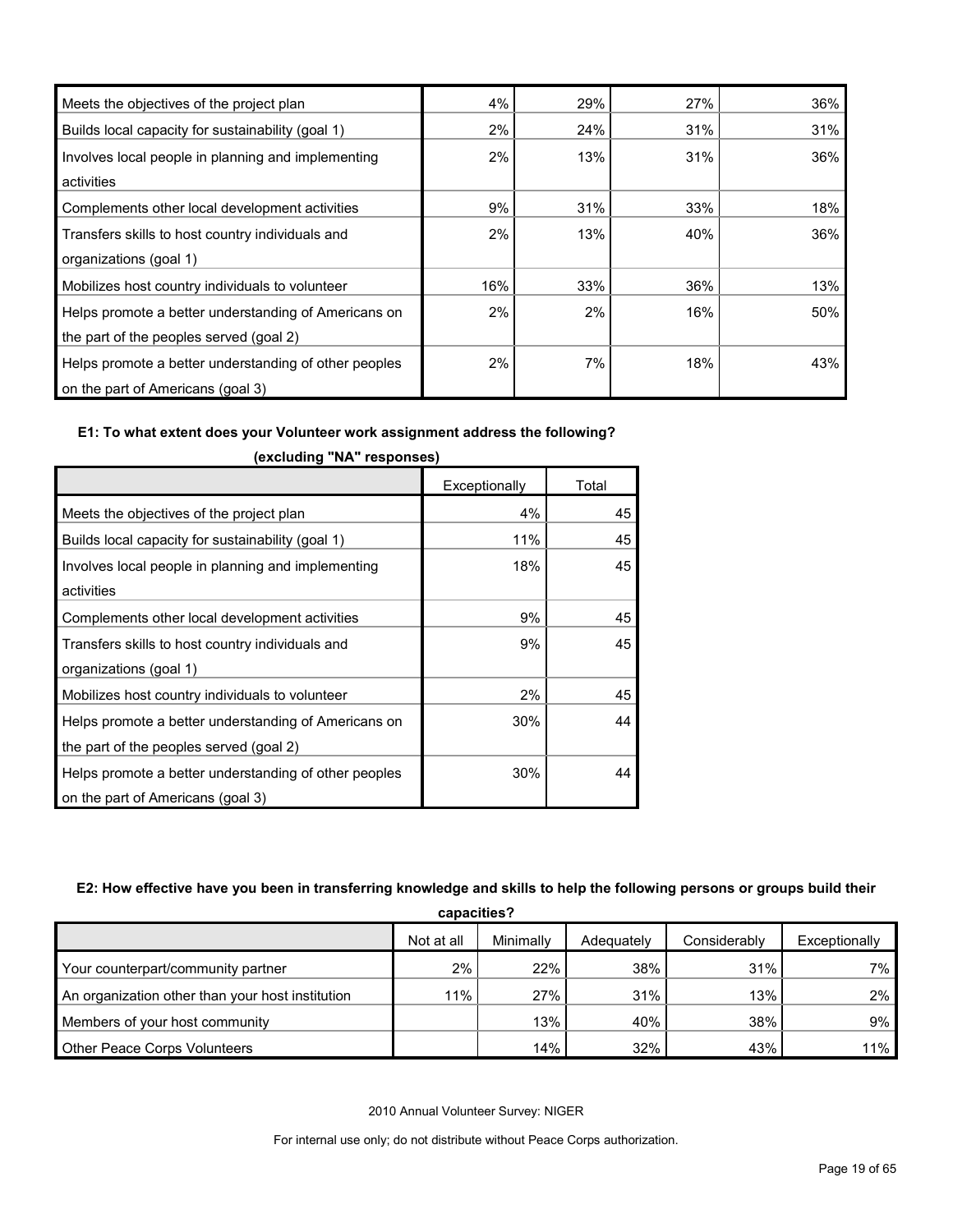| | | | | |
|---|---|---|---|---|
| Meets the objectives of the project plan | 4% | 29% | 27% | 36% |
| Builds local capacity for sustainability (goal 1) | 2% | 24% | 31% | 31% |
| Involves local people in planning and implementing activities | 2% | 13% | 31% | 36% |
| Complements other local development activities | 9% | 31% | 33% | 18% |
| Transfers skills to host country individuals and organizations (goal 1) | 2% | 13% | 40% | 36% |
| Mobilizes host country individuals to volunteer | 16% | 33% | 36% | 13% |
| Helps promote a better understanding of Americans on the part of the peoples served (goal 2) | 2% | 2% | 16% | 50% |
| Helps promote a better understanding of other peoples on the part of Americans (goal 3) | 2% | 7% | 18% | 43% |

**E1: To what extent does your Volunteer work assignment address the following? (excluding "NA" responses)**

| | Exceptionally | Total |
|---|---|---|
| Meets the objectives of the project plan | 4% | 45 |
| Builds local capacity for sustainability (goal 1) | 11% | 45 |
| Involves local people in planning and implementing activities | 18% | 45 |
| Complements other local development activities | 9% | 45 |
| Transfers skills to host country individuals and organizations (goal 1) | 9% | 45 |
| Mobilizes host country individuals to volunteer | 2% | 45 |
| Helps promote a better understanding of Americans on the part of the peoples served (goal 2) | 30% | 44 |
| Helps promote a better understanding of other peoples on the part of Americans (goal 3) | 30% | 44 |

**E2: How effective have you been in transferring knowledge and skills to help the following persons or groups build their capacities?**

| | Not at all | Minimally | Adequately | Considerably | Exceptionally |
|---|---|---|---|---|---|
| Your counterpart/community partner | 2% | 22% | 38% | 31% | 7% |
| An organization other than your host institution | 11% | 27% | 31% | 13% | 2% |
| Members of your host community | | 13% | 40% | 38% | 9% |
| Other Peace Corps Volunteers | | 14% | 32% | 43% | 11% |

2010 Annual Volunteer Survey: NIGER

For internal use only; do not distribute without Peace Corps authorization.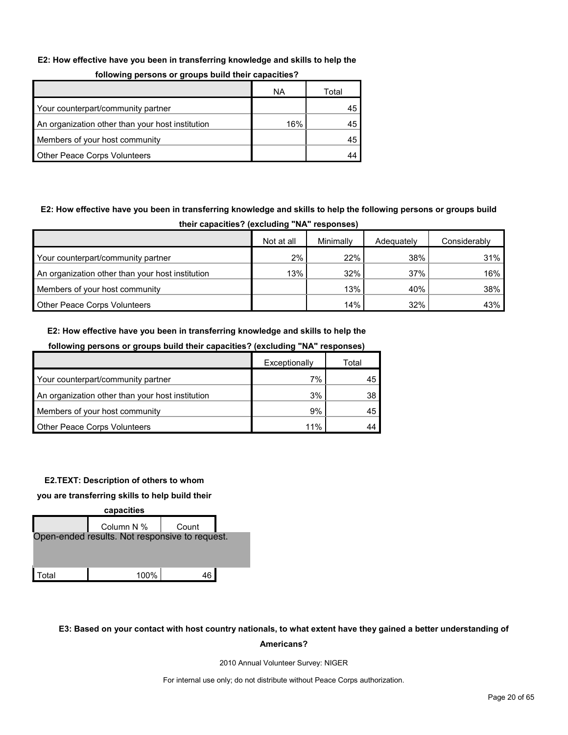**E2: How effective have you been in transferring knowledge and skills to help the following persons or groups build their capacities?**

| | NA | Total |
|---|---|---|
| Your counterpart/community partner | | 45 |
| An organization other than your host institution | 16% | 45 |
| Members of your host community | | 45 |
| Other Peace Corps Volunteers | | 44 |

**E2: How effective have you been in transferring knowledge and skills to help the following persons or groups build their capacities? (excluding "NA" responses)**

| | Not at all | Minimally | Adequately | Considerably |
|---|---|---|---|---|
| Your counterpart/community partner | 2% | 22% | 38% | 31% |
| An organization other than your host institution | 13% | 32% | 37% | 16% |
| Members of your host community | | 13% | 40% | 38% |
| Other Peace Corps Volunteers | | 14% | 32% | 43% |

**E2: How effective have you been in transferring knowledge and skills to help the following persons or groups build their capacities? (excluding "NA" responses)**

| | Exceptionally | Total |
|---|---|---|
| Your counterpart/community partner | 7% | 45 |
| An organization other than your host institution | 3% | 38 |
| Members of your host community | 9% | 45 |
| Other Peace Corps Volunteers | 11% | 44 |

**E2.TEXT: Description of others to whom you are transferring skills to help build their capacities**

| | Column N % | Count |
|---|---|---|
| Open-ended results. Not responsive to request. | | |
| Total | 100% | 46 |

**E3: Based on your contact with host country nationals, to what extent have they gained a better understanding of Americans?**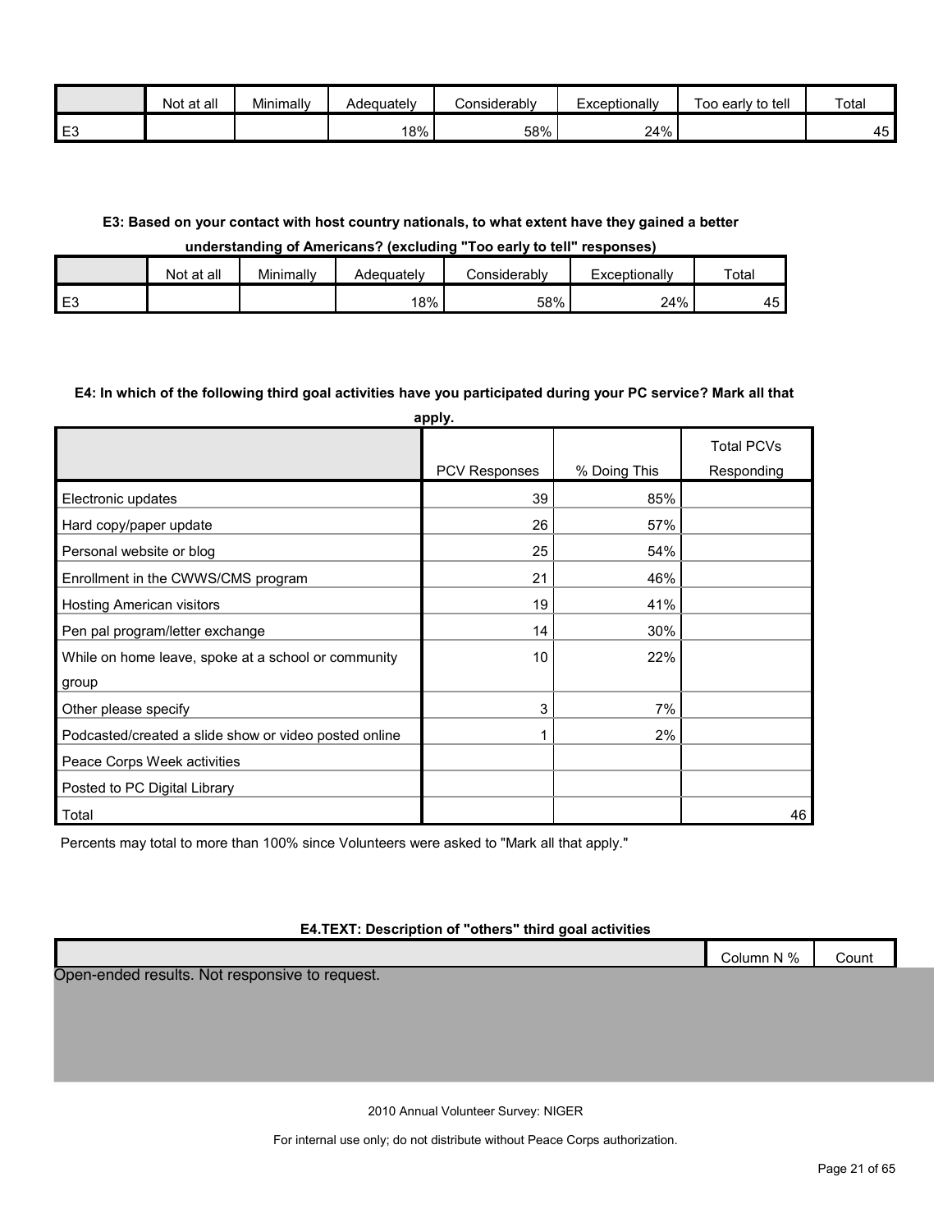| | Not at all | Minimally | Adequately | Considerably | Exceptionally | Too early to tell | Total |
|---|---|---|---|---|---|---|---|
| E3 | | | 18% | 58% | 24% | | 45 |

**E3: Based on your contact with host country nationals, to what extent have they gained a better understanding of Americans? (excluding "Too early to tell" responses)**

| | Not at all | Minimally | Adequately | Considerably | Exceptionally | Total |
|---|---|---|---|---|---|---|
| E3 | | | 18% | 58% | 24% | 45 |

**E4: In which of the following third goal activities have you participated during your PC service? Mark all that apply.**

| | PCV Responses | % Doing This | Total PCVs Responding |
|---|---|---|---|
| Electronic updates | 39 | 85% | |
| Hard copy/paper update | 26 | 57% | |
| Personal website or blog | 25 | 54% | |
| Enrollment in the CWWS/CMS program | 21 | 46% | |
| Hosting American visitors | 19 | 41% | |
| Pen pal program/letter exchange | 14 | 30% | |
| While on home leave, spoke at a school or community group | 10 | 22% | |
| Other please specify | 3 | 7% | |
| Podcasted/created a slide show or video posted online | 1 | 2% | |
| Peace Corps Week activities | | | |
| Posted to PC Digital Library | | | |
| Total | | | 46 |

Percents may total to more than 100% since Volunteers were asked to "Mark all that apply."

**E4.TEXT: Description of "others" third goal activities**

| | Column N % | Count |
|---|---|---|

Open-ended results. Not responsive to request.

2010 Annual Volunteer Survey: NIGER

For internal use only; do not distribute without Peace Corps authorization.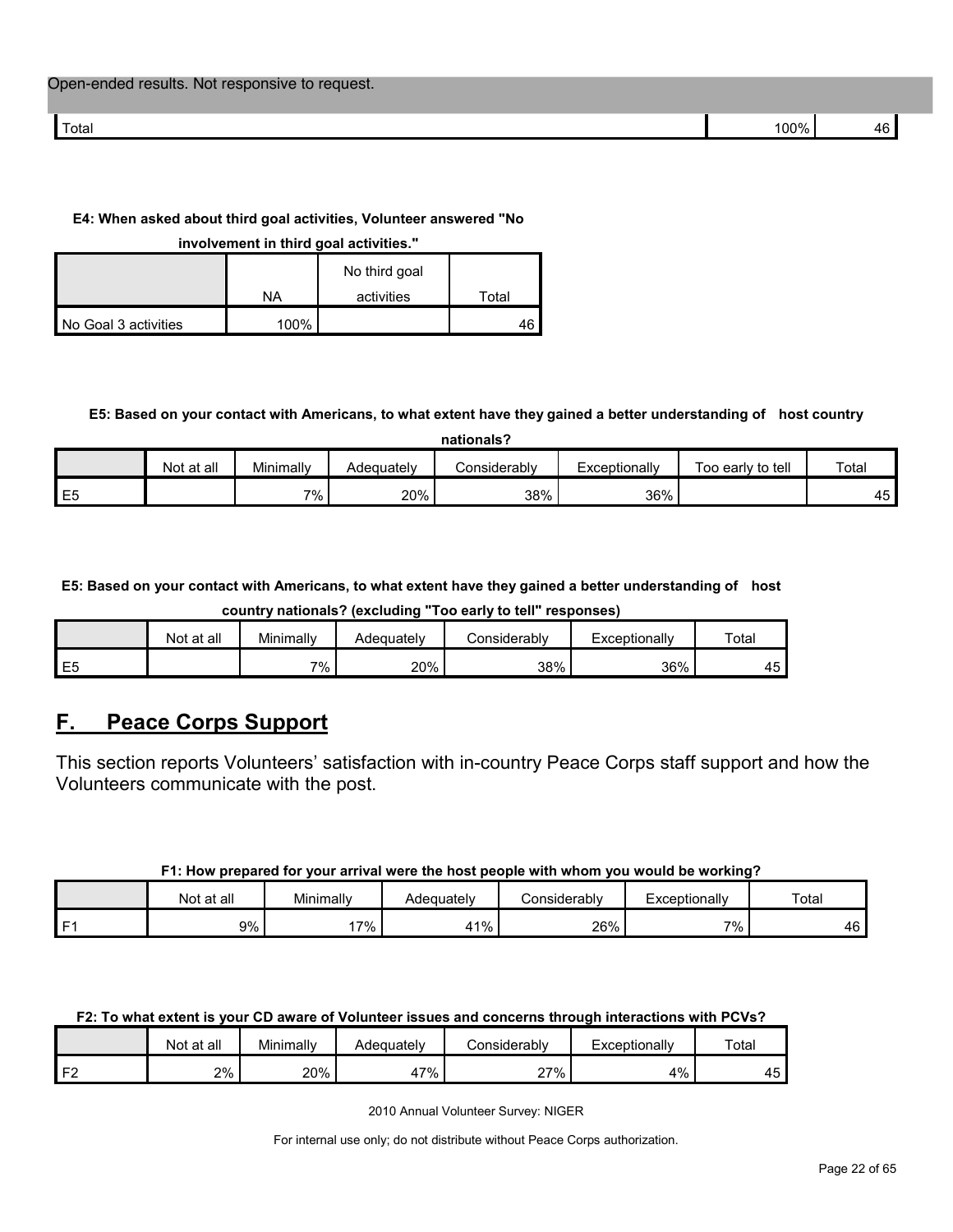| Open-ended results. Not responsive to request. | | |
|---|---|---|
| Total | 100% | 46 |

**E4: When asked about third goal activities, Volunteer answered "No involvement in third goal activities."**

| | NA | No third goal activities | Total |
|---|---|---|---|
| No Goal 3 activities | 100% | | 46 |

**E5: Based on your contact with Americans, to what extent have they gained a better understanding of host country nationals?**

| | Not at all | Minimally | Adequately | Considerably | Exceptionally | Too early to tell | Total |
|---|---|---|---|---|---|---|---|
| E5 | | 7% | 20% | 38% | 36% | | 45 |

**E5: Based on your contact with Americans, to what extent have they gained a better understanding of host country nationals? (excluding "Too early to tell" responses)**

| | Not at all | Minimally | Adequately | Considerably | Exceptionally | Total |
|---|---|---|---|---|---|---|
| E5 | | 7% | 20% | 38% | 36% | 45 |

## F. Peace Corps Support

This section reports Volunteers' satisfaction with in-country Peace Corps staff support and how the Volunteers communicate with the post.

**F1: How prepared for your arrival were the host people with whom you would be working?**

| | Not at all | Minimally | Adequately | Considerably | Exceptionally | Total |
|---|---|---|---|---|---|---|
| F1 | 9% | 17% | 41% | 26% | 7% | 46 |

**F2: To what extent is your CD aware of Volunteer issues and concerns through interactions with PCVs?**

| | Not at all | Minimally | Adequately | Considerably | Exceptionally | Total |
|---|---|---|---|---|---|---|
| F2 | 2% | 20% | 47% | 27% | 4% | 45 |

2010 Annual Volunteer Survey: NIGER

For internal use only; do not distribute without Peace Corps authorization.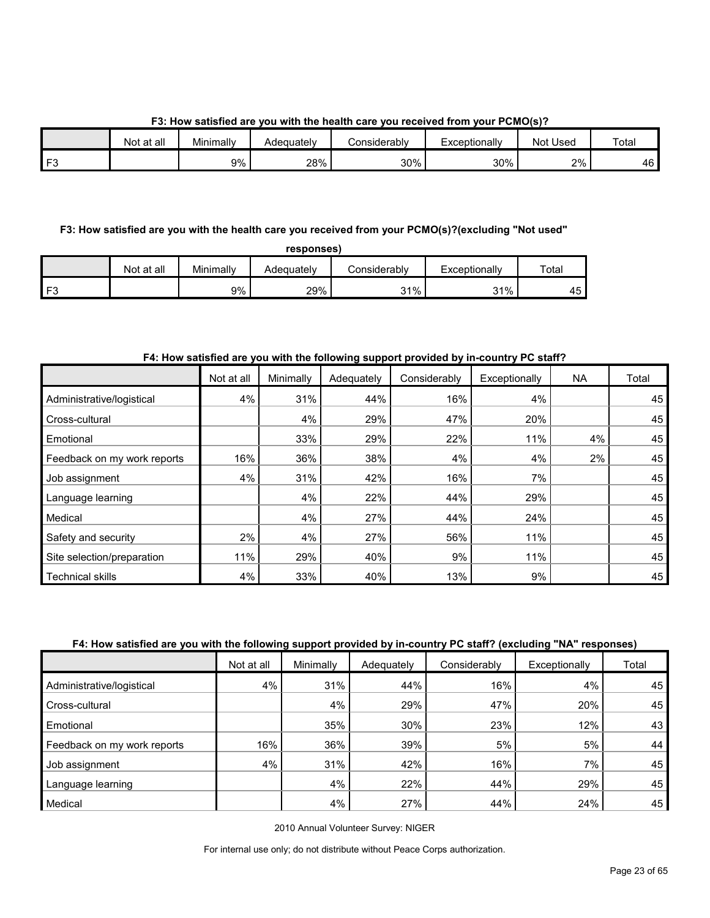**F3: How satisfied are you with the health care you received from your PCMO(s)?**

| | Not at all | Minimally | Adequately | Considerably | Exceptionally | Not Used | Total |
|---|---|---|---|---|---|---|---|
| F3 | | 9% | 28% | 30% | 30% | 2% | 46 |

**F3: How satisfied are you with the health care you received from your PCMO(s)?(excluding "Not used" responses)**

| | Not at all | Minimally | Adequately | Considerably | Exceptionally | Total |
|---|---|---|---|---|---|---|
| F3 | | 9% | 29% | 31% | 31% | 45 |

**F4: How satisfied are you with the following support provided by in-country PC staff?**

| | Not at all | Minimally | Adequately | Considerably | Exceptionally | NA | Total |
|---|---|---|---|---|---|---|---|
| Administrative/logistical | 4% | 31% | 44% | 16% | 4% | | 45 |
| Cross-cultural | | 4% | 29% | 47% | 20% | | 45 |
| Emotional | | 33% | 29% | 22% | 11% | 4% | 45 |
| Feedback on my work reports | 16% | 36% | 38% | 4% | 4% | 2% | 45 |
| Job assignment | 4% | 31% | 42% | 16% | 7% | | 45 |
| Language learning | | 4% | 22% | 44% | 29% | | 45 |
| Medical | | 4% | 27% | 44% | 24% | | 45 |
| Safety and security | 2% | 4% | 27% | 56% | 11% | | 45 |
| Site selection/preparation | 11% | 29% | 40% | 9% | 11% | | 45 |
| Technical skills | 4% | 33% | 40% | 13% | 9% | | 45 |

**F4: How satisfied are you with the following support provided by in-country PC staff? (excluding "NA" responses)**

| | Not at all | Minimally | Adequately | Considerably | Exceptionally | Total |
|---|---|---|---|---|---|---|
| Administrative/logistical | 4% | 31% | 44% | 16% | 4% | 45 |
| Cross-cultural | | 4% | 29% | 47% | 20% | 45 |
| Emotional | | 35% | 30% | 23% | 12% | 43 |
| Feedback on my work reports | 16% | 36% | 39% | 5% | 5% | 44 |
| Job assignment | 4% | 31% | 42% | 16% | 7% | 45 |
| Language learning | | 4% | 22% | 44% | 29% | 45 |
| Medical | | 4% | 27% | 44% | 24% | 45 |

2010 Annual Volunteer Survey: NIGER

For internal use only; do not distribute without Peace Corps authorization.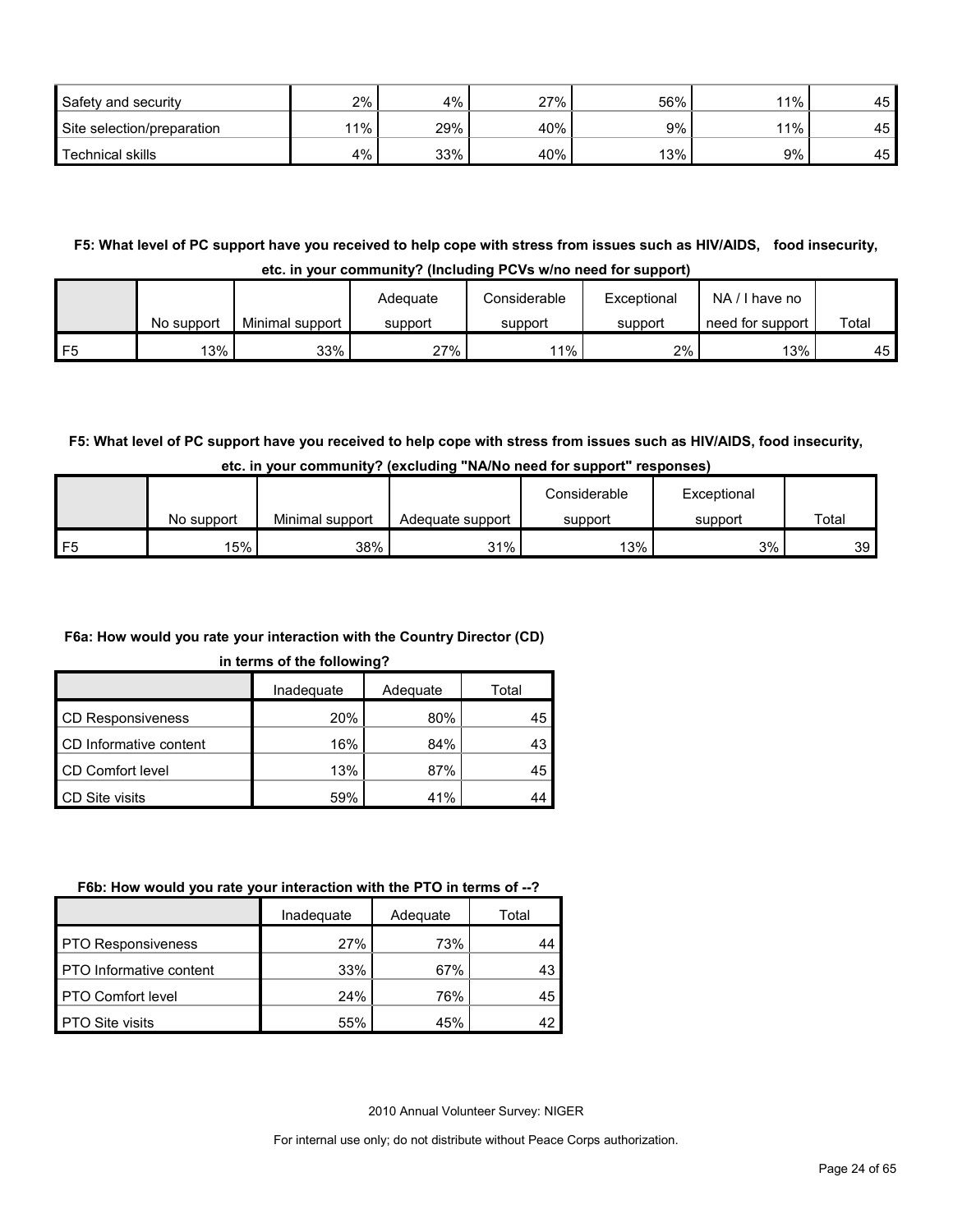| | | | | | | |
|---|---|---|---|---|---|---|
| Safety and security | 2% | 4% | 27% | 56% | 11% | 45 |
| Site selection/preparation | 11% | 29% | 40% | 9% | 11% | 45 |
| Technical skills | 4% | 33% | 40% | 13% | 9% | 45 |

**F5: What level of PC support have you received to help cope with stress from issues such as HIV/AIDS, food insecurity, etc. in your community? (Including PCVs w/no need for support)**

| | No support | Minimal support | Adequate support | Considerable support | Exceptional support | NA / I have no need for support | Total |
|---|---|---|---|---|---|---|---|
| F5 | 13% | 33% | 27% | 11% | 2% | 13% | 45 |

**F5: What level of PC support have you received to help cope with stress from issues such as HIV/AIDS, food insecurity, etc. in your community? (excluding "NA/No need for support" responses)**

| | No support | Minimal support | Adequate support | Considerable support | Exceptional support | Total |
|---|---|---|---|---|---|---|
| F5 | 15% | 38% | 31% | 13% | 3% | 39 |

**F6a: How would you rate your interaction with the Country Director (CD) in terms of the following?**

| | Inadequate | Adequate | Total |
|---|---|---|---|
| CD Responsiveness | 20% | 80% | 45 |
| CD Informative content | 16% | 84% | 43 |
| CD Comfort level | 13% | 87% | 45 |
| CD Site visits | 59% | 41% | 44 |

**F6b: How would you rate your interaction with the PTO in terms of --?**

| | Inadequate | Adequate | Total |
|---|---|---|---|
| PTO Responsiveness | 27% | 73% | 44 |
| PTO Informative content | 33% | 67% | 43 |
| PTO Comfort level | 24% | 76% | 45 |
| PTO Site visits | 55% | 45% | 42 |

2010 Annual Volunteer Survey: NIGER

For internal use only; do not distribute without Peace Corps authorization.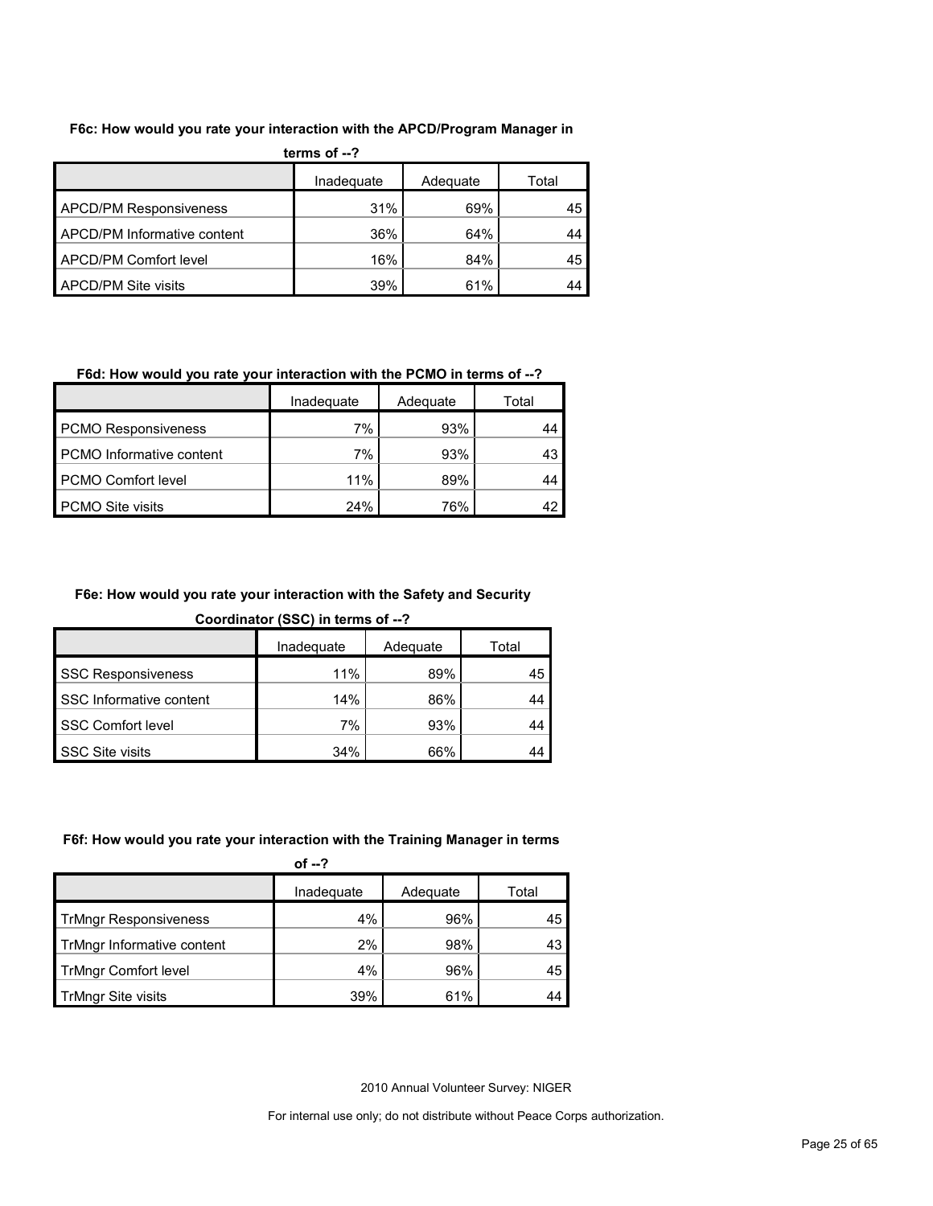**F6c: How would you rate your interaction with the APCD/Program Manager in terms of --?**

| | Inadequate | Adequate | Total |
|---|---|---|---|
| APCD/PM Responsiveness | 31% | 69% | 45 |
| APCD/PM Informative content | 36% | 64% | 44 |
| APCD/PM Comfort level | 16% | 84% | 45 |
| APCD/PM Site visits | 39% | 61% | 44 |

**F6d: How would you rate your interaction with the PCMO in terms of --?**

| | Inadequate | Adequate | Total |
|---|---|---|---|
| PCMO Responsiveness | 7% | 93% | 44 |
| PCMO Informative content | 7% | 93% | 43 |
| PCMO Comfort level | 11% | 89% | 44 |
| PCMO Site visits | 24% | 76% | 42 |

**F6e: How would you rate your interaction with the Safety and Security Coordinator (SSC) in terms of --?**

| | Inadequate | Adequate | Total |
|---|---|---|---|
| SSC Responsiveness | 11% | 89% | 45 |
| SSC Informative content | 14% | 86% | 44 |
| SSC Comfort level | 7% | 93% | 44 |
| SSC Site visits | 34% | 66% | 44 |

**F6f: How would you rate your interaction with the Training Manager in terms of --?**

| | Inadequate | Adequate | Total |
|---|---|---|---|
| TrMngr Responsiveness | 4% | 96% | 45 |
| TrMngr Informative content | 2% | 98% | 43 |
| TrMngr Comfort level | 4% | 96% | 45 |
| TrMngr Site visits | 39% | 61% | 44 |

2010 Annual Volunteer Survey: NIGER

For internal use only; do not distribute without Peace Corps authorization.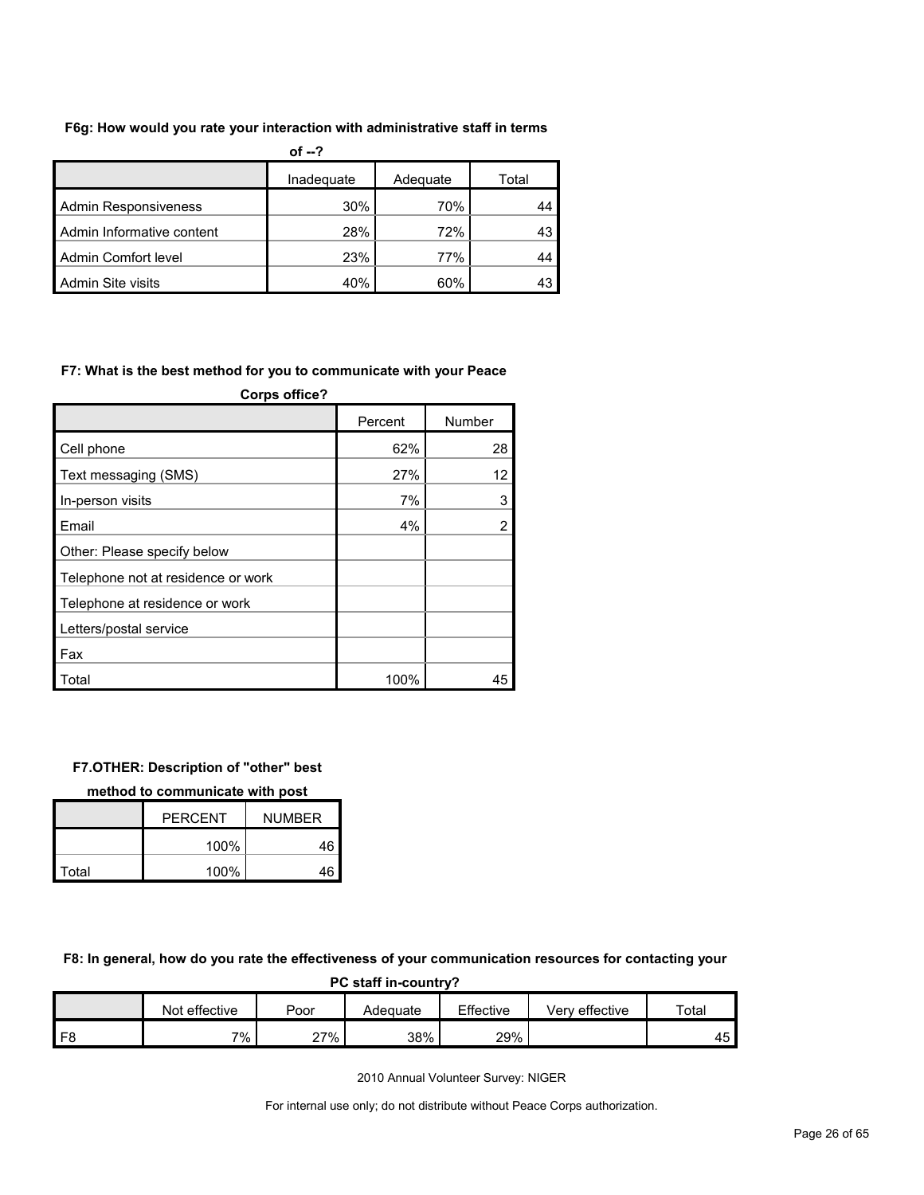**F6g: How would you rate your interaction with administrative staff in terms of --?**

| | Inadequate | Adequate | Total |
|---|---|---|---|
| Admin Responsiveness | 30% | 70% | 44 |
| Admin Informative content | 28% | 72% | 43 |
| Admin Comfort level | 23% | 77% | 44 |
| Admin Site visits | 40% | 60% | 43 |

**F7: What is the best method for you to communicate with your Peace Corps office?**

| | Percent | Number |
|---|---|---|
| Cell phone | 62% | 28 |
| Text messaging (SMS) | 27% | 12 |
| In-person visits | 7% | 3 |
| Email | 4% | 2 |
| Other: Please specify below | | |
| Telephone not at residence or work | | |
| Telephone at residence or work | | |
| Letters/postal service | | |
| Fax | | |
| Total | 100% | 45 |

**F7.OTHER: Description of "other" best method to communicate with post**

| | PERCENT | NUMBER |
|---|---|---|
| | 100% | 46 |
| Total | 100% | 46 |

**F8: In general, how do you rate the effectiveness of your communication resources for contacting your PC staff in-country?**

| | Not effective | Poor | Adequate | Effective | Very effective | Total |
|---|---|---|---|---|---|---|
| F8 | 7% | 27% | 38% | 29% | | 45 |

2010 Annual Volunteer Survey: NIGER

For internal use only; do not distribute without Peace Corps authorization.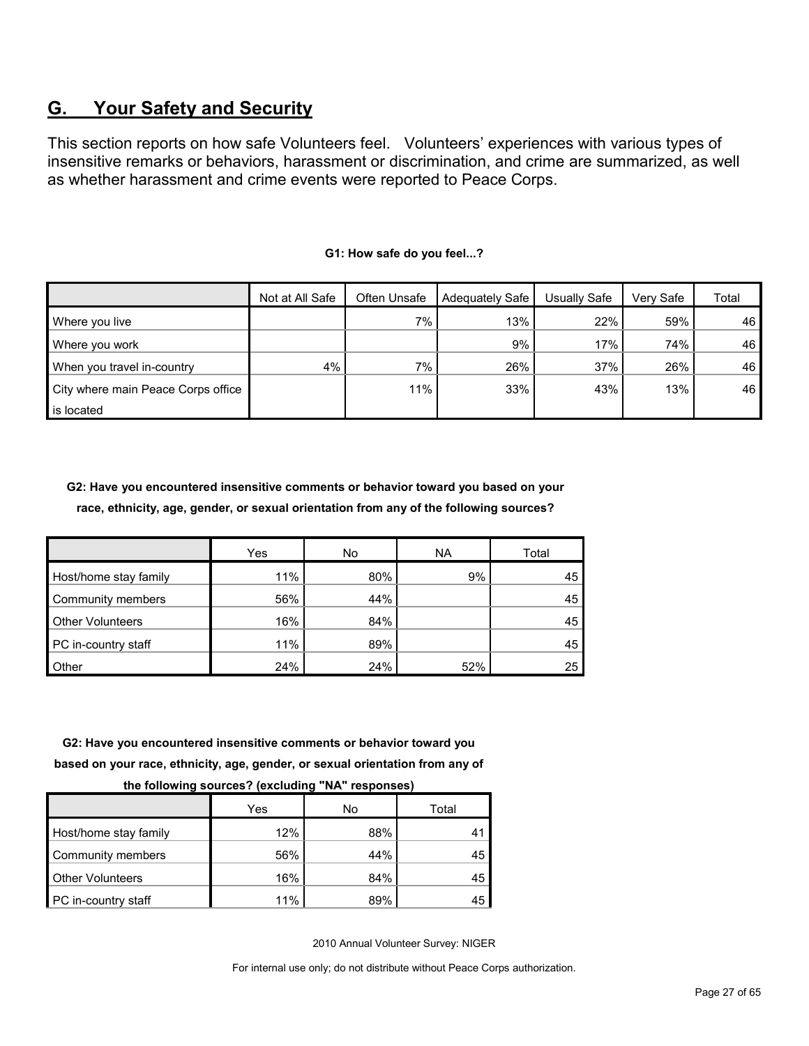## G. Your Safety and Security

This section reports on how safe Volunteers feel. Volunteers' experiences with various types of insensitive remarks or behaviors, harassment or discrimination, and crime are summarized, as well as whether harassment and crime events were reported to Peace Corps.

**G1: How safe do you feel...?**

| | Not at All Safe | Often Unsafe | Adequately Safe | Usually Safe | Very Safe | Total |
|---|---|---|---|---|---|---|
| Where you live | | 7% | 13% | 22% | 59% | 46 |
| Where you work | | | 9% | 17% | 74% | 46 |
| When you travel in-country | 4% | 7% | 26% | 37% | 26% | 46 |
| City where main Peace Corps office is located | | 11% | 33% | 43% | 13% | 46 |

**G2: Have you encountered insensitive comments or behavior toward you based on your race, ethnicity, age, gender, or sexual orientation from any of the following sources?**

| | Yes | No | NA | Total |
|---|---|---|---|---|
| Host/home stay family | 11% | 80% | 9% | 45 |
| Community members | 56% | 44% | | 45 |
| Other Volunteers | 16% | 84% | | 45 |
| PC in-country staff | 11% | 89% | | 45 |
| Other | 24% | 24% | 52% | 25 |

**G2: Have you encountered insensitive comments or behavior toward you based on your race, ethnicity, age, gender, or sexual orientation from any of the following sources? (excluding "NA" responses)**

| | Yes | No | Total |
|---|---|---|---|
| Host/home stay family | 12% | 88% | 41 |
| Community members | 56% | 44% | 45 |
| Other Volunteers | 16% | 84% | 45 |
| PC in-country staff | 11% | 89% | 45 |

2010 Annual Volunteer Survey: NIGER

For internal use only; do not distribute without Peace Corps authorization.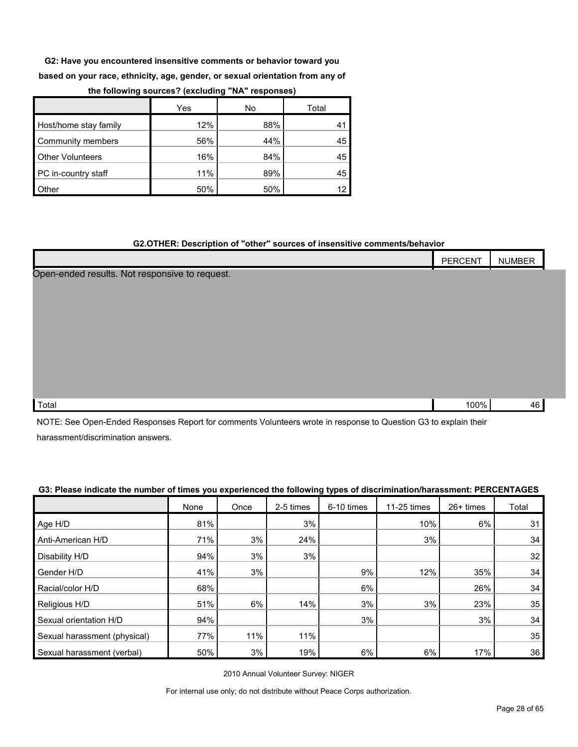**G2: Have you encountered insensitive comments or behavior toward you based on your race, ethnicity, age, gender, or sexual orientation from any of the following sources? (excluding "NA" responses)**

| | Yes | No | Total |
|---|---|---|---|
| Host/home stay family | 12% | 88% | 41 |
| Community members | 56% | 44% | 45 |
| Other Volunteers | 16% | 84% | 45 |
| PC in-country staff | 11% | 89% | 45 |
| Other | 50% | 50% | 12 |

**G2.OTHER: Description of "other" sources of insensitive comments/behavior**

| | PERCENT | NUMBER |
|---|---|---|
| Open-ended results. Not responsive to request. | | |
| Total | 100% | 46 |

NOTE: See Open-Ended Responses Report for comments Volunteers wrote in response to Question G3 to explain their harassment/discrimination answers.

**G3: Please indicate the number of times you experienced the following types of discrimination/harassment: PERCENTAGES**

| | None | Once | 2-5 times | 6-10 times | 11-25 times | 26+ times | Total |
|---|---|---|---|---|---|---|---|
| Age H/D | 81% | | 3% | | 10% | 6% | 31 |
| Anti-American H/D | 71% | 3% | 24% | | 3% | | 34 |
| Disability H/D | 94% | 3% | 3% | | | | 32 |
| Gender H/D | 41% | 3% | | 9% | 12% | 35% | 34 |
| Racial/color H/D | 68% | | | 6% | | 26% | 34 |
| Religious H/D | 51% | 6% | 14% | 3% | 3% | 23% | 35 |
| Sexual orientation H/D | 94% | | | 3% | | 3% | 34 |
| Sexual harassment (physical) | 77% | 11% | 11% | | | | 35 |
| Sexual harassment (verbal) | 50% | 3% | 19% | 6% | 6% | 17% | 36 |

2010 Annual Volunteer Survey: NIGER

For internal use only; do not distribute without Peace Corps authorization.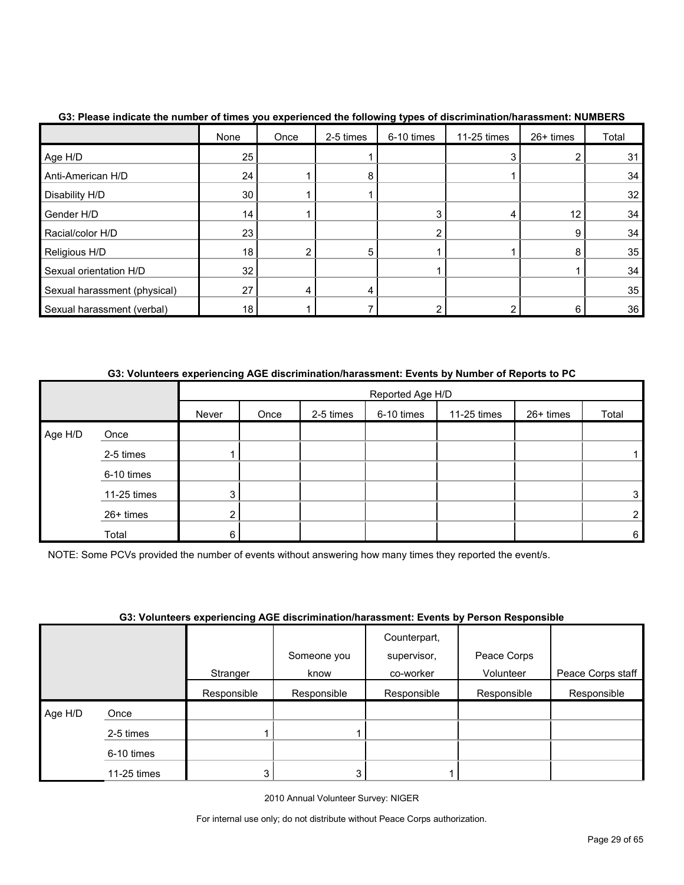**G3: Please indicate the number of times you experienced the following types of discrimination/harassment: NUMBERS**

| | None | Once | 2-5 times | 6-10 times | 11-25 times | 26+ times | Total |
|---|---|---|---|---|---|---|---|
| Age H/D | 25 | | 1 | | 3 | 2 | 31 |
| Anti-American H/D | 24 | 1 | 8 | | 1 | | 34 |
| Disability H/D | 30 | 1 | 1 | | | | 32 |
| Gender H/D | 14 | 1 | | 3 | 4 | 12 | 34 |
| Racial/color H/D | 23 | | | 2 | | 9 | 34 |
| Religious H/D | 18 | 2 | 5 | 1 | 1 | 8 | 35 |
| Sexual orientation H/D | 32 | | | 1 | | 1 | 34 |
| Sexual harassment (physical) | 27 | 4 | 4 | | | | 35 |
| Sexual harassment (verbal) | 18 | 1 | 7 | 2 | 2 | 6 | 36 |

**G3: Volunteers experiencing AGE discrimination/harassment: Events by Number of Reports to PC**

| | | Reported Age H/D | | | | | | |
|---|---|---|---|---|---|---|---|---|
| | | Never | Once | 2-5 times | 6-10 times | 11-25 times | 26+ times | Total |
| Age H/D | Once | | | | | | | |
| | 2-5 times | 1 | | | | | | 1 |
| | 6-10 times | | | | | | | |
| | 11-25 times | 3 | | | | | | 3 |
| | 26+ times | 2 | | | | | | 2 |
| | Total | 6 | | | | | | 6 |

NOTE: Some PCVs provided the number of events without answering how many times they reported the event/s.

**G3: Volunteers experiencing AGE discrimination/harassment: Events by Person Responsible**

| | | Stranger | Someone you know | Counterpart, supervisor, co-worker | Peace Corps Volunteer | Peace Corps staff |
|---|---|---|---|---|---|---|
| | | Responsible | Responsible | Responsible | Responsible | Responsible |
| Age H/D | Once | | | | | |
| | 2-5 times | 1 | 1 | | | |
| | 6-10 times | | | | | |
| | 11-25 times | 3 | 3 | 1 | | |

2010 Annual Volunteer Survey: NIGER

For internal use only; do not distribute without Peace Corps authorization.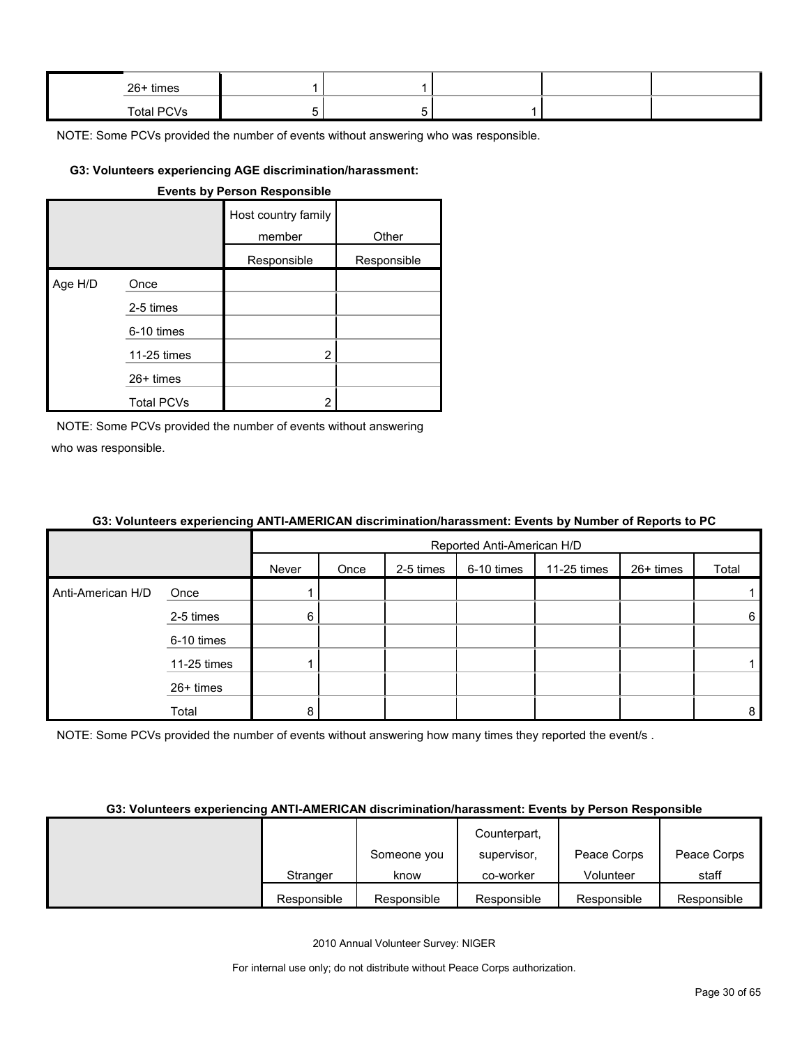| | | | | | | |
|---|---|---|---|---|---|---|
| | 26+ times | 1 | 1 | | | |
| | Total PCVs | 5 | 5 | 1 | | |

NOTE: Some PCVs provided the number of events without answering who was responsible.

#### G3: Volunteers experiencing AGE discrimination/harassment: Events by Person Responsible

| | | Host country family member | Other |
|---|---|---|---|
| | | Responsible | Responsible |
| Age H/D | Once | | |
| | 2-5 times | | |
| | 6-10 times | | |
| | 11-25 times | 2 | |
| | 26+ times | | |
| | Total PCVs | 2 | |

NOTE: Some PCVs provided the number of events without answering who was responsible.

#### G3: Volunteers experiencing ANTI-AMERICAN discrimination/harassment: Events by Number of Reports to PC

| | | Reported Anti-American H/D | | | | | | |
|---|---|---|---|---|---|---|---|---|
| | | Never | Once | 2-5 times | 6-10 times | 11-25 times | 26+ times | Total |
| Anti-American H/D | Once | 1 | | | | | | 1 |
| | 2-5 times | 6 | | | | | | 6 |
| | 6-10 times | | | | | | | |
| | 11-25 times | 1 | | | | | | 1 |
| | 26+ times | | | | | | | |
| | Total | 8 | | | | | | 8 |

NOTE: Some PCVs provided the number of events without answering how many times they reported the event/s .

#### G3: Volunteers experiencing ANTI-AMERICAN discrimination/harassment: Events by Person Responsible

| | Stranger | Someone you know | Counterpart, supervisor, co-worker | Peace Corps Volunteer | Peace Corps staff |
|---|---|---|---|---|---|
| | Responsible | Responsible | Responsible | Responsible | Responsible |

2010 Annual Volunteer Survey: NIGER

For internal use only; do not distribute without Peace Corps authorization.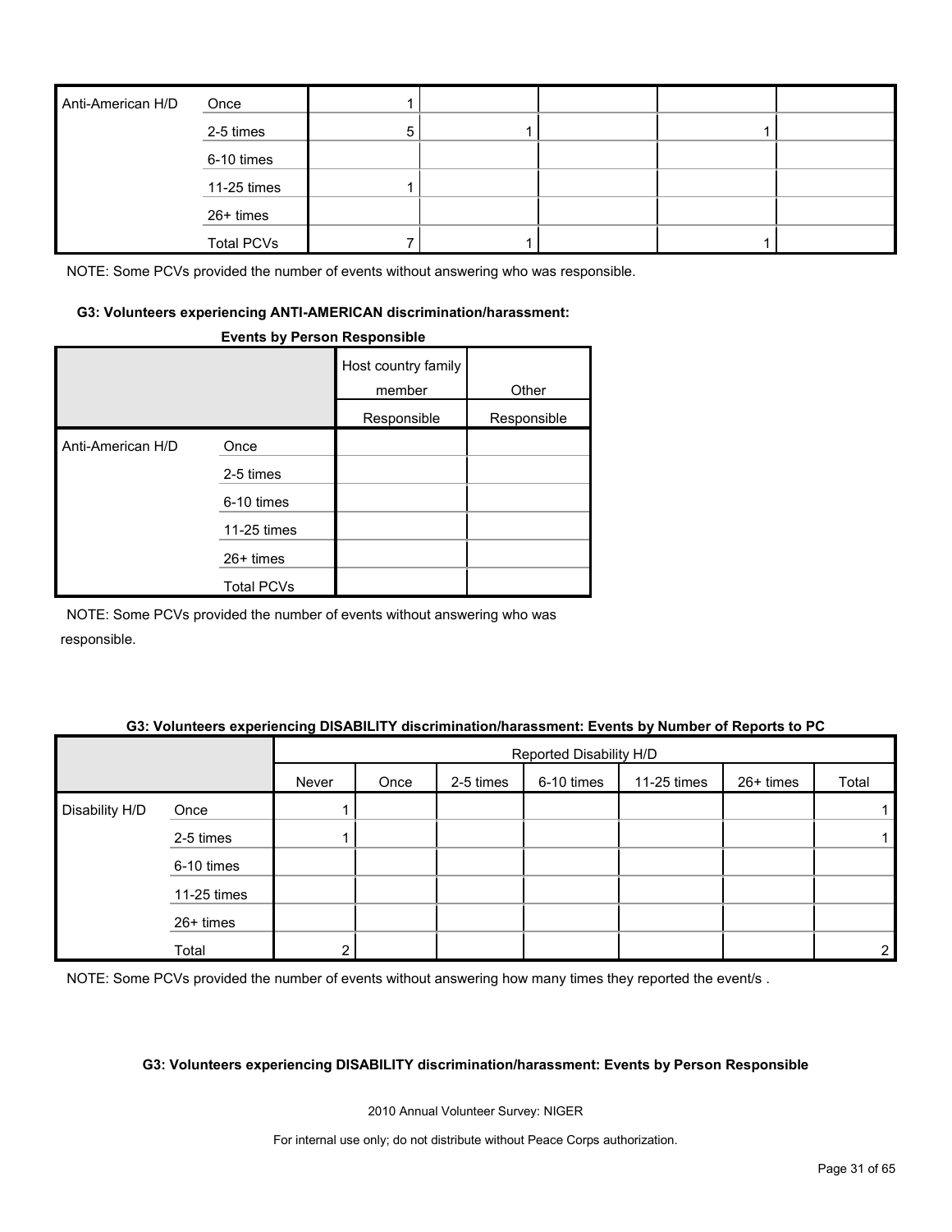| Anti-American H/D | Once | 1 | | | | |
|---|---|---|---|---|---|---|
| | 2-5 times | 5 | 1 | | 1 | |
| | 6-10 times | | | | | |
| | 11-25 times | 1 | | | | |
| | 26+ times | | | | | |
| | Total PCVs | 7 | 1 | | 1 | |

NOTE: Some PCVs provided the number of events without answering who was responsible.

**G3: Volunteers experiencing ANTI-AMERICAN discrimination/harassment: Events by Person Responsible**

| | | Host country family member | Other |
|---|---|---|---|
| | | Responsible | Responsible |
| Anti-American H/D | Once | | |
| | 2-5 times | | |
| | 6-10 times | | |
| | 11-25 times | | |
| | 26+ times | | |
| | Total PCVs | | |

NOTE: Some PCVs provided the number of events without answering who was responsible.

**G3: Volunteers experiencing DISABILITY discrimination/harassment: Events by Number of Reports to PC**

| | | Reported Disability H/D | | | | | | |
|---|---|---|---|---|---|---|---|---|
| | | Never | Once | 2-5 times | 6-10 times | 11-25 times | 26+ times | Total |
| Disability H/D | Once | 1 | | | | | | 1 |
| | 2-5 times | 1 | | | | | | 1 |
| | 6-10 times | | | | | | | |
| | 11-25 times | | | | | | | |
| | 26+ times | | | | | | | |
| | Total | 2 | | | | | | 2 |

NOTE: Some PCVs provided the number of events without answering how many times they reported the event/s .

**G3: Volunteers experiencing DISABILITY discrimination/harassment: Events by Person Responsible**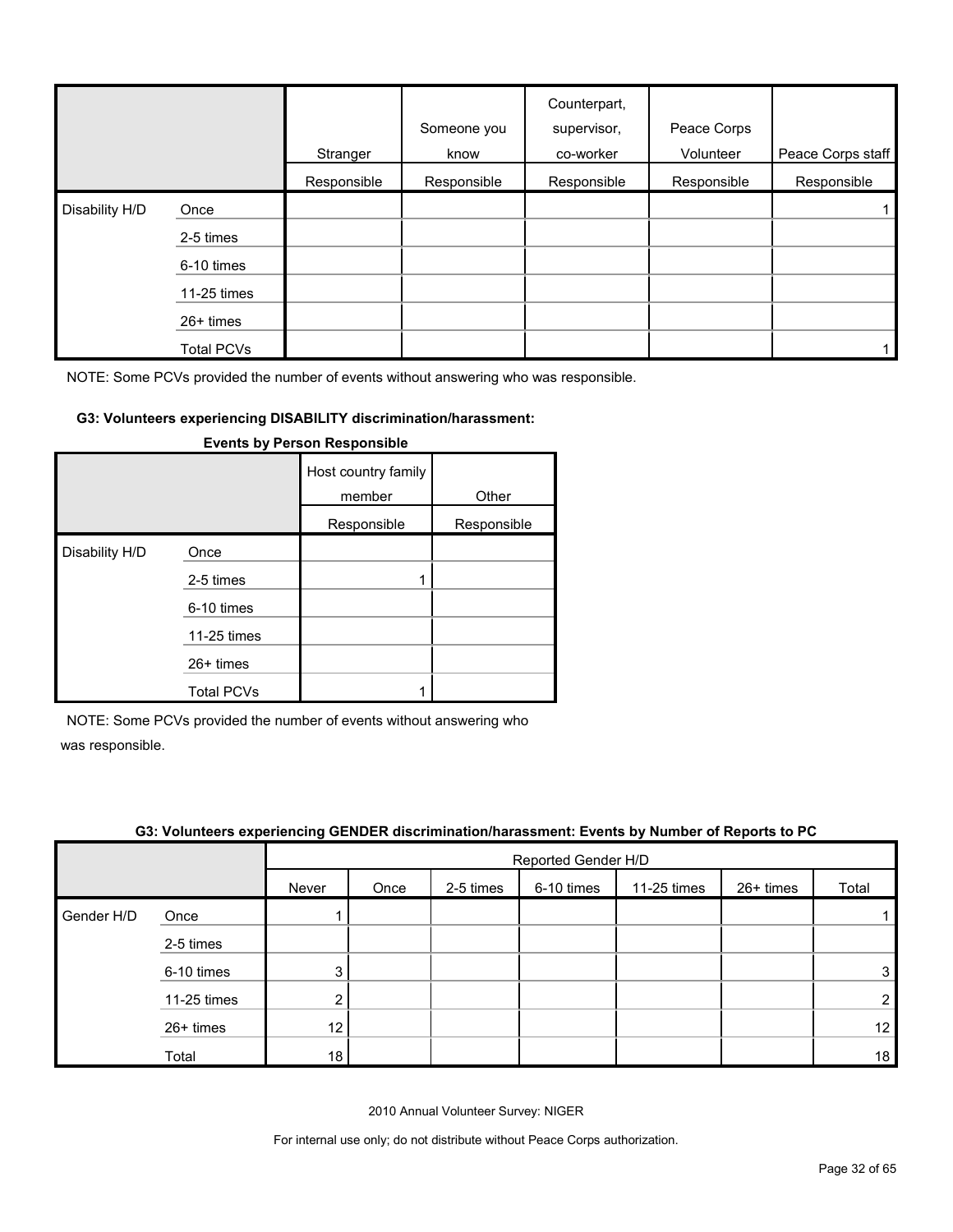| | | Stranger | Someone you know | Counterpart, supervisor, co-worker | Peace Corps Volunteer | Peace Corps staff |
|---|---|---|---|---|---|---|
| | | Responsible | Responsible | Responsible | Responsible | Responsible |
| Disability H/D | Once | | | | | 1 |
| | 2-5 times | | | | | |
| | 6-10 times | | | | | |
| | 11-25 times | | | | | |
| | 26+ times | | | | | |
| | Total PCVs | | | | | 1 |

NOTE: Some PCVs provided the number of events without answering who was responsible.

**G3: Volunteers experiencing DISABILITY discrimination/harassment: Events by Person Responsible**

| | | Host country family member | Other |
|---|---|---|---|
| | | Responsible | Responsible |
| Disability H/D | Once | | |
| | 2-5 times | 1 | |
| | 6-10 times | | |
| | 11-25 times | | |
| | 26+ times | | |
| | Total PCVs | 1 | |

NOTE: Some PCVs provided the number of events without answering who was responsible.

**G3: Volunteers experiencing GENDER discrimination/harassment: Events by Number of Reports to PC**

| | | Reported Gender H/D | | | | | | |
|---|---|---|---|---|---|---|---|---|
| | | Never | Once | 2-5 times | 6-10 times | 11-25 times | 26+ times | Total |
| Gender H/D | Once | 1 | | | | | | 1 |
| | 2-5 times | | | | | | | |
| | 6-10 times | 3 | | | | | | 3 |
| | 11-25 times | 2 | | | | | | 2 |
| | 26+ times | 12 | | | | | | 12 |
| | Total | 18 | | | | | | 18 |

2010 Annual Volunteer Survey: NIGER

For internal use only; do not distribute without Peace Corps authorization.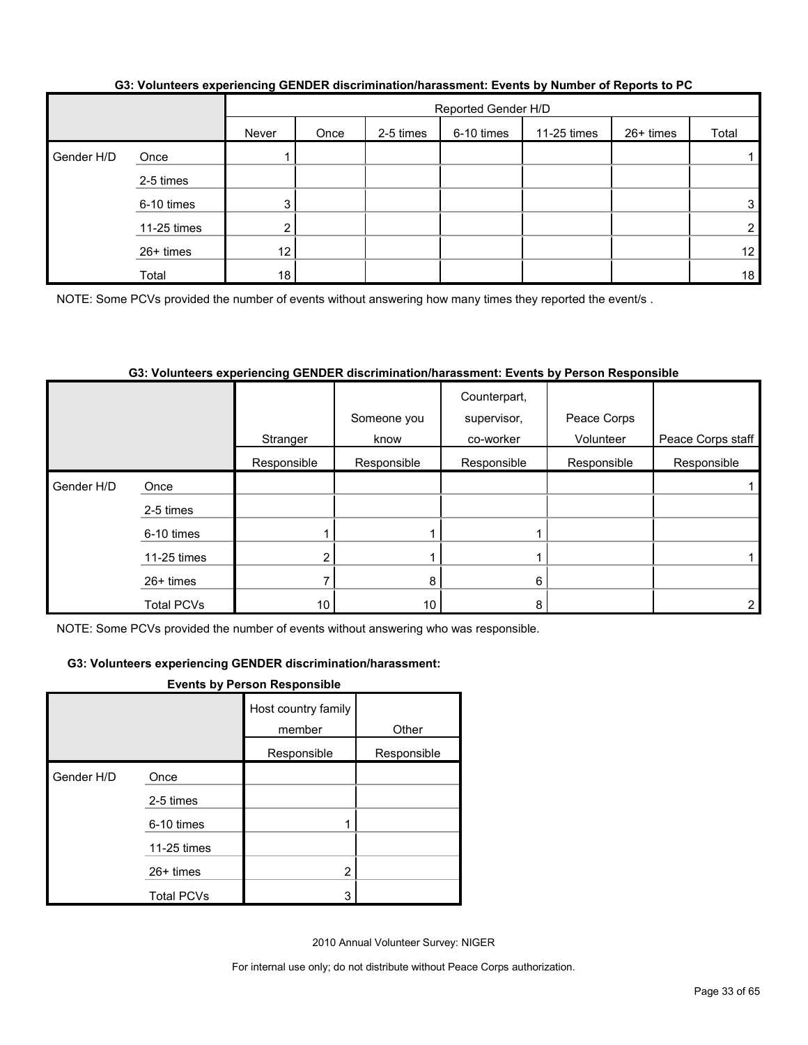**G3: Volunteers experiencing GENDER discrimination/harassment: Events by Number of Reports to PC**

| | | Reported Gender H/D | | | | | | |
|---|---|---|---|---|---|---|---|---|
| | | Never | Once | 2-5 times | 6-10 times | 11-25 times | 26+ times | Total |
| Gender H/D | Once | 1 | | | | | | 1 |
| | 2-5 times | | | | | | | |
| | 6-10 times | 3 | | | | | | 3 |
| | 11-25 times | 2 | | | | | | 2 |
| | 26+ times | 12 | | | | | | 12 |
| | Total | 18 | | | | | | 18 |

NOTE: Some PCVs provided the number of events without answering how many times they reported the event/s .

**G3: Volunteers experiencing GENDER discrimination/harassment: Events by Person Responsible**

| | | Stranger | Someone you know | Counterpart, supervisor, co-worker | Peace Corps Volunteer | Peace Corps staff |
|---|---|---|---|---|---|---|
| | | Responsible | Responsible | Responsible | Responsible | Responsible |
| Gender H/D | Once | | | | | 1 |
| | 2-5 times | | | | | |
| | 6-10 times | 1 | 1 | 1 | | |
| | 11-25 times | 2 | 1 | 1 | | 1 |
| | 26+ times | 7 | 8 | 6 | | |
| | Total PCVs | 10 | 10 | 8 | | 2 |

NOTE: Some PCVs provided the number of events without answering who was responsible.

**G3: Volunteers experiencing GENDER discrimination/harassment: Events by Person Responsible**

| | | Host country family member | Other |
|---|---|---|---|
| | | Responsible | Responsible |
| Gender H/D | Once | | |
| | 2-5 times | | |
| | 6-10 times | 1 | |
| | 11-25 times | | |
| | 26+ times | 2 | |
| | Total PCVs | 3 | |

2010 Annual Volunteer Survey: NIGER

For internal use only; do not distribute without Peace Corps authorization.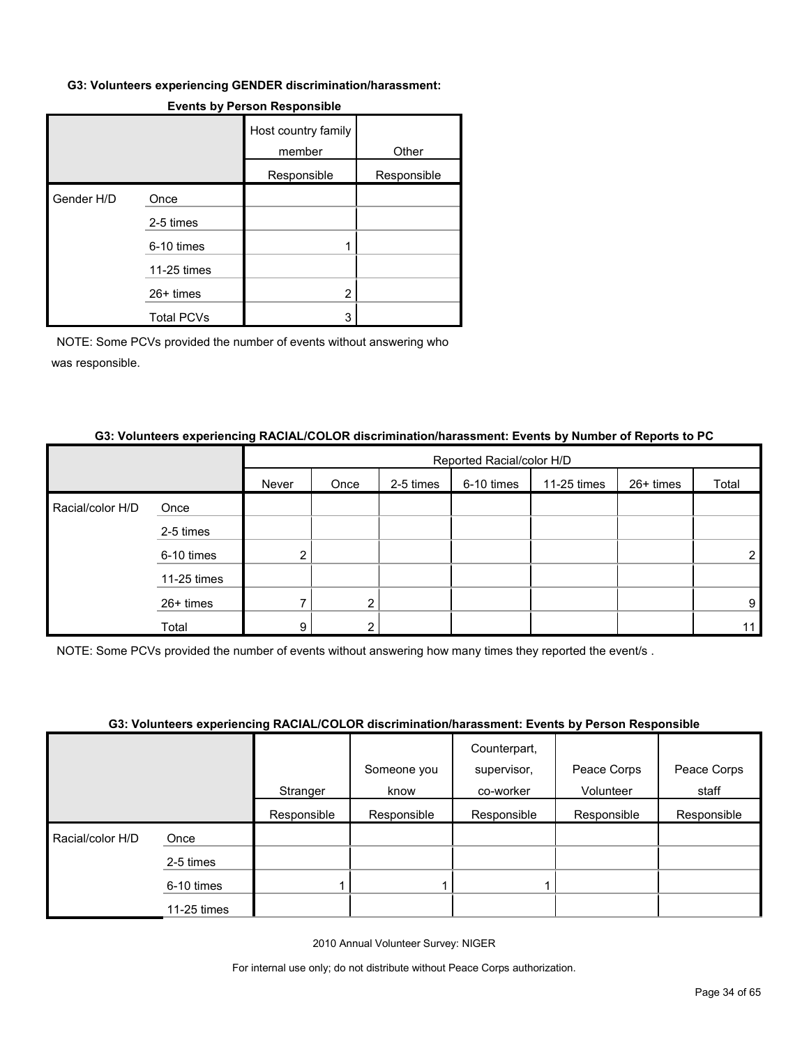**G3: Volunteers experiencing GENDER discrimination/harassment: Events by Person Responsible**

| | | Host country family member | Other |
|---|---|---|---|
| | | Responsible | Responsible |
| Gender H/D | Once | | |
| | 2-5 times | | |
| | 6-10 times | 1 | |
| | 11-25 times | | |
| | 26+ times | 2 | |
| | Total PCVs | 3 | |

NOTE: Some PCVs provided the number of events without answering who was responsible.

**G3: Volunteers experiencing RACIAL/COLOR discrimination/harassment: Events by Number of Reports to PC**

| | | Reported Racial/color H/D | | | | | | |
|---|---|---|---|---|---|---|---|---|
| | | Never | Once | 2-5 times | 6-10 times | 11-25 times | 26+ times | Total |
| Racial/color H/D | Once | | | | | | | |
| | 2-5 times | | | | | | | |
| | 6-10 times | 2 | | | | | | 2 |
| | 11-25 times | | | | | | | |
| | 26+ times | 7 | 2 | | | | | 9 |
| | Total | 9 | 2 | | | | | 11 |

NOTE: Some PCVs provided the number of events without answering how many times they reported the event/s .

**G3: Volunteers experiencing RACIAL/COLOR discrimination/harassment: Events by Person Responsible**

| | | Stranger | Someone you know | Counterpart, supervisor, co-worker | Peace Corps Volunteer | Peace Corps staff |
|---|---|---|---|---|---|---|
| | | Responsible | Responsible | Responsible | Responsible | Responsible |
| Racial/color H/D | Once | | | | | |
| | 2-5 times | | | | | |
| | 6-10 times | 1 | 1 | 1 | | |
| | 11-25 times | | | | | |

2010 Annual Volunteer Survey: NIGER

For internal use only; do not distribute without Peace Corps authorization.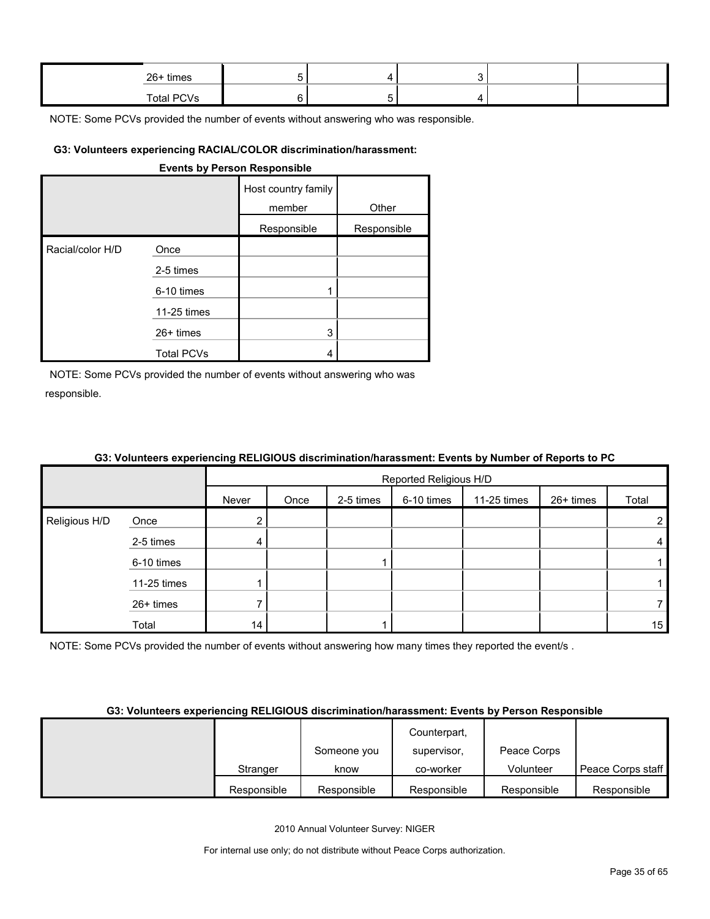| | | | | | | |
|---|---|---|---|---|---|---|
| | 26+ times | 5 | 4 | 3 | | |
| | Total PCVs | 6 | 5 | 4 | | |

NOTE: Some PCVs provided the number of events without answering who was responsible.

#### G3: Volunteers experiencing RACIAL/COLOR discrimination/harassment: Events by Person Responsible

| | | Host country family member | Other |
|---|---|---|---|
| | | Responsible | Responsible |
| Racial/color H/D | Once | | |
| | 2-5 times | | |
| | 6-10 times | 1 | |
| | 11-25 times | | |
| | 26+ times | 3 | |
| | Total PCVs | 4 | |

NOTE: Some PCVs provided the number of events without answering who was responsible.

#### G3: Volunteers experiencing RELIGIOUS discrimination/harassment: Events by Number of Reports to PC

| | | Reported Religious H/D | | | | | | |
|---|---|---|---|---|---|---|---|---|
| | | Never | Once | 2-5 times | 6-10 times | 11-25 times | 26+ times | Total |
| Religious H/D | Once | 2 | | | | | | 2 |
| | 2-5 times | 4 | | | | | | 4 |
| | 6-10 times | | | 1 | | | | 1 |
| | 11-25 times | 1 | | | | | | 1 |
| | 26+ times | 7 | | | | | | 7 |
| | Total | 14 | | 1 | | | | 15 |

NOTE: Some PCVs provided the number of events without answering how many times they reported the event/s .

#### G3: Volunteers experiencing RELIGIOUS discrimination/harassment: Events by Person Responsible

| | Stranger | Someone you know | Counterpart, supervisor, co-worker | Peace Corps Volunteer | Peace Corps staff |
|---|---|---|---|---|---|
| | Responsible | Responsible | Responsible | Responsible | Responsible |

2010 Annual Volunteer Survey: NIGER

For internal use only; do not distribute without Peace Corps authorization.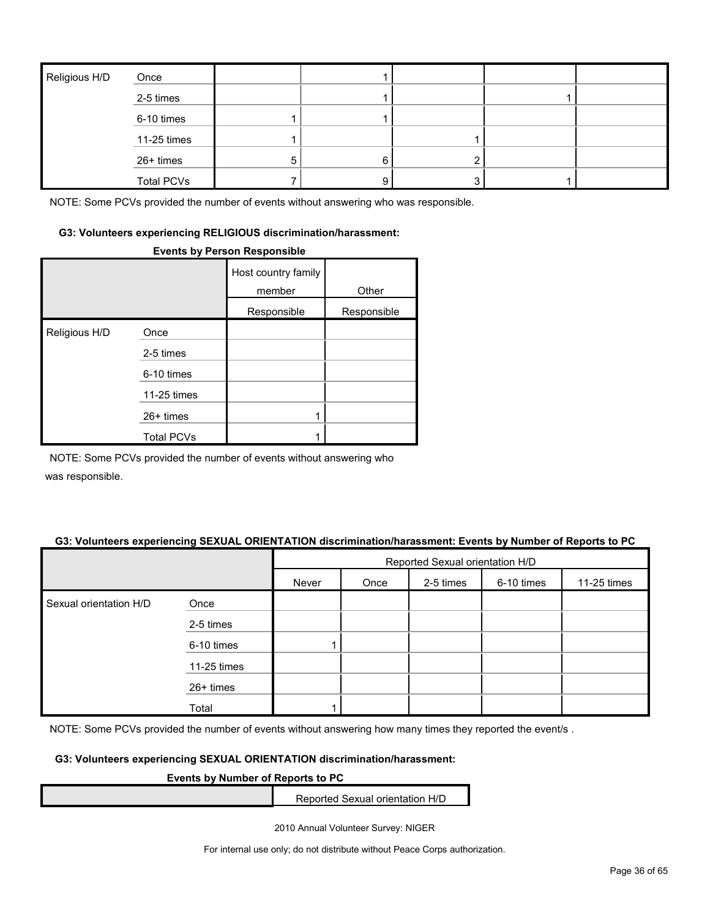| Religious H/D | Once | | 1 | | | |
|---|---|---|---|---|---|---|
| | 2-5 times | | 1 | | 1 | |
| | 6-10 times | 1 | 1 | | | |
| | 11-25 times | 1 | | 1 | | |
| | 26+ times | 5 | 6 | 2 | | |
| | Total PCVs | 7 | 9 | 3 | 1 | |

NOTE: Some PCVs provided the number of events without answering who was responsible.

#### G3: Volunteers experiencing RELIGIOUS discrimination/harassment:

**Events by Person Responsible**

| | | Host country family member | Other |
|---|---|---|---|
| | | Responsible | Responsible |
| Religious H/D | Once | | |
| | 2-5 times | | |
| | 6-10 times | | |
| | 11-25 times | | |
| | 26+ times | 1 | |
| | Total PCVs | 1 | |

NOTE: Some PCVs provided the number of events without answering who was responsible.

#### G3: Volunteers experiencing SEXUAL ORIENTATION discrimination/harassment: Events by Number of Reports to PC

| | | Reported Sexual orientation H/D | | | | |
|---|---|---|---|---|---|---|
| | | Never | Once | 2-5 times | 6-10 times | 11-25 times |
| Sexual orientation H/D | Once | | | | | |
| | 2-5 times | | | | | |
| | 6-10 times | 1 | | | | |
| | 11-25 times | | | | | |
| | 26+ times | | | | | |
| | Total | 1 | | | | |

NOTE: Some PCVs provided the number of events without answering how many times they reported the event/s .

#### G3: Volunteers experiencing SEXUAL ORIENTATION discrimination/harassment:

**Events by Number of Reports to PC**

| | Reported Sexual orientation H/D |
|---|---|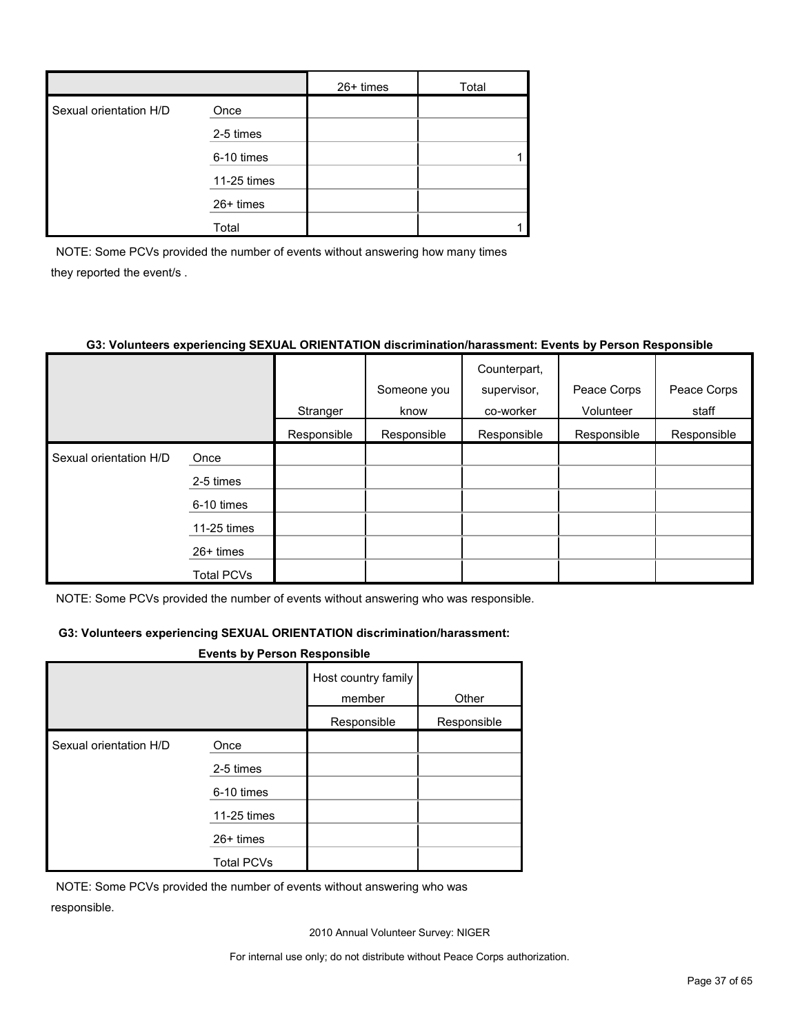| | | 26+ times | Total |
|---|---|---|---|
| Sexual orientation H/D | Once | | |
| | 2-5 times | | |
| | 6-10 times | | 1 |
| | 11-25 times | | |
| | 26+ times | | |
| | Total | | 1 |

NOTE: Some PCVs provided the number of events without answering how many times they reported the event/s .

**G3: Volunteers experiencing SEXUAL ORIENTATION discrimination/harassment: Events by Person Responsible**

| | | Stranger | Someone you know | Counterpart, supervisor, co-worker | Peace Corps Volunteer | Peace Corps staff |
|---|---|---|---|---|---|---|
| | | Responsible | Responsible | Responsible | Responsible | Responsible |
| Sexual orientation H/D | Once | | | | | |
| | 2-5 times | | | | | |
| | 6-10 times | | | | | |
| | 11-25 times | | | | | |
| | 26+ times | | | | | |
| | Total PCVs | | | | | |

NOTE: Some PCVs provided the number of events without answering who was responsible.

**G3: Volunteers experiencing SEXUAL ORIENTATION discrimination/harassment: Events by Person Responsible**

| | | Host country family member | Other |
|---|---|---|---|
| | | Responsible | Responsible |
| Sexual orientation H/D | Once | | |
| | 2-5 times | | |
| | 6-10 times | | |
| | 11-25 times | | |
| | 26+ times | | |
| | Total PCVs | | |

NOTE: Some PCVs provided the number of events without answering who was responsible.

2010 Annual Volunteer Survey: NIGER

For internal use only; do not distribute without Peace Corps authorization.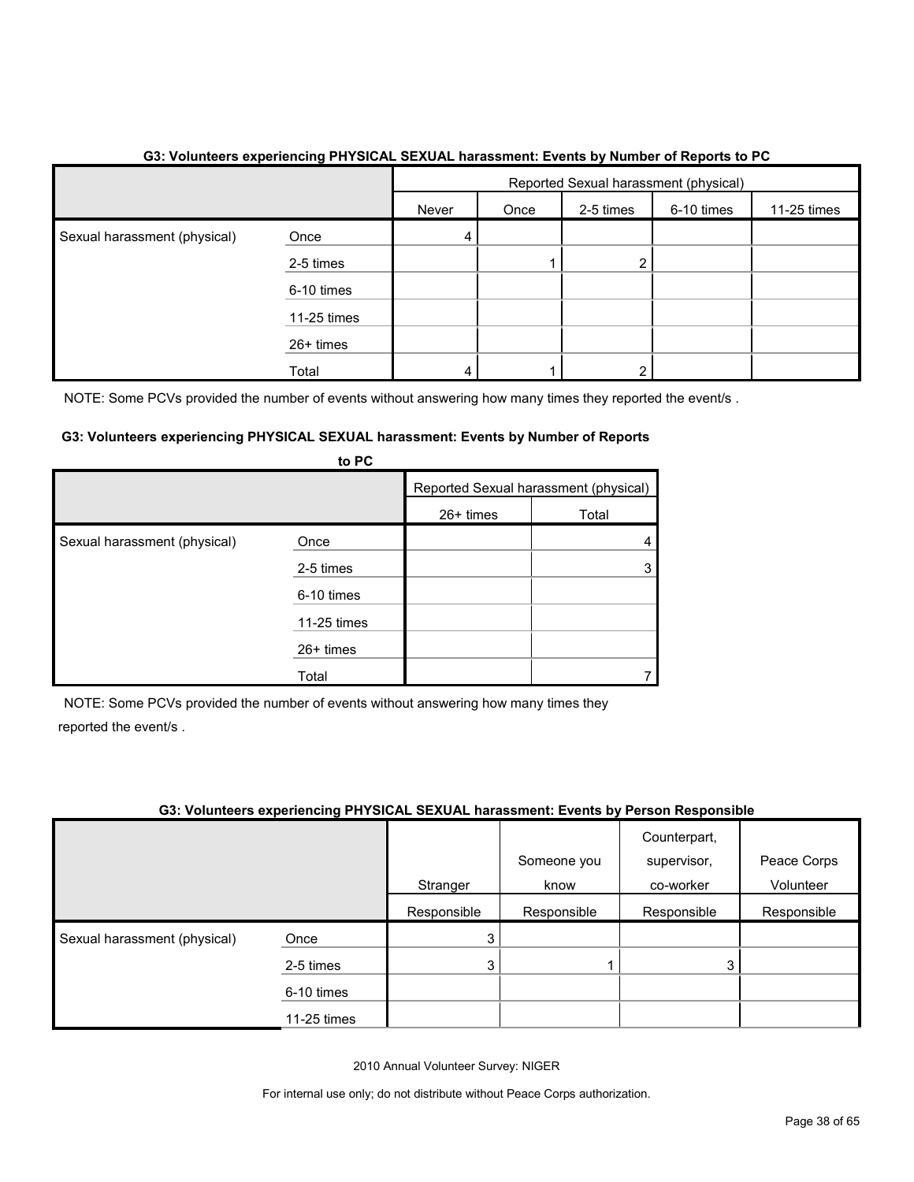**G3: Volunteers experiencing PHYSICAL SEXUAL harassment: Events by Number of Reports to PC**

| | | Reported Sexual harassment (physical) | | | | |
|---|---|---|---|---|---|---|
| | | Never | Once | 2-5 times | 6-10 times | 11-25 times |
| Sexual harassment (physical) | Once | 4 | | | | |
| | 2-5 times | | 1 | 2 | | |
| | 6-10 times | | | | | |
| | 11-25 times | | | | | |
| | 26+ times | | | | | |
| | Total | 4 | 1 | 2 | | |

NOTE: Some PCVs provided the number of events without answering how many times they reported the event/s .

**G3: Volunteers experiencing PHYSICAL SEXUAL harassment: Events by Number of Reports to PC**

| | | Reported Sexual harassment (physical) | |
|---|---|---|---|
| | | 26+ times | Total |
| Sexual harassment (physical) | Once | | 4 |
| | 2-5 times | | 3 |
| | 6-10 times | | |
| | 11-25 times | | |
| | 26+ times | | |
| | Total | | 7 |

NOTE: Some PCVs provided the number of events without answering how many times they reported the event/s .

**G3: Volunteers experiencing PHYSICAL SEXUAL harassment: Events by Person Responsible**

| | | Stranger | Someone you know | Counterpart, supervisor, co-worker | Peace Corps Volunteer |
|---|---|---|---|---|---|
| | | Responsible | Responsible | Responsible | Responsible |
| Sexual harassment (physical) | Once | 3 | | | |
| | 2-5 times | 3 | 1 | 3 | |
| | 6-10 times | | | | |
| | 11-25 times | | | | |

2010 Annual Volunteer Survey: NIGER

For internal use only; do not distribute without Peace Corps authorization.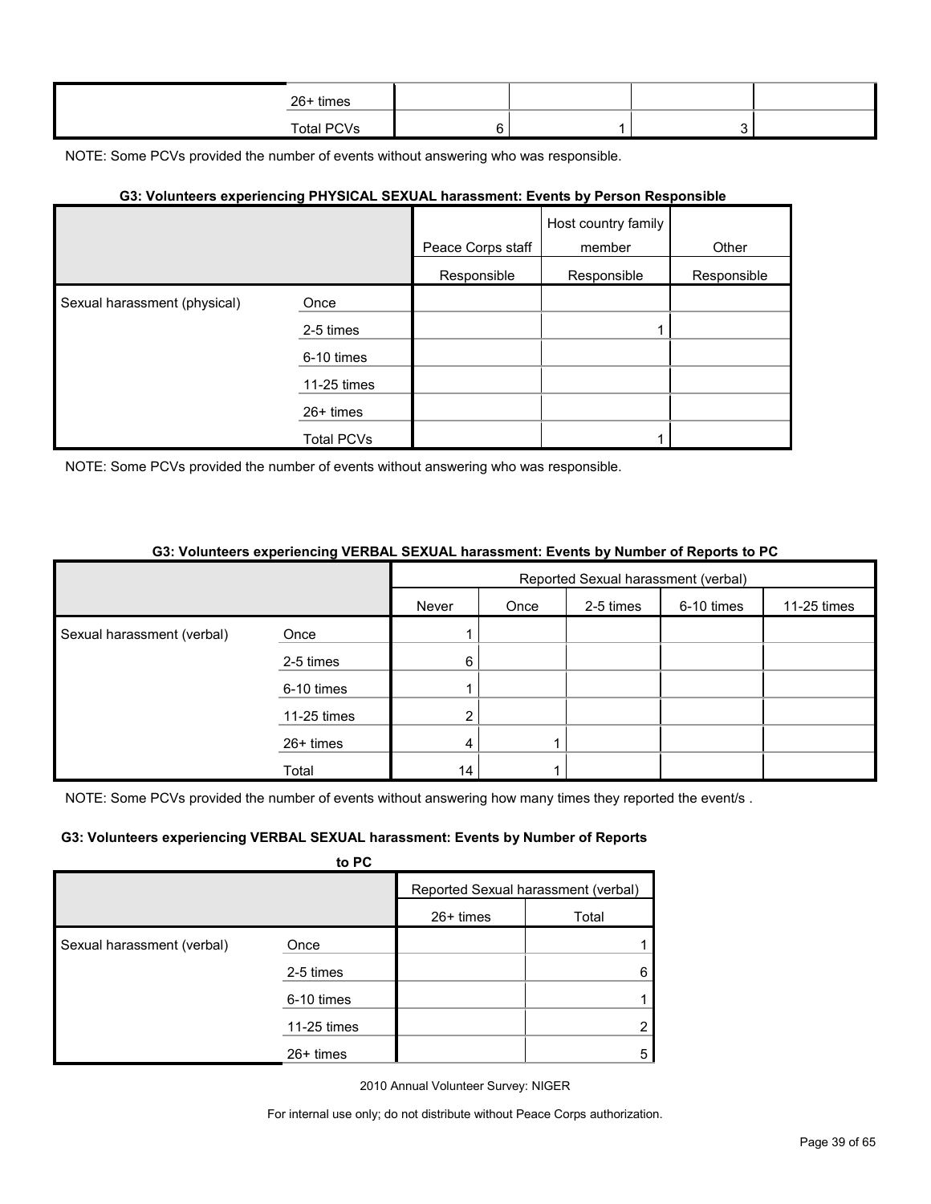| | | | | | |
|---|---|---|---|---|---|
| | 26+ times | | | | |
| | Total PCVs | 6 | 1 | 3 | |

NOTE: Some PCVs provided the number of events without answering who was responsible.

**G3: Volunteers experiencing PHYSICAL SEXUAL harassment: Events by Person Responsible**

| | | Peace Corps staff | Host country family member | Other |
|---|---|---|---|---|
| | | Responsible | Responsible | Responsible |
| Sexual harassment (physical) | Once | | | |
| | 2-5 times | | 1 | |
| | 6-10 times | | | |
| | 11-25 times | | | |
| | 26+ times | | | |
| | Total PCVs | | 1 | |

NOTE: Some PCVs provided the number of events without answering who was responsible.

**G3: Volunteers experiencing VERBAL SEXUAL harassment: Events by Number of Reports to PC**

| | | Reported Sexual harassment (verbal) | | | | |
|---|---|---|---|---|---|---|
| | | Never | Once | 2-5 times | 6-10 times | 11-25 times |
| Sexual harassment (verbal) | Once | 1 | | | | |
| | 2-5 times | 6 | | | | |
| | 6-10 times | 1 | | | | |
| | 11-25 times | 2 | | | | |
| | 26+ times | 4 | 1 | | | |
| | Total | 14 | 1 | | | |

NOTE: Some PCVs provided the number of events without answering how many times they reported the event/s .

**G3: Volunteers experiencing VERBAL SEXUAL harassment: Events by Number of Reports to PC**

| | | Reported Sexual harassment (verbal) | |
|---|---|---|---|
| | | 26+ times | Total |
| Sexual harassment (verbal) | Once | | 1 |
| | 2-5 times | | 6 |
| | 6-10 times | | 1 |
| | 11-25 times | | 2 |
| | 26+ times | | 5 |

2010 Annual Volunteer Survey: NIGER

For internal use only; do not distribute without Peace Corps authorization.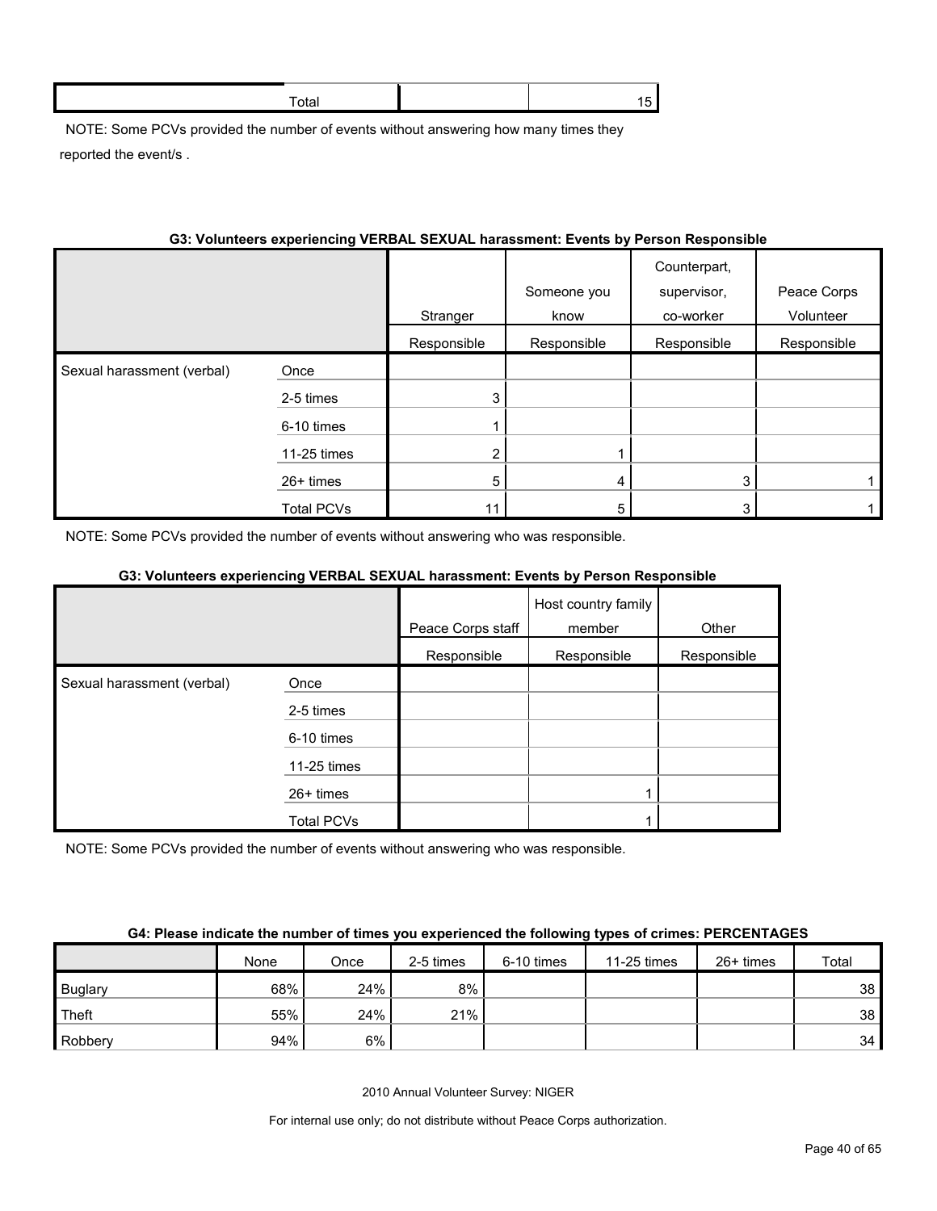| | Total | | 15 |
|---|---|---|---|

NOTE: Some PCVs provided the number of events without answering how many times they reported the event/s .

**G3: Volunteers experiencing VERBAL SEXUAL harassment: Events by Person Responsible**

| | | Stranger | Someone you know | Counterpart, supervisor, co-worker | Peace Corps Volunteer |
|---|---|---|---|---|---|
| | | Responsible | Responsible | Responsible | Responsible |
| Sexual harassment (verbal) | Once | | | | |
| | 2-5 times | 3 | | | |
| | 6-10 times | 1 | | | |
| | 11-25 times | 2 | 1 | | |
| | 26+ times | 5 | 4 | 3 | 1 |
| | Total PCVs | 11 | 5 | 3 | 1 |

NOTE: Some PCVs provided the number of events without answering who was responsible.

**G3: Volunteers experiencing VERBAL SEXUAL harassment: Events by Person Responsible**

| | | Peace Corps staff | Host country family member | Other |
|---|---|---|---|---|
| | | Responsible | Responsible | Responsible |
| Sexual harassment (verbal) | Once | | | |
| | 2-5 times | | | |
| | 6-10 times | | | |
| | 11-25 times | | | |
| | 26+ times | | 1 | |
| | Total PCVs | | 1 | |

NOTE: Some PCVs provided the number of events without answering who was responsible.

**G4: Please indicate the number of times you experienced the following types of crimes: PERCENTAGES**

| | None | Once | 2-5 times | 6-10 times | 11-25 times | 26+ times | Total |
|---|---|---|---|---|---|---|---|
| Buglary | 68% | 24% | 8% | | | | 38 |
| Theft | 55% | 24% | 21% | | | | 38 |
| Robbery | 94% | 6% | | | | | 34 |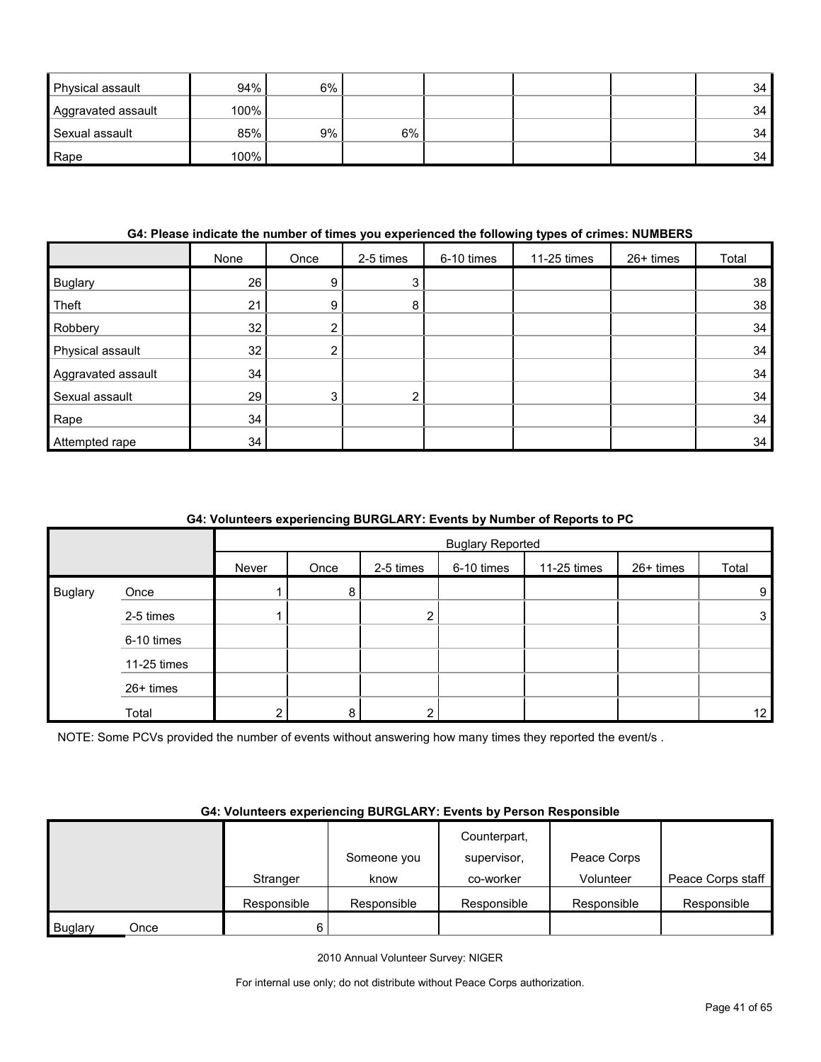| Physical assault | 94% | 6% | | | | | 34 |
|---|---|---|---|---|---|---|---|
| Aggravated assault | 100% | | | | | | 34 |
| Sexual assault | 85% | 9% | 6% | | | | 34 |
| Rape | 100% | | | | | | 34 |

**G4: Please indicate the number of times you experienced the following types of crimes: NUMBERS**

| | None | Once | 2-5 times | 6-10 times | 11-25 times | 26+ times | Total |
|---|---|---|---|---|---|---|---|
| Buglary | 26 | 9 | 3 | | | | 38 |
| Theft | 21 | 9 | 8 | | | | 38 |
| Robbery | 32 | 2 | | | | | 34 |
| Physical assault | 32 | 2 | | | | | 34 |
| Aggravated assault | 34 | | | | | | 34 |
| Sexual assault | 29 | 3 | 2 | | | | 34 |
| Rape | 34 | | | | | | 34 |
| Attempted rape | 34 | | | | | | 34 |

**G4: Volunteers experiencing BURGLARY: Events by Number of Reports to PC**

| | | Buglary Reported | | | | | | |
|---|---|---|---|---|---|---|---|---|
| | | Never | Once | 2-5 times | 6-10 times | 11-25 times | 26+ times | Total |
| Buglary | Once | 1 | 8 | | | | | 9 |
| | 2-5 times | 1 | | 2 | | | | 3 |
| | 6-10 times | | | | | | | |
| | 11-25 times | | | | | | | |
| | 26+ times | | | | | | | |
| | Total | 2 | 8 | 2 | | | | 12 |

NOTE: Some PCVs provided the number of events without answering how many times they reported the event/s .

**G4: Volunteers experiencing BURGLARY: Events by Person Responsible**

| | | Stranger | Someone you know | Counterpart, supervisor, co-worker | Peace Corps Volunteer | Peace Corps staff |
|---|---|---|---|---|---|---|
| | | Responsible | Responsible | Responsible | Responsible | Responsible |
| Buglary | Once | 6 | | | | |

2010 Annual Volunteer Survey: NIGER

For internal use only; do not distribute without Peace Corps authorization.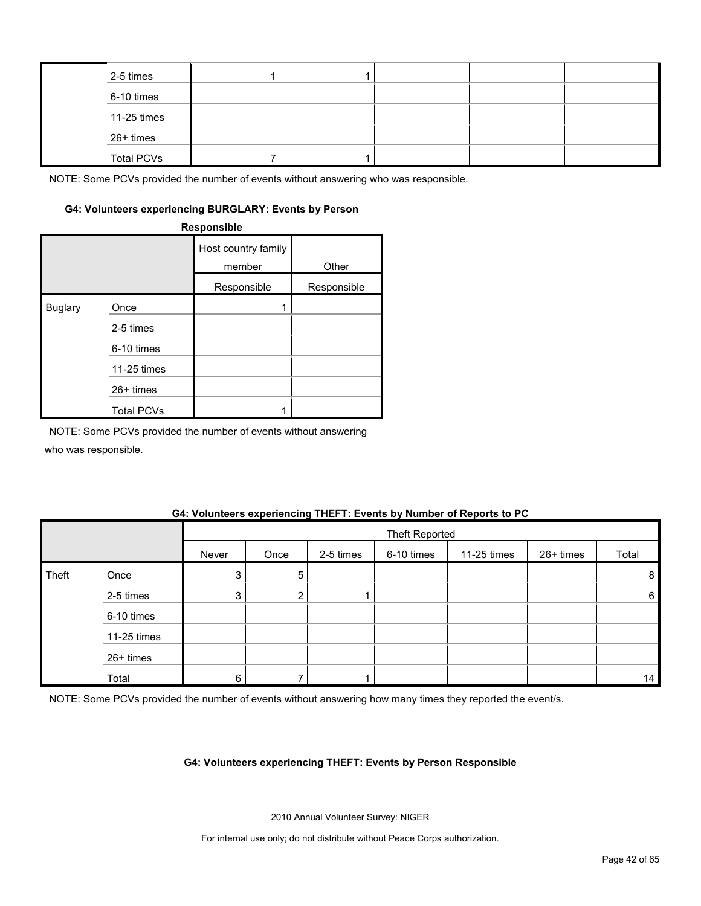| | | | | | | |
|---|---|---|---|---|---|---|
| | 2-5 times | 1 | 1 | | | |
| | 6-10 times | | | | | |
| | 11-25 times | | | | | |
| | 26+ times | | | | | |
| | Total PCVs | 7 | 1 | | | |

NOTE: Some PCVs provided the number of events without answering who was responsible.

#### G4: Volunteers experiencing BURGLARY: Events by Person Responsible

| | | Host country family member | Other |
|---|---|---|---|
| | | Responsible | Responsible |
| Buglary | Once | 1 | |
| | 2-5 times | | |
| | 6-10 times | | |
| | 11-25 times | | |
| | 26+ times | | |
| | Total PCVs | 1 | |

NOTE: Some PCVs provided the number of events without answering who was responsible.

#### G4: Volunteers experiencing THEFT: Events by Number of Reports to PC

| | | Theft Reported | | | | | | |
|---|---|---|---|---|---|---|---|---|
| | | Never | Once | 2-5 times | 6-10 times | 11-25 times | 26+ times | Total |
| Theft | Once | 3 | 5 | | | | | 8 |
| | 2-5 times | 3 | 2 | 1 | | | | 6 |
| | 6-10 times | | | | | | | |
| | 11-25 times | | | | | | | |
| | 26+ times | | | | | | | |
| | Total | 6 | 7 | 1 | | | | 14 |

NOTE: Some PCVs provided the number of events without answering how many times they reported the event/s.

#### G4: Volunteers experiencing THEFT: Events by Person Responsible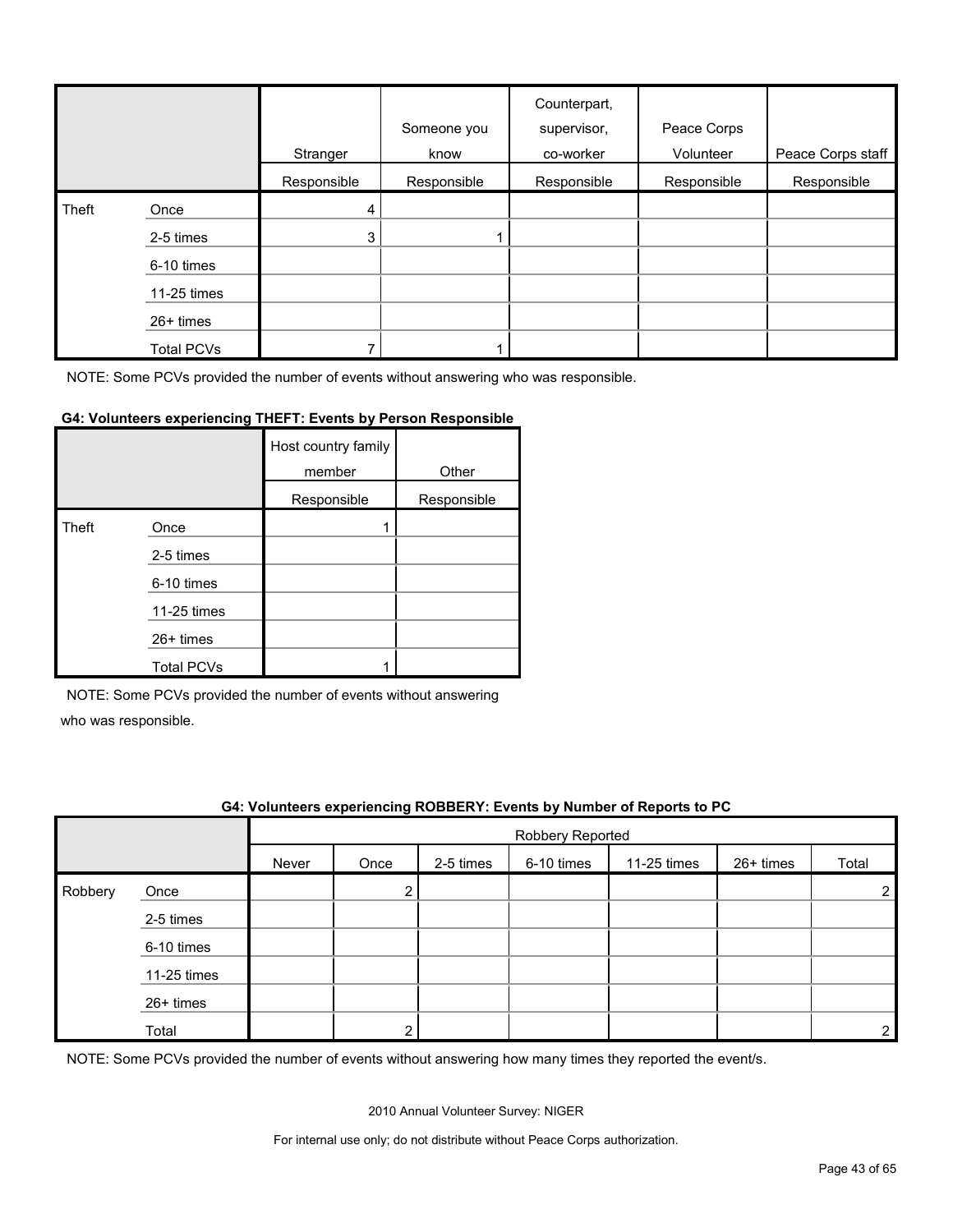| | | Stranger | Someone you know | Counterpart, supervisor, co-worker | Peace Corps Volunteer | Peace Corps staff |
|---|---|---|---|---|---|---|
| | | Responsible | Responsible | Responsible | Responsible | Responsible |
| Theft | Once | 4 | | | | |
| | 2-5 times | 3 | 1 | | | |
| | 6-10 times | | | | | |
| | 11-25 times | | | | | |
| | 26+ times | | | | | |
| | Total PCVs | 7 | 1 | | | |

NOTE: Some PCVs provided the number of events without answering who was responsible.

**G4: Volunteers experiencing THEFT: Events by Person Responsible**

| | | Host country family member | Other |
|---|---|---|---|
| | | Responsible | Responsible |
| Theft | Once | 1 | |
| | 2-5 times | | |
| | 6-10 times | | |
| | 11-25 times | | |
| | 26+ times | | |
| | Total PCVs | 1 | |

NOTE: Some PCVs provided the number of events without answering who was responsible.

**G4: Volunteers experiencing ROBBERY: Events by Number of Reports to PC**

| | | Robbery Reported | | | | | | |
|---|---|---|---|---|---|---|---|---|
| | | Never | Once | 2-5 times | 6-10 times | 11-25 times | 26+ times | Total |
| Robbery | Once | | 2 | | | | | 2 |
| | 2-5 times | | | | | | | |
| | 6-10 times | | | | | | | |
| | 11-25 times | | | | | | | |
| | 26+ times | | | | | | | |
| | Total | | 2 | | | | | 2 |

NOTE: Some PCVs provided the number of events without answering how many times they reported the event/s.

2010 Annual Volunteer Survey: NIGER

For internal use only; do not distribute without Peace Corps authorization.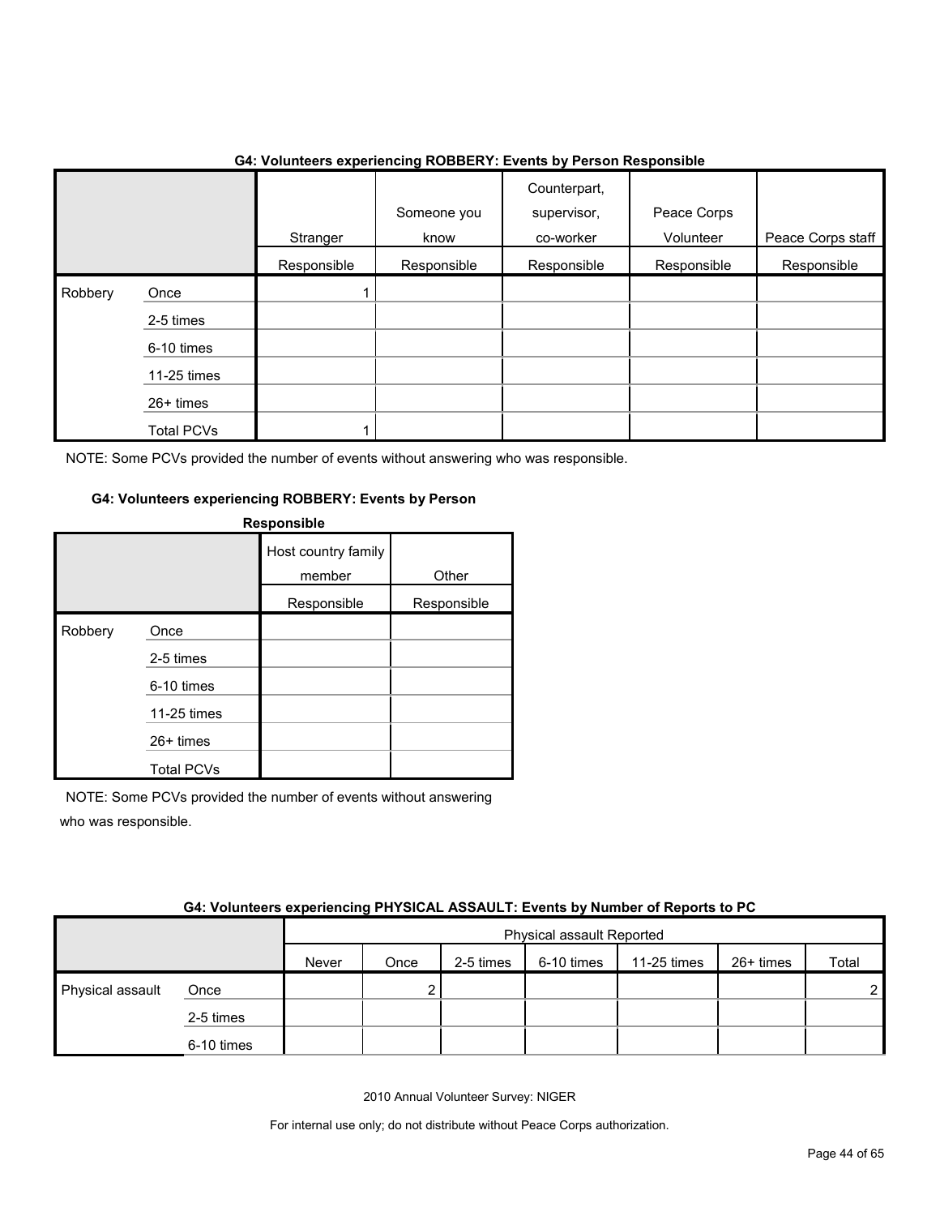### G4: Volunteers experiencing ROBBERY: Events by Person Responsible

| | | Stranger | Someone you know | Counterpart, supervisor, co-worker | Peace Corps Volunteer | Peace Corps staff |
|---|---|---|---|---|---|---|
| | | Responsible | Responsible | Responsible | Responsible | Responsible |
| Robbery | Once | 1 | | | | |
| | 2-5 times | | | | | |
| | 6-10 times | | | | | |
| | 11-25 times | | | | | |
| | 26+ times | | | | | |
| | Total PCVs | 1 | | | | |

NOTE: Some PCVs provided the number of events without answering who was responsible.

### G4: Volunteers experiencing ROBBERY: Events by Person Responsible

| | | Host country family member | Other |
|---|---|---|---|
| | | Responsible | Responsible |
| Robbery | Once | | |
| | 2-5 times | | |
| | 6-10 times | | |
| | 11-25 times | | |
| | 26+ times | | |
| | Total PCVs | | |

NOTE: Some PCVs provided the number of events without answering who was responsible.

### G4: Volunteers experiencing PHYSICAL ASSAULT: Events by Number of Reports to PC

| | | Physical assault Reported | | | | | | |
|---|---|---|---|---|---|---|---|---|
| | | Never | Once | 2-5 times | 6-10 times | 11-25 times | 26+ times | Total |
| Physical assault | Once | | 2 | | | | | 2 |
| | 2-5 times | | | | | | | |
| | 6-10 times | | | | | | | |

2010 Annual Volunteer Survey: NIGER

For internal use only; do not distribute without Peace Corps authorization.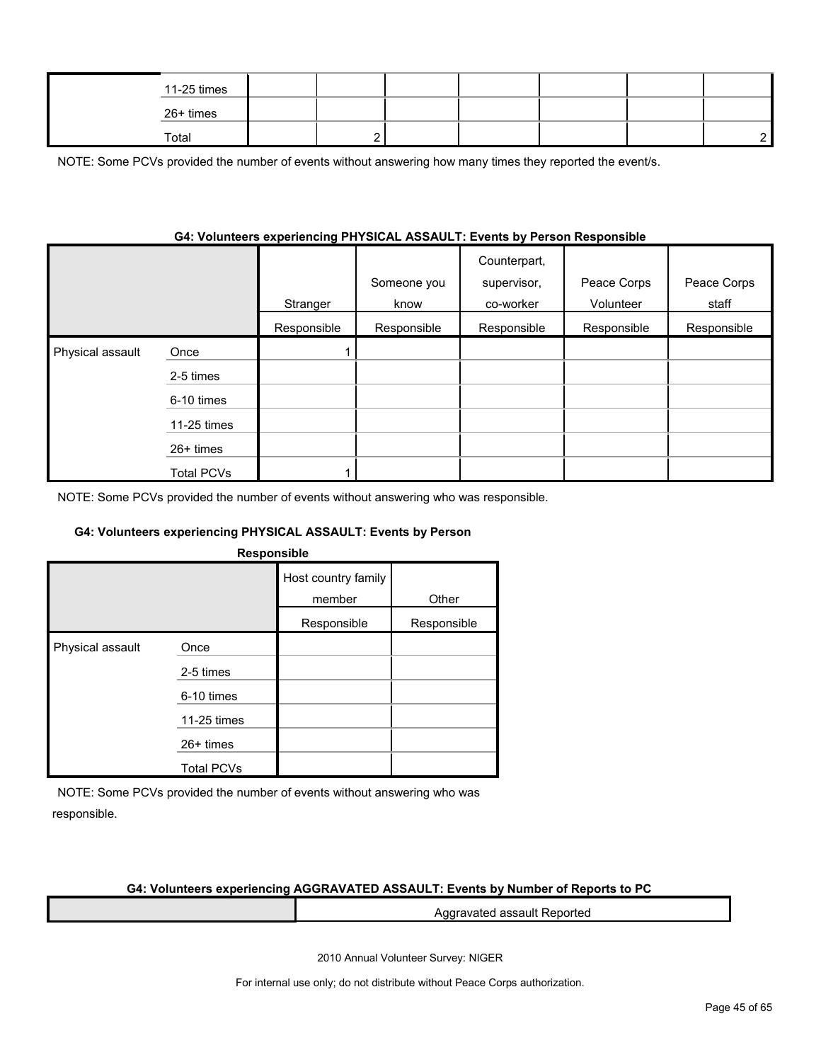| | | | | | | | | |
|---|---|---|---|---|---|---|---|---|
| | 11-25 times | | | | | | | |
| | 26+ times | | | | | | | |
| | Total | | 2 | | | | | 2 |

NOTE: Some PCVs provided the number of events without answering how many times they reported the event/s.

**G4: Volunteers experiencing PHYSICAL ASSAULT: Events by Person Responsible**

| | | Stranger | Someone you know | Counterpart, supervisor, co-worker | Peace Corps Volunteer | Peace Corps staff |
|---|---|---|---|---|---|---|
| | | Responsible | Responsible | Responsible | Responsible | Responsible |
| Physical assault | Once | 1 | | | | |
| | 2-5 times | | | | | |
| | 6-10 times | | | | | |
| | 11-25 times | | | | | |
| | 26+ times | | | | | |
| | Total PCVs | 1 | | | | |

NOTE: Some PCVs provided the number of events without answering who was responsible.

**G4: Volunteers experiencing PHYSICAL ASSAULT: Events by Person Responsible**

| | | Host country family member | Other |
|---|---|---|---|
| | | Responsible | Responsible |
| Physical assault | Once | | |
| | 2-5 times | | |
| | 6-10 times | | |
| | 11-25 times | | |
| | 26+ times | | |
| | Total PCVs | | |

NOTE: Some PCVs provided the number of events without answering who was responsible.

**G4: Volunteers experiencing AGGRAVATED ASSAULT: Events by Number of Reports to PC**

| | Aggravated assault Reported |
|---|---|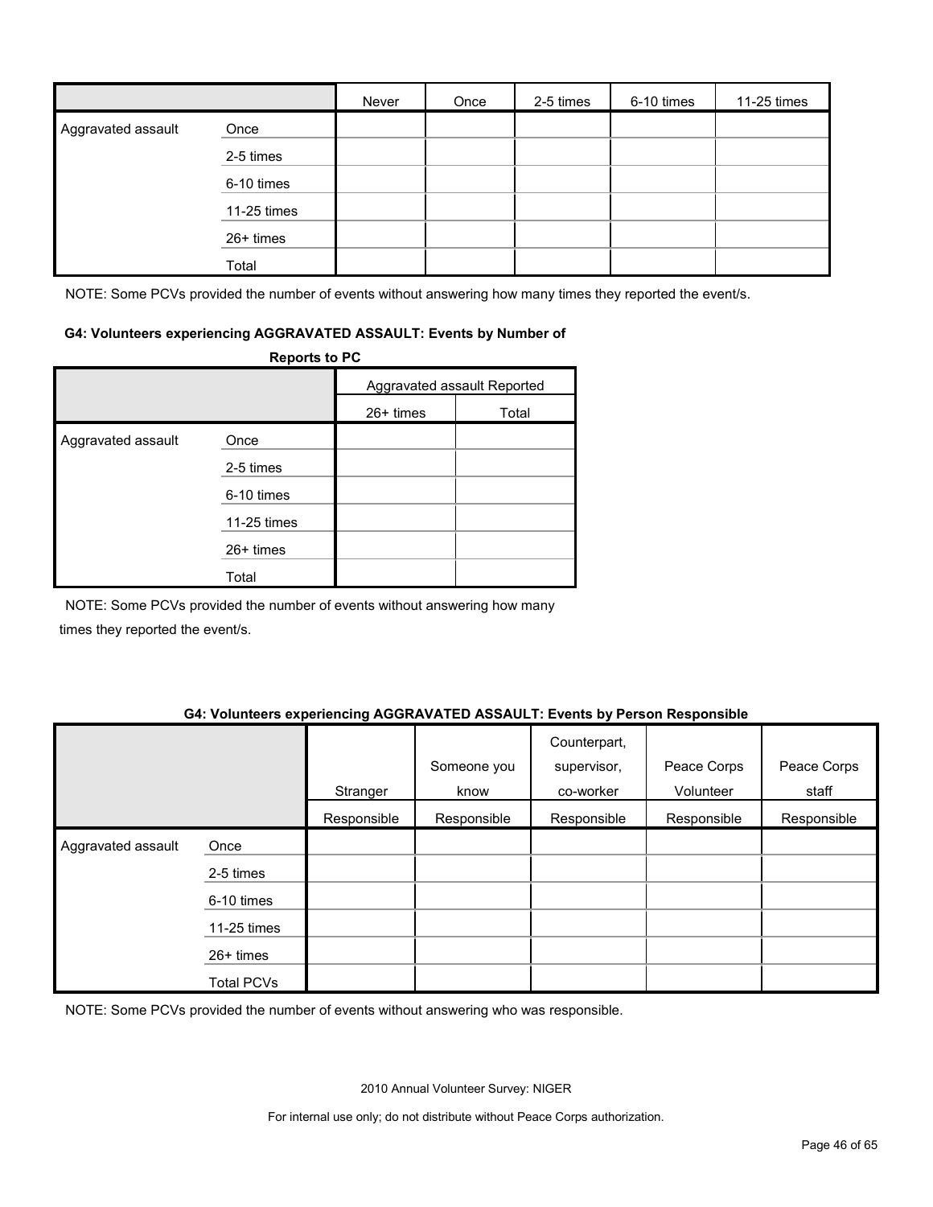| | | Never | Once | 2-5 times | 6-10 times | 11-25 times |
|---|---|---|---|---|---|---|
| Aggravated assault | Once | | | | | |
| | 2-5 times | | | | | |
| | 6-10 times | | | | | |
| | 11-25 times | | | | | |
| | 26+ times | | | | | |
| | Total | | | | | |

NOTE: Some PCVs provided the number of events without answering how many times they reported the event/s.

**G4: Volunteers experiencing AGGRAVATED ASSAULT: Events by Number of Reports to PC**

| | | Aggravated assault Reported | |
|---|---|---|---|
| | | 26+ times | Total |
| Aggravated assault | Once | | |
| | 2-5 times | | |
| | 6-10 times | | |
| | 11-25 times | | |
| | 26+ times | | |
| | Total | | |

NOTE: Some PCVs provided the number of events without answering how many times they reported the event/s.

**G4: Volunteers experiencing AGGRAVATED ASSAULT: Events by Person Responsible**

| | | Stranger | Someone you know | Counterpart, supervisor, co-worker | Peace Corps Volunteer | Peace Corps staff |
|---|---|---|---|---|---|---|
| | | Responsible | Responsible | Responsible | Responsible | Responsible |
| Aggravated assault | Once | | | | | |
| | 2-5 times | | | | | |
| | 6-10 times | | | | | |
| | 11-25 times | | | | | |
| | 26+ times | | | | | |
| | Total PCVs | | | | | |

NOTE: Some PCVs provided the number of events without answering who was responsible.

2010 Annual Volunteer Survey: NIGER

For internal use only; do not distribute without Peace Corps authorization.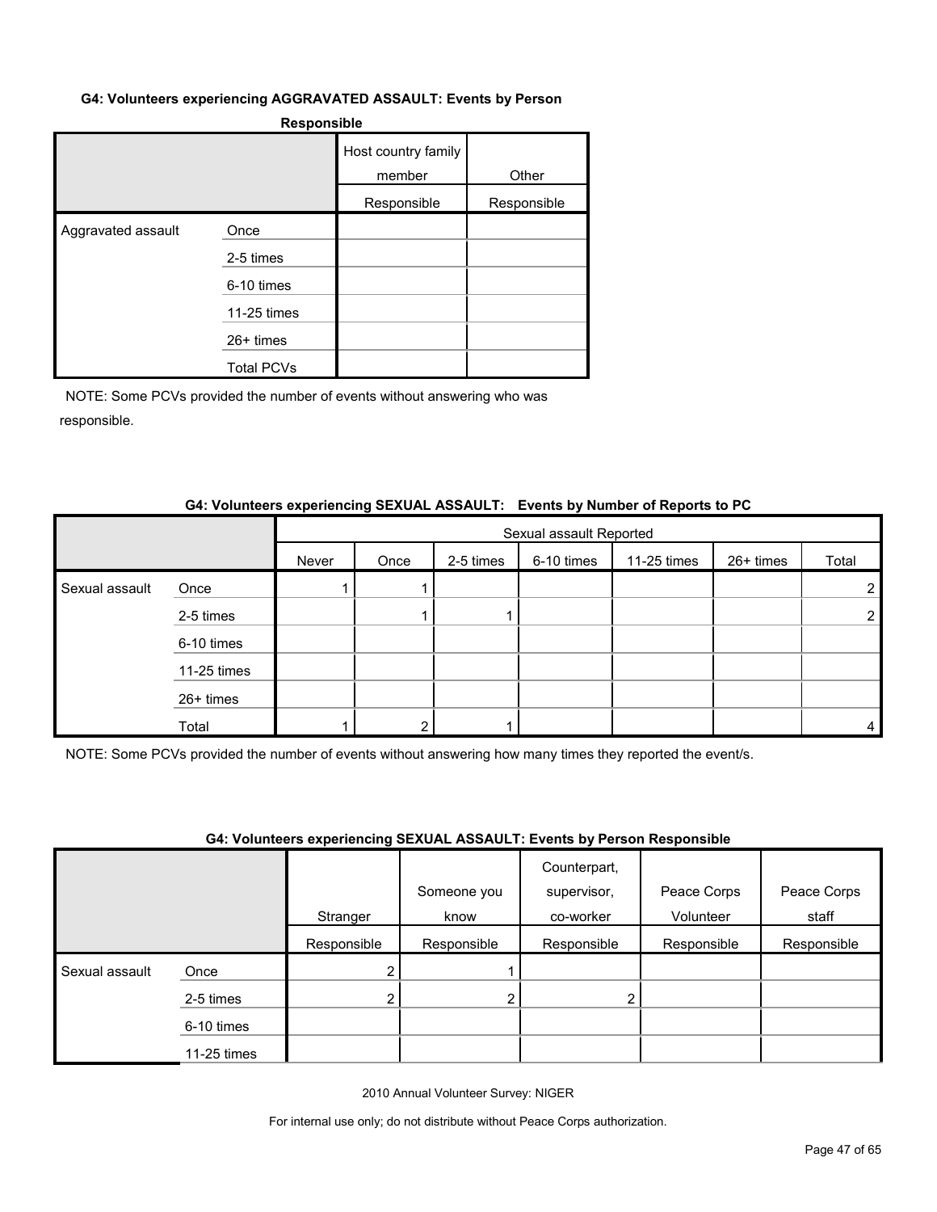#### G4: Volunteers experiencing AGGRAVATED ASSAULT: Events by Person Responsible

| | | Host country family member | Other |
|---|---|---|---|
| | | Responsible | Responsible |
| Aggravated assault | Once | | |
| | 2-5 times | | |
| | 6-10 times | | |
| | 11-25 times | | |
| | 26+ times | | |
| | Total PCVs | | |

NOTE: Some PCVs provided the number of events without answering who was responsible.

#### G4: Volunteers experiencing SEXUAL ASSAULT: Events by Number of Reports to PC

| | | Sexual assault Reported | | | | | | |
|---|---|---|---|---|---|---|---|---|
| | | Never | Once | 2-5 times | 6-10 times | 11-25 times | 26+ times | Total |
| Sexual assault | Once | 1 | 1 | | | | | 2 |
| | 2-5 times | | 1 | 1 | | | | 2 |
| | 6-10 times | | | | | | | |
| | 11-25 times | | | | | | | |
| | 26+ times | | | | | | | |
| | Total | 1 | 2 | 1 | | | | 4 |

NOTE: Some PCVs provided the number of events without answering how many times they reported the event/s.

#### G4: Volunteers experiencing SEXUAL ASSAULT: Events by Person Responsible

| | | Stranger | Someone you know | Counterpart, supervisor, co-worker | Peace Corps Volunteer | Peace Corps staff |
|---|---|---|---|---|---|---|
| | | Responsible | Responsible | Responsible | Responsible | Responsible |
| Sexual assault | Once | 2 | 1 | | | |
| | 2-5 times | 2 | 2 | 2 | | |
| | 6-10 times | | | | | |
| | 11-25 times | | | | | |

2010 Annual Volunteer Survey: NIGER

For internal use only; do not distribute without Peace Corps authorization.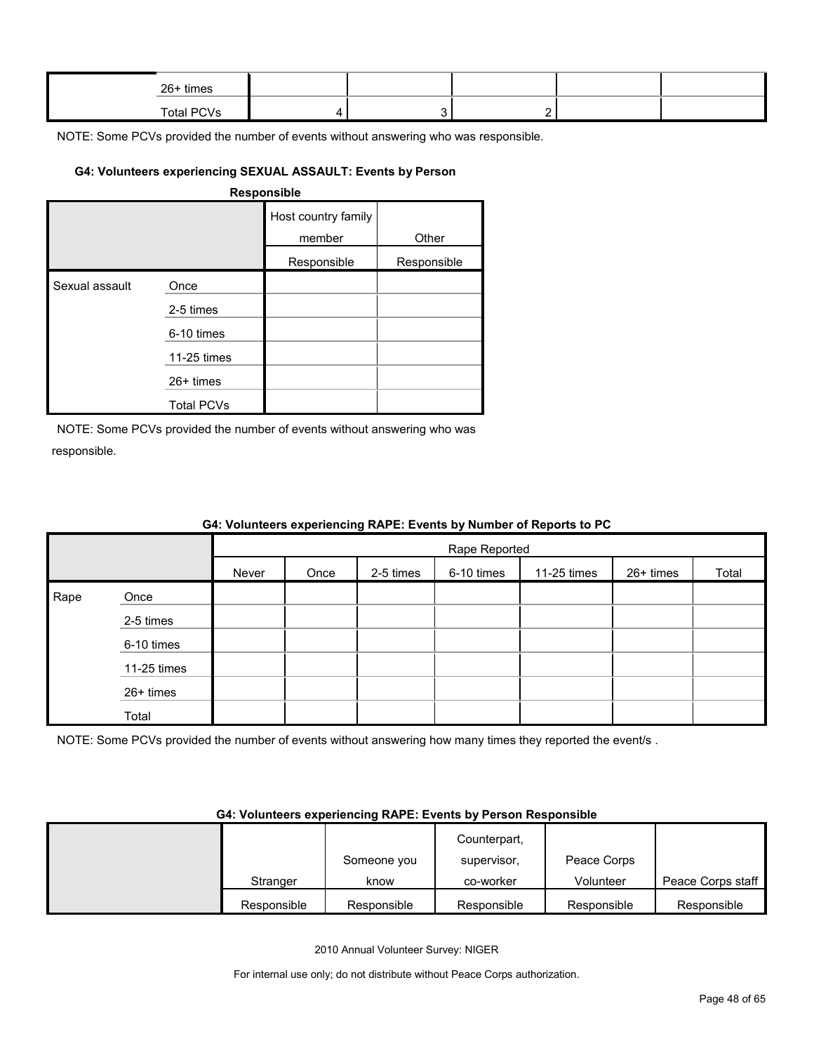| | | | | | | |
|---|---|---|---|---|---|---|
| | 26+ times | | | | | |
| | Total PCVs | 4 | 3 | 2 | | |

NOTE: Some PCVs provided the number of events without answering who was responsible.

**G4: Volunteers experiencing SEXUAL ASSAULT: Events by Person Responsible**

| | | Host country family member | Other |
|---|---|---|---|
| | | Responsible | Responsible |
| Sexual assault | Once | | |
| | 2-5 times | | |
| | 6-10 times | | |
| | 11-25 times | | |
| | 26+ times | | |
| | Total PCVs | | |

NOTE: Some PCVs provided the number of events without answering who was responsible.

**G4: Volunteers experiencing RAPE: Events by Number of Reports to PC**

| | | Rape Reported | | | | | | |
|---|---|---|---|---|---|---|---|---|
| | | Never | Once | 2-5 times | 6-10 times | 11-25 times | 26+ times | Total |
| Rape | Once | | | | | | | |
| | 2-5 times | | | | | | | |
| | 6-10 times | | | | | | | |
| | 11-25 times | | | | | | | |
| | 26+ times | | | | | | | |
| | Total | | | | | | | |

NOTE: Some PCVs provided the number of events without answering how many times they reported the event/s .

**G4: Volunteers experiencing RAPE: Events by Person Responsible**

| | Stranger | Someone you know | Counterpart, supervisor, co-worker | Peace Corps Volunteer | Peace Corps staff |
|---|---|---|---|---|---|
| | Responsible | Responsible | Responsible | Responsible | Responsible |

2010 Annual Volunteer Survey: NIGER

For internal use only; do not distribute without Peace Corps authorization.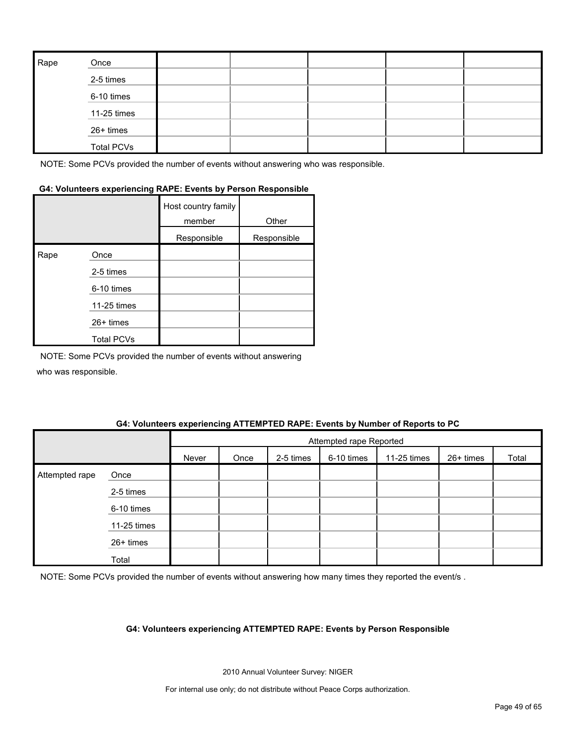| Rape | Once | | | | | |
|---|---|---|---|---|---|---|
| | 2-5 times | | | | | |
| | 6-10 times | | | | | |
| | 11-25 times | | | | | |
| | 26+ times | | | | | |
| | Total PCVs | | | | | |

NOTE: Some PCVs provided the number of events without answering who was responsible.

**G4: Volunteers experiencing RAPE: Events by Person Responsible**

| | | Host country family member | Other |
|---|---|---|---|
| | | Responsible | Responsible |
| Rape | Once | | |
| | 2-5 times | | |
| | 6-10 times | | |
| | 11-25 times | | |
| | 26+ times | | |
| | Total PCVs | | |

NOTE: Some PCVs provided the number of events without answering who was responsible.

**G4: Volunteers experiencing ATTEMPTED RAPE: Events by Number of Reports to PC**

| | | Attempted rape Reported | | | | | | |
|---|---|---|---|---|---|---|---|---|
| | | Never | Once | 2-5 times | 6-10 times | 11-25 times | 26+ times | Total |
| Attempted rape | Once | | | | | | | |
| | 2-5 times | | | | | | | |
| | 6-10 times | | | | | | | |
| | 11-25 times | | | | | | | |
| | 26+ times | | | | | | | |
| | Total | | | | | | | |

NOTE: Some PCVs provided the number of events without answering how many times they reported the event/s .

**G4: Volunteers experiencing ATTEMPTED RAPE: Events by Person Responsible**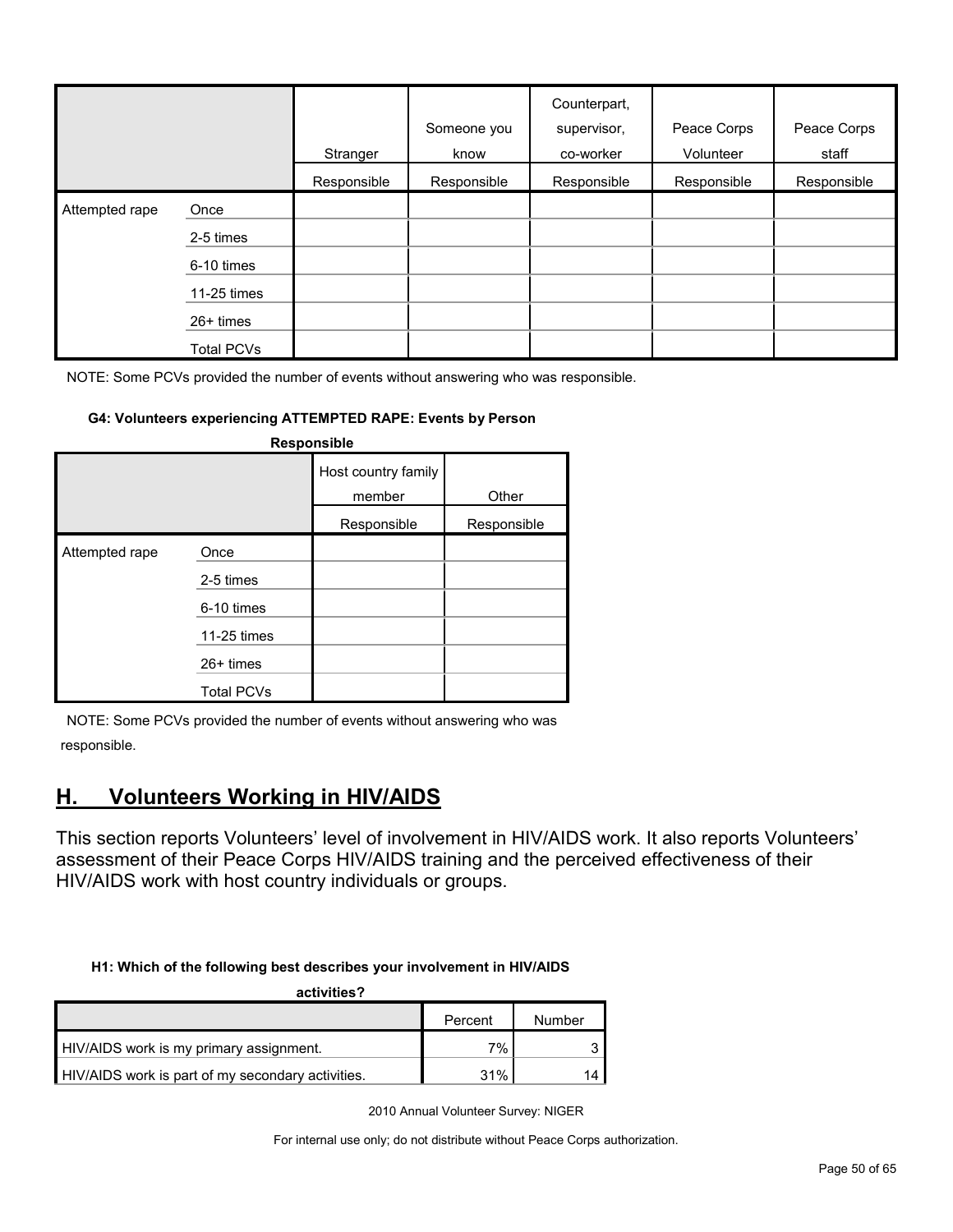| | | Stranger | Someone you know | Counterpart, supervisor, co-worker | Peace Corps Volunteer | Peace Corps staff |
|---|---|---|---|---|---|---|
| | | Responsible | Responsible | Responsible | Responsible | Responsible |
| Attempted rape | Once | | | | | |
| | 2-5 times | | | | | |
| | 6-10 times | | | | | |
| | 11-25 times | | | | | |
| | 26+ times | | | | | |
| | Total PCVs | | | | | |

NOTE: Some PCVs provided the number of events without answering who was responsible.

**G4: Volunteers experiencing ATTEMPTED RAPE: Events by Person Responsible**

| | | Host country family member | Other |
|---|---|---|---|
| | | Responsible | Responsible |
| Attempted rape | Once | | |
| | 2-5 times | | |
| | 6-10 times | | |
| | 11-25 times | | |
| | 26+ times | | |
| | Total PCVs | | |

NOTE: Some PCVs provided the number of events without answering who was responsible.

## H. Volunteers Working in HIV/AIDS

This section reports Volunteers' level of involvement in HIV/AIDS work. It also reports Volunteers' assessment of their Peace Corps HIV/AIDS training and the perceived effectiveness of their HIV/AIDS work with host country individuals or groups.

**H1: Which of the following best describes your involvement in HIV/AIDS activities?**

| | Percent | Number |
|---|---|---|
| HIV/AIDS work is my primary assignment. | 7% | 3 |
| HIV/AIDS work is part of my secondary activities. | 31% | 14 |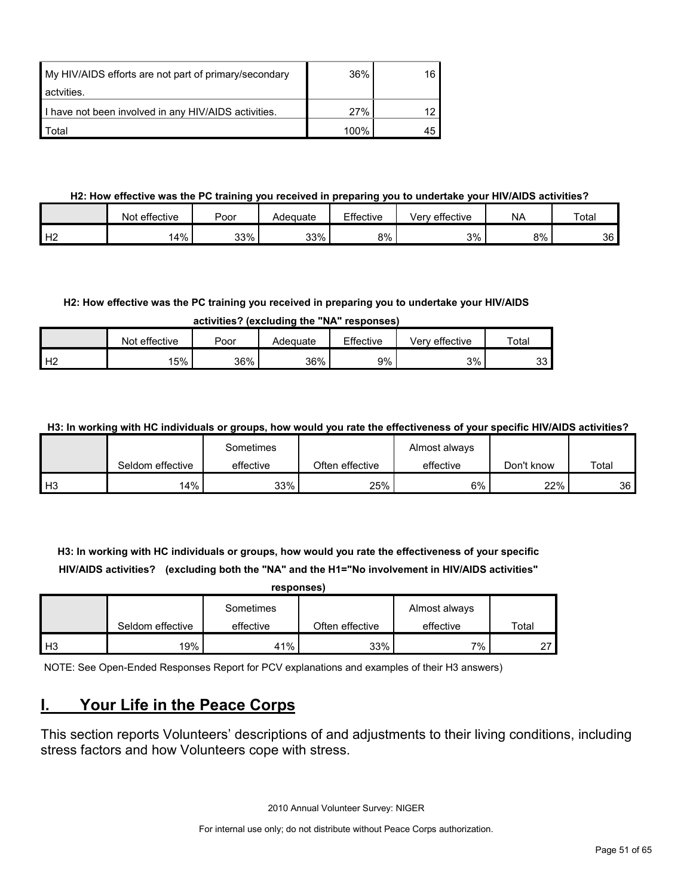| | | |
|---|---|---|
| My HIV/AIDS efforts are not part of primary/secondary actvities. | 36% | 16 |
| I have not been involved in any HIV/AIDS activities. | 27% | 12 |
| Total | 100% | 45 |

**H2: How effective was the PC training you received in preparing you to undertake your HIV/AIDS activities?**

| | Not effective | Poor | Adequate | Effective | Very effective | NA | Total |
|---|---|---|---|---|---|---|---|
| H2 | 14% | 33% | 33% | 8% | 3% | 8% | 36 |

**H2: How effective was the PC training you received in preparing you to undertake your HIV/AIDS activities? (excluding the "NA" responses)**

| | Not effective | Poor | Adequate | Effective | Very effective | Total |
|---|---|---|---|---|---|---|
| H2 | 15% | 36% | 36% | 9% | 3% | 33 |

**H3: In working with HC individuals or groups, how would you rate the effectiveness of your specific HIV/AIDS activities?**

| | Seldom effective | Sometimes effective | Often effective | Almost always effective | Don't know | Total |
|---|---|---|---|---|---|---|
| H3 | 14% | 33% | 25% | 6% | 22% | 36 |

**H3: In working with HC individuals or groups, how would you rate the effectiveness of your specific HIV/AIDS activities? (excluding both the "NA" and the H1="No involvement in HIV/AIDS activities" responses)**

| | Seldom effective | Sometimes effective | Often effective | Almost always effective | Total |
|---|---|---|---|---|---|
| H3 | 19% | 41% | 33% | 7% | 27 |

NOTE: See Open-Ended Responses Report for PCV explanations and examples of their H3 answers)

## I. Your Life in the Peace Corps

This section reports Volunteers' descriptions of and adjustments to their living conditions, including stress factors and how Volunteers cope with stress.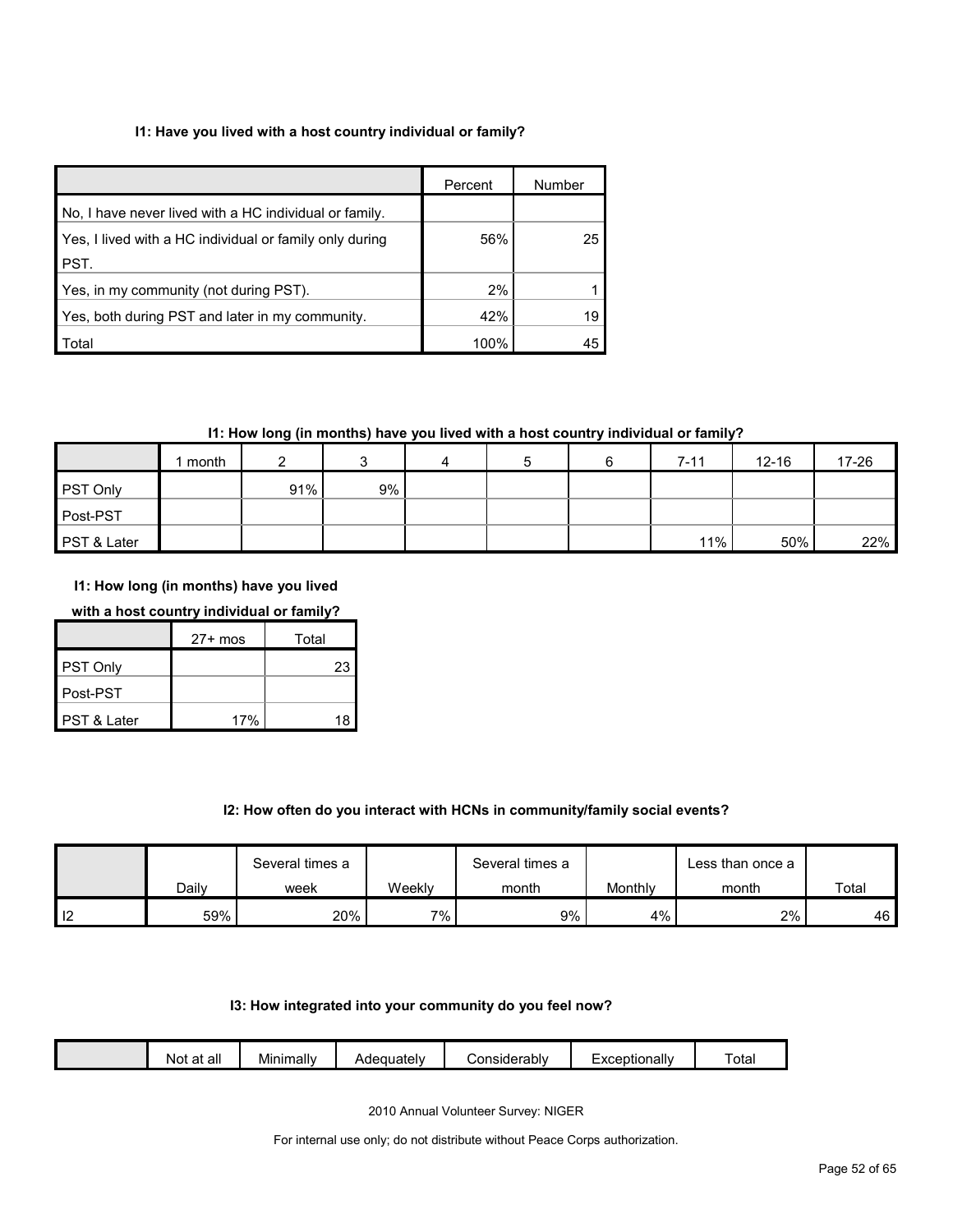**I1: Have you lived with a host country individual or family?**

| | Percent | Number |
|---|---|---|
| No, I have never lived with a HC individual or family. | | |
| Yes, I lived with a HC individual or family only during PST. | 56% | 25 |
| Yes, in my community (not during PST). | 2% | 1 |
| Yes, both during PST and later in my community. | 42% | 19 |
| Total | 100% | 45 |

**I1: How long (in months) have you lived with a host country individual or family?**

| | 1 month | 2 | 3 | 4 | 5 | 6 | 7-11 | 12-16 | 17-26 | 27+ mos | Total |
|---|---|---|---|---|---|---|---|---|---|---|---|
| PST Only | | 91% | 9% | | | | | | | | 23 |
| Post-PST | | | | | | | | | | | |
| PST & Later | | | | | | | 11% | 50% | 22% | 17% | 18 |

**I2: How often do you interact with HCNs in community/family social events?**

| | Daily | Several times a week | Weekly | Several times a month | Monthly | Less than once a month | Total |
|---|---|---|---|---|---|---|---|
| I2 | 59% | 20% | 7% | 9% | 4% | 2% | 46 |

**I3: How integrated into your community do you feel now?**

| | Not at all | Minimally | Adequately | Considerably | Exceptionally | Total |
|---|---|---|---|---|---|---|

2010 Annual Volunteer Survey: NIGER

For internal use only; do not distribute without Peace Corps authorization.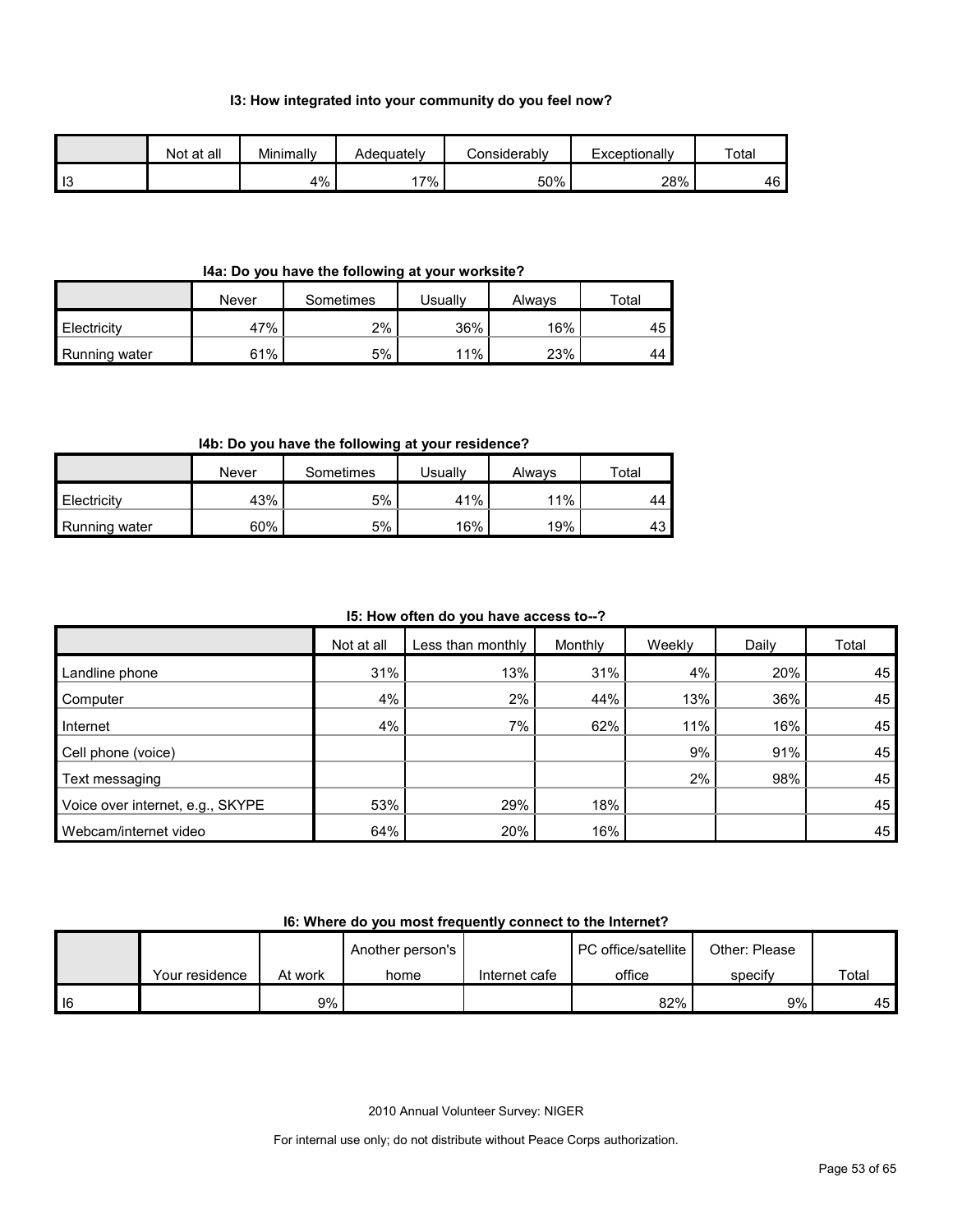### I3: How integrated into your community do you feel now?

| | Not at all | Minimally | Adequately | Considerably | Exceptionally | Total |
|---|---|---|---|---|---|---|
| I3 | | 4% | 17% | 50% | 28% | 46 |

### I4a: Do you have the following at your worksite?

| | Never | Sometimes | Usually | Always | Total |
|---|---|---|---|---|---|
| Electricity | 47% | 2% | 36% | 16% | 45 |
| Running water | 61% | 5% | 11% | 23% | 44 |

### I4b: Do you have the following at your residence?

| | Never | Sometimes | Usually | Always | Total |
|---|---|---|---|---|---|
| Electricity | 43% | 5% | 41% | 11% | 44 |
| Running water | 60% | 5% | 16% | 19% | 43 |

### I5: How often do you have access to--?

| | Not at all | Less than monthly | Monthly | Weekly | Daily | Total |
|---|---|---|---|---|---|---|
| Landline phone | 31% | 13% | 31% | 4% | 20% | 45 |
| Computer | 4% | 2% | 44% | 13% | 36% | 45 |
| Internet | 4% | 7% | 62% | 11% | 16% | 45 |
| Cell phone (voice) | | | | 9% | 91% | 45 |
| Text messaging | | | | 2% | 98% | 45 |
| Voice over internet, e.g., SKYPE | 53% | 29% | 18% | | | 45 |
| Webcam/internet video | 64% | 20% | 16% | | | 45 |

### I6: Where do you most frequently connect to the Internet?

| | Your residence | At work | Another person's home | Internet cafe | PC office/satellite office | Other: Please specify | Total |
|---|---|---|---|---|---|---|---|
| I6 | | 9% | | | 82% | 9% | 45 |

2010 Annual Volunteer Survey: NIGER

For internal use only; do not distribute without Peace Corps authorization.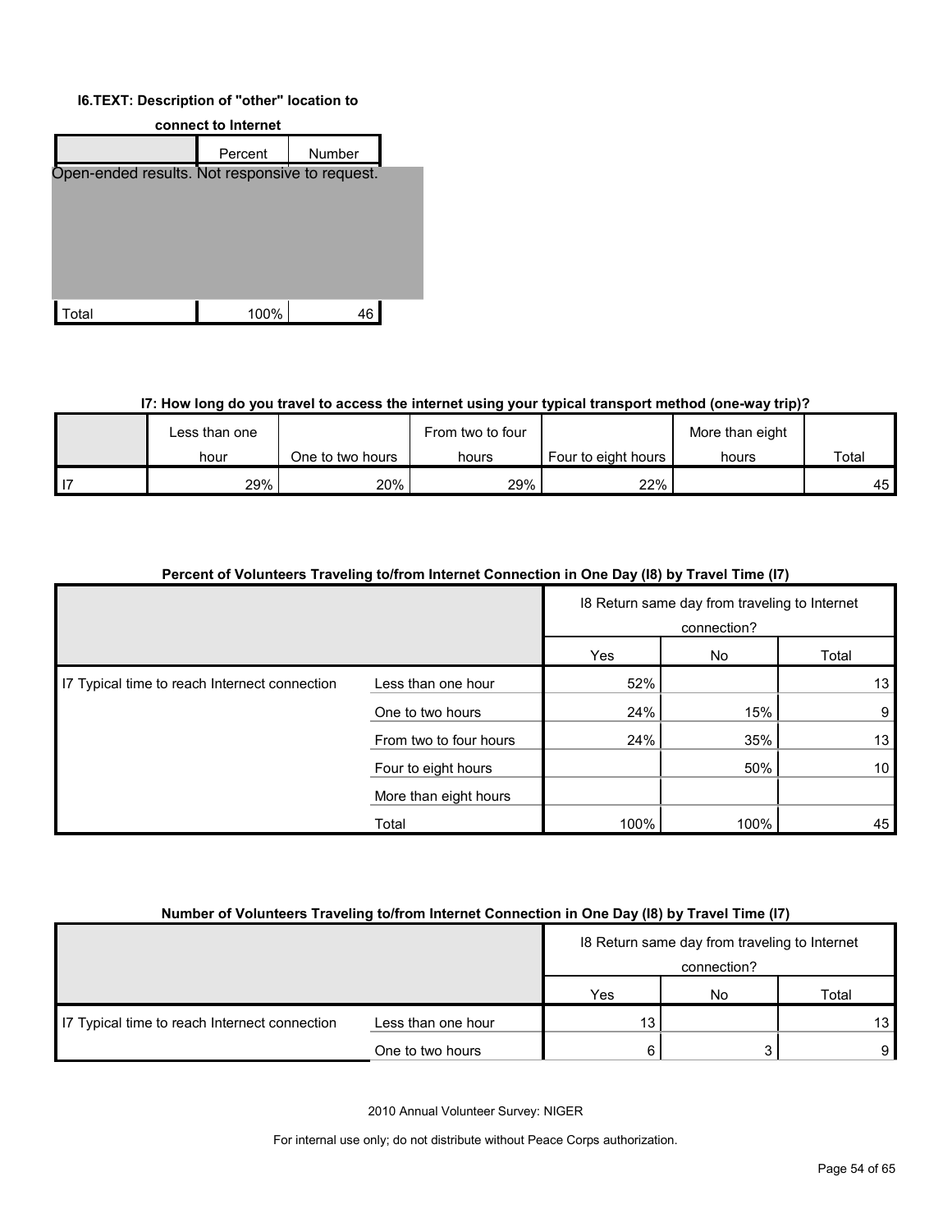**I6.TEXT: Description of "other" location to connect to Internet**

| | Percent | Number |
|---|---|---|
| Open-ended results. Not responsive to request. | | |
| Total | 100% | 46 |

**I7: How long do you travel to access the internet using your typical transport method (one-way trip)?**

| | Less than one hour | One to two hours | From two to four hours | Four to eight hours | More than eight hours | Total |
|---|---|---|---|---|---|---|
| I7 | 29% | 20% | 29% | 22% | | 45 |

**Percent of Volunteers Traveling to/from Internet Connection in One Day (I8) by Travel Time (I7)**

| | | I8 Return same day from traveling to Internet connection? | | |
|---|---|---|---|---|
| | | Yes | No | Total |
| I7 Typical time to reach Internet connection | Less than one hour | 52% | | 13 |
| | One to two hours | 24% | 15% | 9 |
| | From two to four hours | 24% | 35% | 13 |
| | Four to eight hours | | 50% | 10 |
| | More than eight hours | | | |
| | Total | 100% | 100% | 45 |

**Number of Volunteers Traveling to/from Internet Connection in One Day (I8) by Travel Time (I7)**

| | | I8 Return same day from traveling to Internet connection? | | |
|---|---|---|---|---|
| | | Yes | No | Total |
| I7 Typical time to reach Internet connection | Less than one hour | 13 | | 13 |
| | One to two hours | 6 | 3 | 9 |

2010 Annual Volunteer Survey: NIGER

For internal use only; do not distribute without Peace Corps authorization.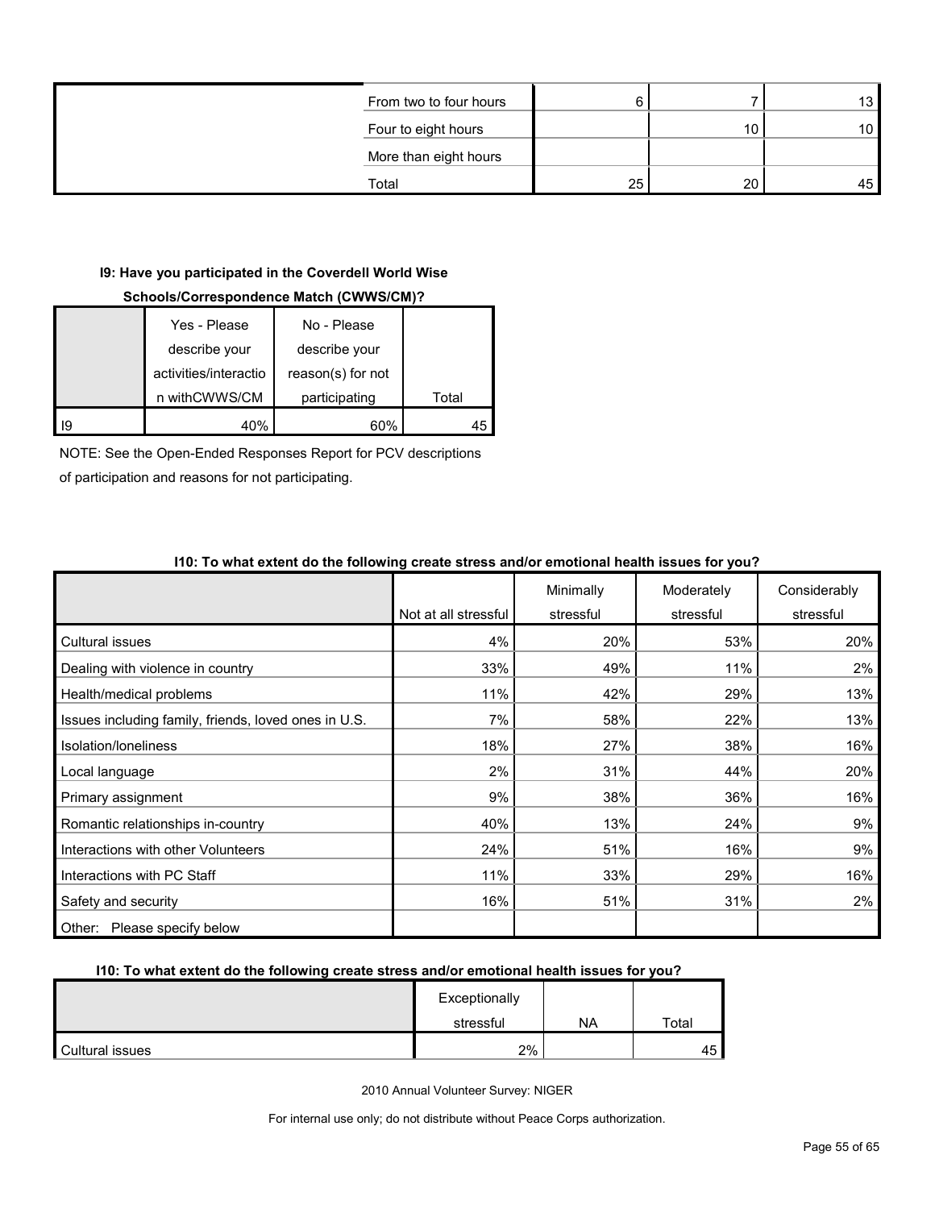| | | | | |
|---|---|---|---|---|
| | From two to four hours | 6 | 7 | 13 |
| | Four to eight hours | | 10 | 10 |
| | More than eight hours | | | |
| | Total | 25 | 20 | 45 |

**I9: Have you participated in the Coverdell World Wise Schools/Correspondence Match (CWWS/CM)?**

| | Yes - Please describe your activities/interaction withCWWS/CM | No - Please describe your reason(s) for not participating | Total |
|---|---|---|---|
| I9 | 40% | 60% | 45 |

NOTE: See the Open-Ended Responses Report for PCV descriptions of participation and reasons for not participating.

**I10: To what extent do the following create stress and/or emotional health issues for you?**

| | Not at all stressful | Minimally stressful | Moderately stressful | Considerably stressful | Exceptionally stressful | NA | Total |
|---|---|---|---|---|---|---|---|
| Cultural issues | 4% | 20% | 53% | 20% | 2% | | 45 |
| Dealing with violence in country | 33% | 49% | 11% | 2% | | | |
| Health/medical problems | 11% | 42% | 29% | 13% | | | |
| Issues including family, friends, loved ones in U.S. | 7% | 58% | 22% | 13% | | | |
| Isolation/loneliness | 18% | 27% | 38% | 16% | | | |
| Local language | 2% | 31% | 44% | 20% | | | |
| Primary assignment | 9% | 38% | 36% | 16% | | | |
| Romantic relationships in-country | 40% | 13% | 24% | 9% | | | |
| Interactions with other Volunteers | 24% | 51% | 16% | 9% | | | |
| Interactions with PC Staff | 11% | 33% | 29% | 16% | | | |
| Safety and security | 16% | 51% | 31% | 2% | | | |
| Other: Please specify below | | | | | | | |

2010 Annual Volunteer Survey: NIGER

For internal use only; do not distribute without Peace Corps authorization.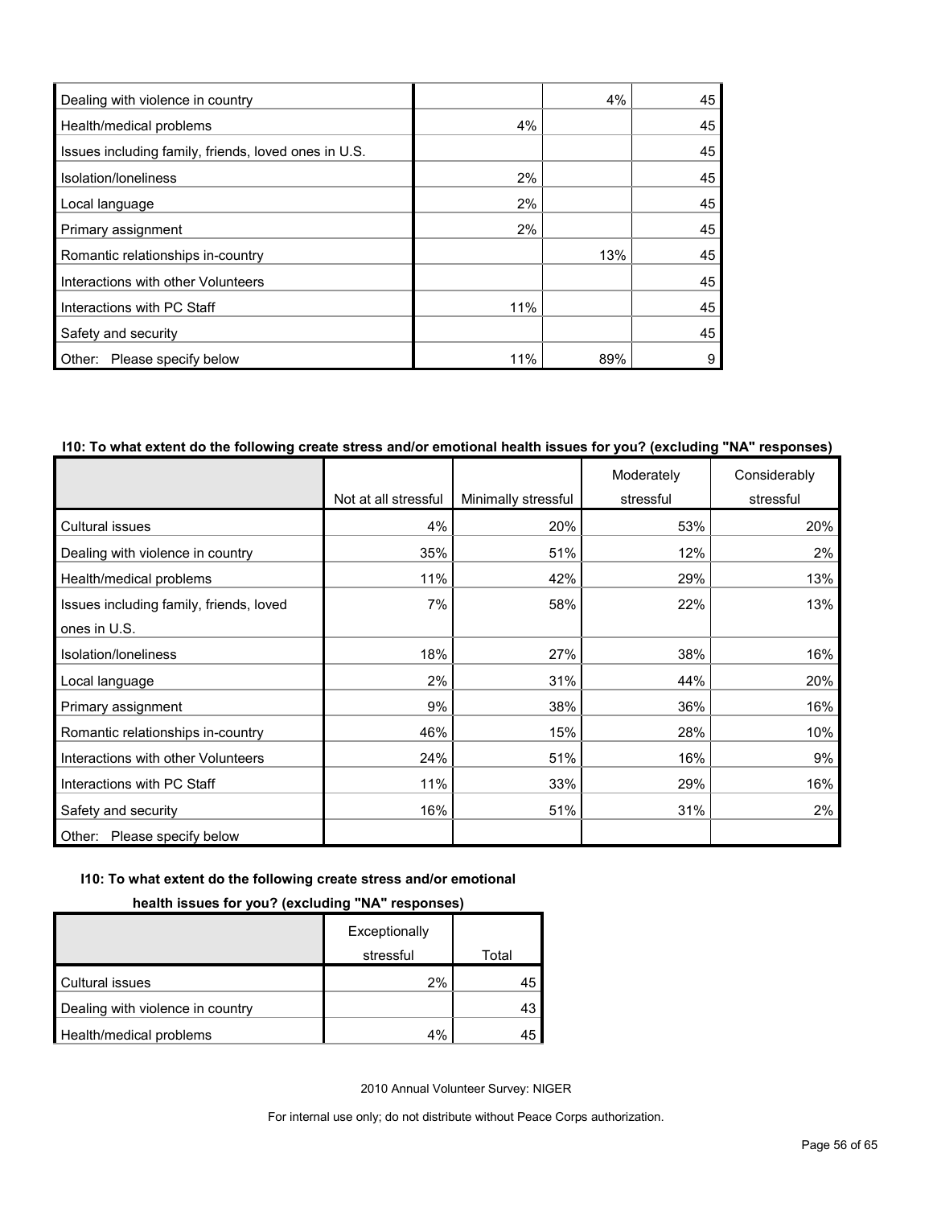| | | | |
|---|---|---|---|
| Dealing with violence in country | | 4% | 45 |
| Health/medical problems | 4% | | 45 |
| Issues including family, friends, loved ones in U.S. | | | 45 |
| Isolation/loneliness | 2% | | 45 |
| Local language | 2% | | 45 |
| Primary assignment | 2% | | 45 |
| Romantic relationships in-country | | 13% | 45 |
| Interactions with other Volunteers | | | 45 |
| Interactions with PC Staff | 11% | | 45 |
| Safety and security | | | 45 |
| Other: Please specify below | 11% | 89% | 9 |

**I10: To what extent do the following create stress and/or emotional health issues for you? (excluding "NA" responses)**

| | Not at all stressful | Minimally stressful | Moderately stressful | Considerably stressful |
|---|---|---|---|---|
| Cultural issues | 4% | 20% | 53% | 20% |
| Dealing with violence in country | 35% | 51% | 12% | 2% |
| Health/medical problems | 11% | 42% | 29% | 13% |
| Issues including family, friends, loved ones in U.S. | 7% | 58% | 22% | 13% |
| Isolation/loneliness | 18% | 27% | 38% | 16% |
| Local language | 2% | 31% | 44% | 20% |
| Primary assignment | 9% | 38% | 36% | 16% |
| Romantic relationships in-country | 46% | 15% | 28% | 10% |
| Interactions with other Volunteers | 24% | 51% | 16% | 9% |
| Interactions with PC Staff | 11% | 33% | 29% | 16% |
| Safety and security | 16% | 51% | 31% | 2% |
| Other: Please specify below | | | | |

**I10: To what extent do the following create stress and/or emotional health issues for you? (excluding "NA" responses)**

| | Exceptionally stressful | Total |
|---|---|---|
| Cultural issues | 2% | 45 |
| Dealing with violence in country | | 43 |
| Health/medical problems | 4% | 45 |

2010 Annual Volunteer Survey: NIGER

For internal use only; do not distribute without Peace Corps authorization.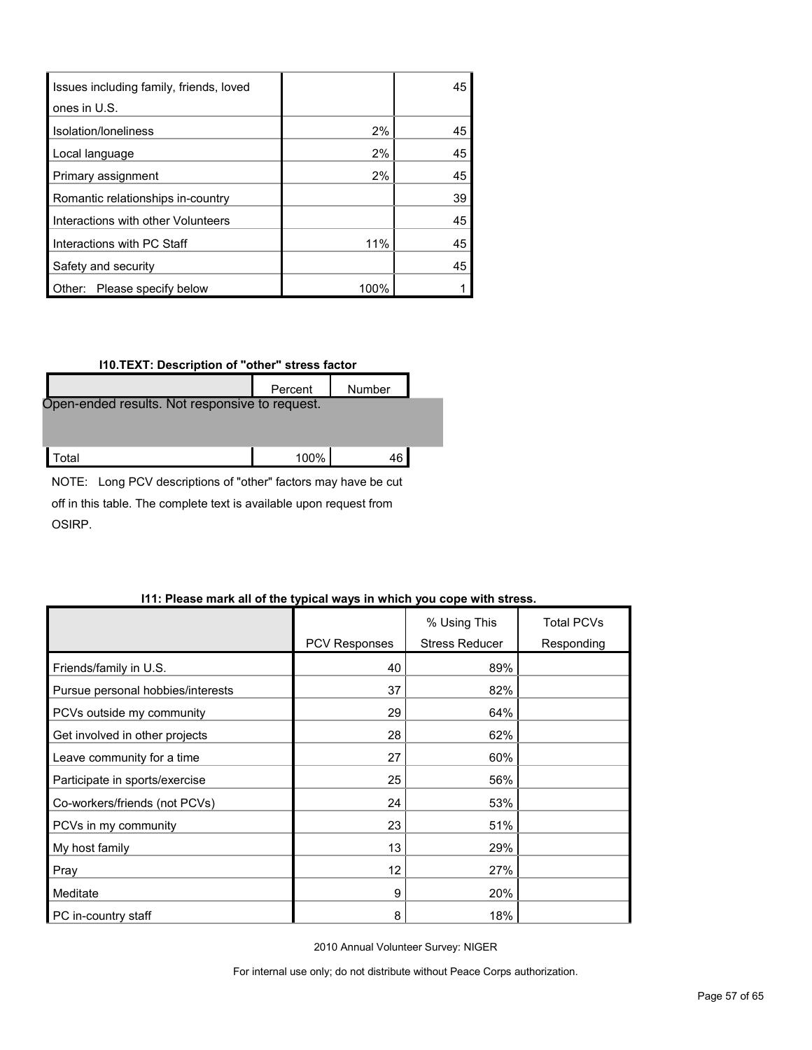| | | |
|---|---|---|
| Issues including family, friends, loved ones in U.S. | | 45 |
| Isolation/loneliness | 2% | 45 |
| Local language | 2% | 45 |
| Primary assignment | 2% | 45 |
| Romantic relationships in-country | | 39 |
| Interactions with other Volunteers | | 45 |
| Interactions with PC Staff | 11% | 45 |
| Safety and security | | 45 |
| Other: Please specify below | 100% | 1 |

**I10.TEXT: Description of "other" stress factor**

| | Percent | Number |
|---|---|---|
| Open-ended results. Not responsive to request. | | |
| Total | 100% | 46 |

NOTE: Long PCV descriptions of "other" factors may have be cut off in this table. The complete text is available upon request from OSIRP.

**I11: Please mark all of the typical ways in which you cope with stress.**

| | PCV Responses | % Using This Stress Reducer | Total PCVs Responding |
|---|---|---|---|
| Friends/family in U.S. | 40 | 89% | |
| Pursue personal hobbies/interests | 37 | 82% | |
| PCVs outside my community | 29 | 64% | |
| Get involved in other projects | 28 | 62% | |
| Leave community for a time | 27 | 60% | |
| Participate in sports/exercise | 25 | 56% | |
| Co-workers/friends (not PCVs) | 24 | 53% | |
| PCVs in my community | 23 | 51% | |
| My host family | 13 | 29% | |
| Pray | 12 | 27% | |
| Meditate | 9 | 20% | |
| PC in-country staff | 8 | 18% | |

2010 Annual Volunteer Survey: NIGER

For internal use only; do not distribute without Peace Corps authorization.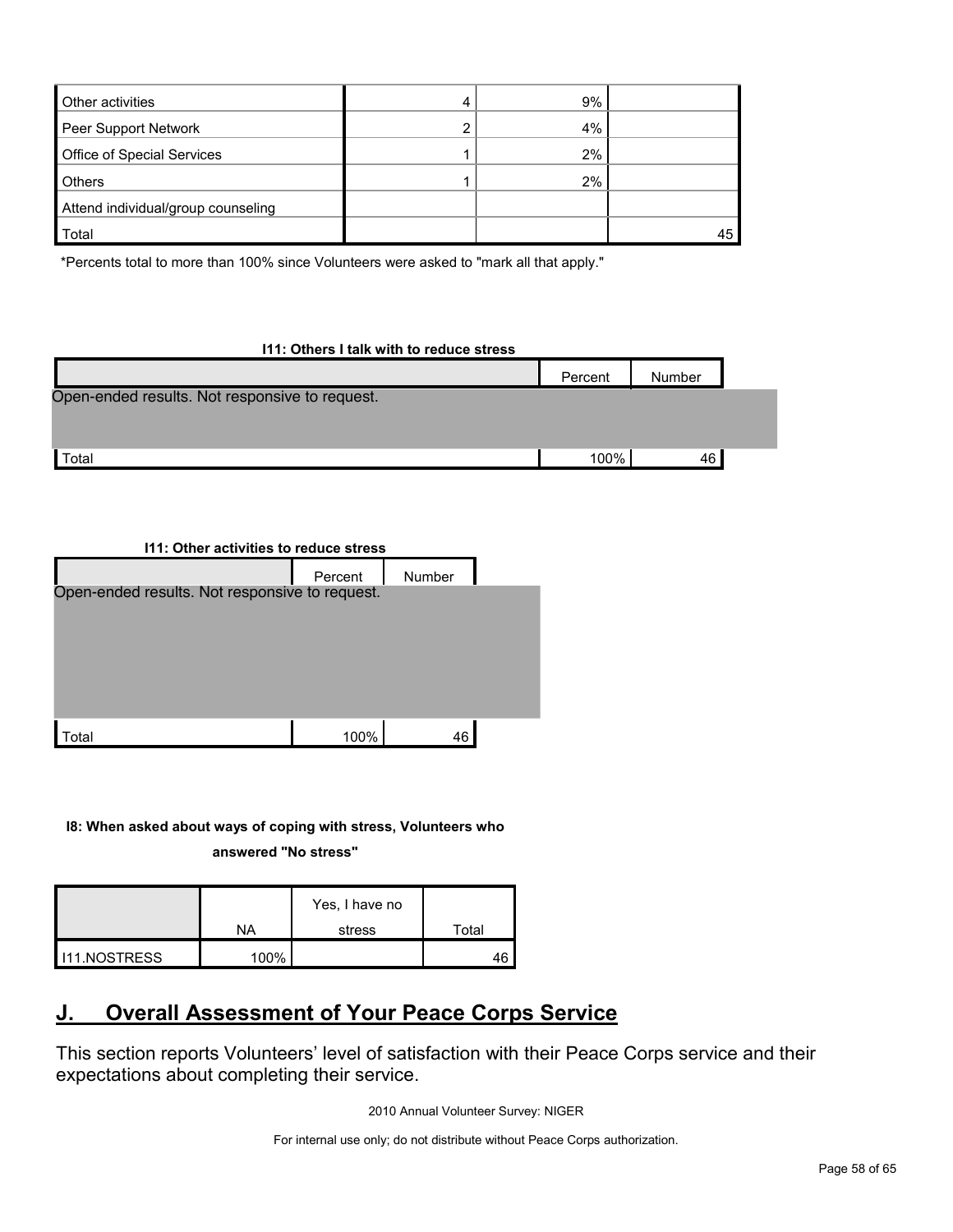| | | | |
|---|---|---|---|
| Other activities | 4 | 9% | |
| Peer Support Network | 2 | 4% | |
| Office of Special Services | 1 | 2% | |
| Others | 1 | 2% | |
| Attend individual/group counseling | | | |
| Total | | | 45 |

*Percents total to more than 100% since Volunteers were asked to "mark all that apply."

**I11: Others I talk with to reduce stress**

| | Percent | Number |
|---|---|---|
| Open-ended results. Not responsive to request. | | |
| Total | 100% | 46 |

**I11: Other activities to reduce stress**

| | Percent | Number |
|---|---|---|
| Open-ended results. Not responsive to request. | | |
| Total | 100% | 46 |

**I8: When asked about ways of coping with stress, Volunteers who answered "No stress"**

| | NA | Yes, I have no stress | Total |
|---|---|---|---|
| I11.NOSTRESS | 100% | | 46 |

## J. Overall Assessment of Your Peace Corps Service

This section reports Volunteers' level of satisfaction with their Peace Corps service and their expectations about completing their service.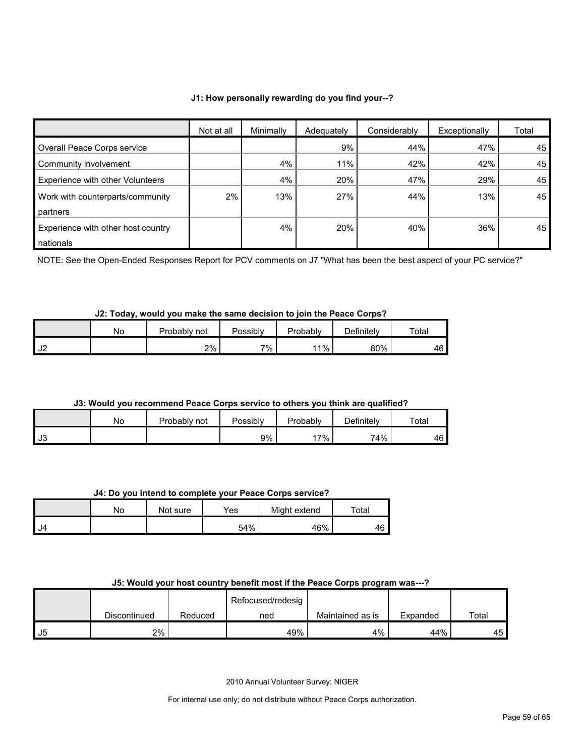**J1: How personally rewarding do you find your--?**

| | Not at all | Minimally | Adequately | Considerably | Exceptionally | Total |
|---|---|---|---|---|---|---|
| Overall Peace Corps service | | | 9% | 44% | 47% | 45 |
| Community involvement | | 4% | 11% | 42% | 42% | 45 |
| Experience with other Volunteers | | 4% | 20% | 47% | 29% | 45 |
| Work with counterparts/community partners | 2% | 13% | 27% | 44% | 13% | 45 |
| Experience with other host country nationals | | 4% | 20% | 40% | 36% | 45 |

NOTE: See the Open-Ended Responses Report for PCV comments on J7 "What has been the best aspect of your PC service?"

**J2: Today, would you make the same decision to join the Peace Corps?**

| | No | Probably not | Possibly | Probably | Definitely | Total |
|---|---|---|---|---|---|---|
| J2 | | 2% | 7% | 11% | 80% | 46 |

**J3: Would you recommend Peace Corps service to others you think are qualified?**

| | No | Probably not | Possibly | Probably | Definitely | Total |
|---|---|---|---|---|---|---|
| J3 | | | 9% | 17% | 74% | 46 |

**J4: Do you intend to complete your Peace Corps service?**

| | No | Not sure | Yes | Might extend | Total |
|---|---|---|---|---|---|
| J4 | | | 54% | 46% | 46 |

**J5: Would your host country benefit most if the Peace Corps program was---?**

| | Discontinued | Reduced | Refocused/redesigned | Maintained as is | Expanded | Total |
|---|---|---|---|---|---|---|
| J5 | 2% | | 49% | 4% | 44% | 45 |

2010 Annual Volunteer Survey: NIGER

For internal use only; do not distribute without Peace Corps authorization.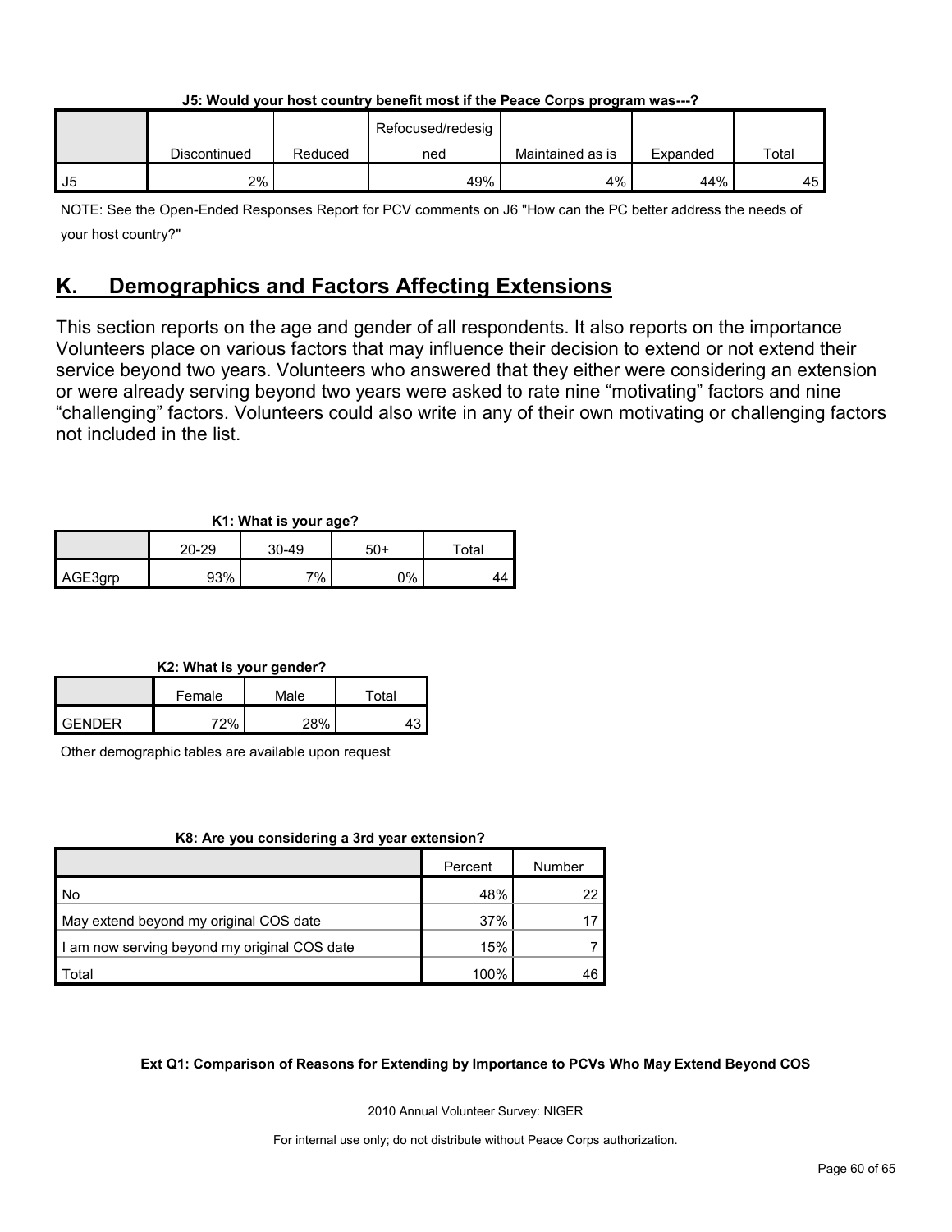**J5: Would your host country benefit most if the Peace Corps program was---?**

| | Discontinued | Reduced | Refocused/redesigned | Maintained as is | Expanded | Total |
|---|---|---|---|---|---|---|
| J5 | 2% | | 49% | 4% | 44% | 45 |

NOTE: See the Open-Ended Responses Report for PCV comments on J6 "How can the PC better address the needs of your host country?"

## K. Demographics and Factors Affecting Extensions

This section reports on the age and gender of all respondents. It also reports on the importance Volunteers place on various factors that may influence their decision to extend or not extend their service beyond two years. Volunteers who answered that they either were considering an extension or were already serving beyond two years were asked to rate nine "motivating" factors and nine "challenging" factors. Volunteers could also write in any of their own motivating or challenging factors not included in the list.

**K1: What is your age?**

| | 20-29 | 30-49 | 50+ | Total |
|---|---|---|---|---|
| AGE3grp | 93% | 7% | 0% | 44 |

**K2: What is your gender?**

| | Female | Male | Total |
|---|---|---|---|
| GENDER | 72% | 28% | 43 |

Other demographic tables are available upon request

**K8: Are you considering a 3rd year extension?**

| | Percent | Number |
|---|---|---|
| No | 48% | 22 |
| May extend beyond my original COS date | 37% | 17 |
| I am now serving beyond my original COS date | 15% | 7 |
| Total | 100% | 46 |

**Ext Q1: Comparison of Reasons for Extending by Importance to PCVs Who May Extend Beyond COS**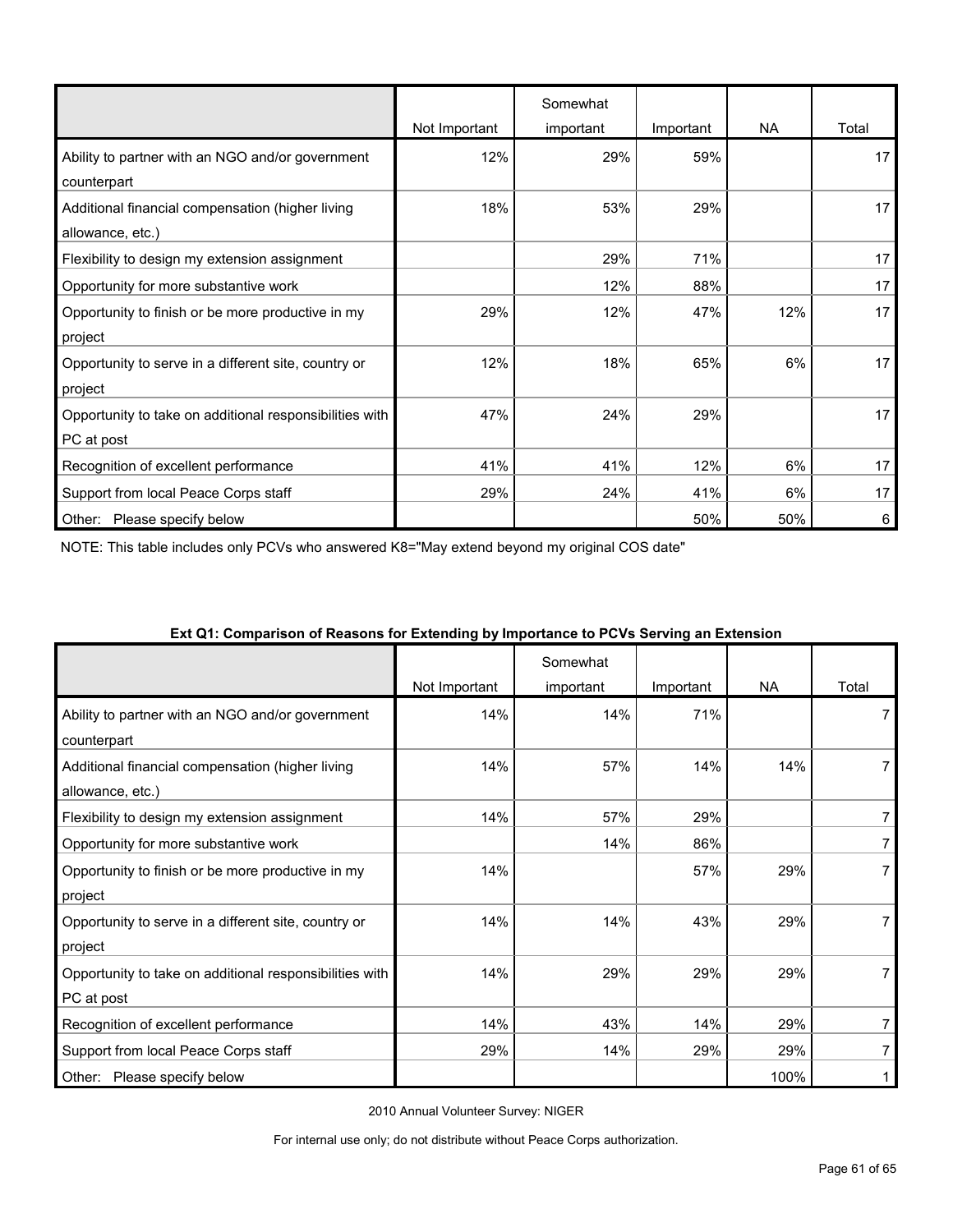| | Not Important | Somewhat important | Important | NA | Total |
|---|---|---|---|---|---|
| Ability to partner with an NGO and/or government counterpart | 12% | 29% | 59% | | 17 |
| Additional financial compensation (higher living allowance, etc.) | 18% | 53% | 29% | | 17 |
| Flexibility to design my extension assignment | | 29% | 71% | | 17 |
| Opportunity for more substantive work | | 12% | 88% | | 17 |
| Opportunity to finish or be more productive in my project | 29% | 12% | 47% | 12% | 17 |
| Opportunity to serve in a different site, country or project | 12% | 18% | 65% | 6% | 17 |
| Opportunity to take on additional responsibilities with PC at post | 47% | 24% | 29% | | 17 |
| Recognition of excellent performance | 41% | 41% | 12% | 6% | 17 |
| Support from local Peace Corps staff | 29% | 24% | 41% | 6% | 17 |
| Other: Please specify below | | | 50% | 50% | 6 |

NOTE: This table includes only PCVs who answered K8="May extend beyond my original COS date"

**Ext Q1: Comparison of Reasons for Extending by Importance to PCVs Serving an Extension**

| | Not Important | Somewhat important | Important | NA | Total |
|---|---|---|---|---|---|
| Ability to partner with an NGO and/or government counterpart | 14% | 14% | 71% | | 7 |
| Additional financial compensation (higher living allowance, etc.) | 14% | 57% | 14% | 14% | 7 |
| Flexibility to design my extension assignment | 14% | 57% | 29% | | 7 |
| Opportunity for more substantive work | | 14% | 86% | | 7 |
| Opportunity to finish or be more productive in my project | 14% | | 57% | 29% | 7 |
| Opportunity to serve in a different site, country or project | 14% | 14% | 43% | 29% | 7 |
| Opportunity to take on additional responsibilities with PC at post | 14% | 29% | 29% | 29% | 7 |
| Recognition of excellent performance | 14% | 43% | 14% | 29% | 7 |
| Support from local Peace Corps staff | 29% | 14% | 29% | 29% | 7 |
| Other: Please specify below | | | | 100% | 1 |

2010 Annual Volunteer Survey: NIGER

For internal use only; do not distribute without Peace Corps authorization.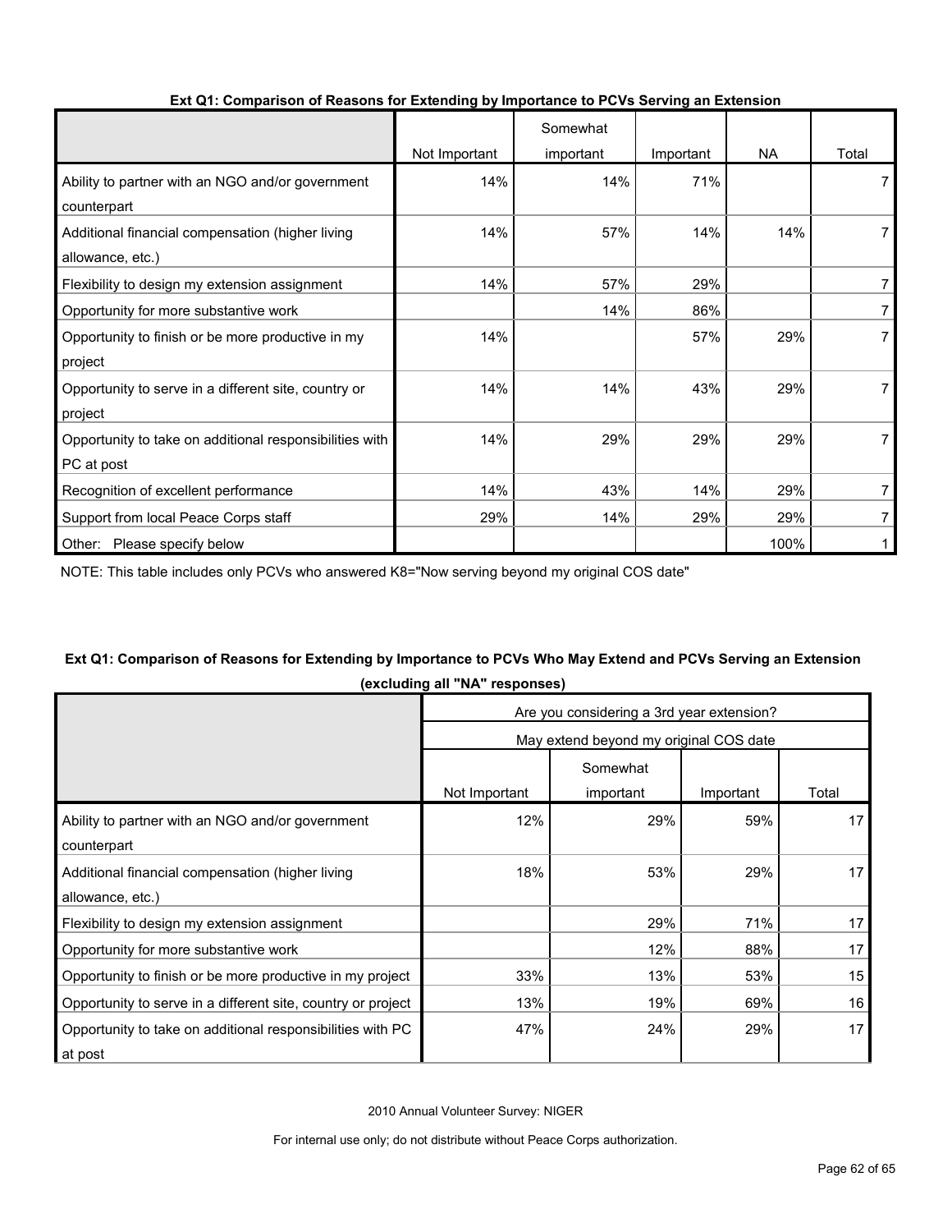### Ext Q1: Comparison of Reasons for Extending by Importance to PCVs Serving an Extension

| | Not Important | Somewhat important | Important | NA | Total |
|---|---|---|---|---|---|
| Ability to partner with an NGO and/or government counterpart | 14% | 14% | 71% | | 7 |
| Additional financial compensation (higher living allowance, etc.) | 14% | 57% | 14% | 14% | 7 |
| Flexibility to design my extension assignment | 14% | 57% | 29% | | 7 |
| Opportunity for more substantive work | | 14% | 86% | | 7 |
| Opportunity to finish or be more productive in my project | 14% | | 57% | 29% | 7 |
| Opportunity to serve in a different site, country or project | 14% | 14% | 43% | 29% | 7 |
| Opportunity to take on additional responsibilities with PC at post | 14% | 29% | 29% | 29% | 7 |
| Recognition of excellent performance | 14% | 43% | 14% | 29% | 7 |
| Support from local Peace Corps staff | 29% | 14% | 29% | 29% | 7 |
| Other: Please specify below | | | | 100% | 1 |

NOTE: This table includes only PCVs who answered K8="Now serving beyond my original COS date"

### Ext Q1: Comparison of Reasons for Extending by Importance to PCVs Who May Extend and PCVs Serving an Extension (excluding all "NA" responses)

| | Are you considering a 3rd year extension? | | | |
|---|---|---|---|---|
| | May extend beyond my original COS date | | | |
| | Not Important | Somewhat important | Important | Total |
| Ability to partner with an NGO and/or government counterpart | 12% | 29% | 59% | 17 |
| Additional financial compensation (higher living allowance, etc.) | 18% | 53% | 29% | 17 |
| Flexibility to design my extension assignment | | 29% | 71% | 17 |
| Opportunity for more substantive work | | 12% | 88% | 17 |
| Opportunity to finish or be more productive in my project | 33% | 13% | 53% | 15 |
| Opportunity to serve in a different site, country or project | 13% | 19% | 69% | 16 |
| Opportunity to take on additional responsibilities with PC at post | 47% | 24% | 29% | 17 |

2010 Annual Volunteer Survey: NIGER

For internal use only; do not distribute without Peace Corps authorization.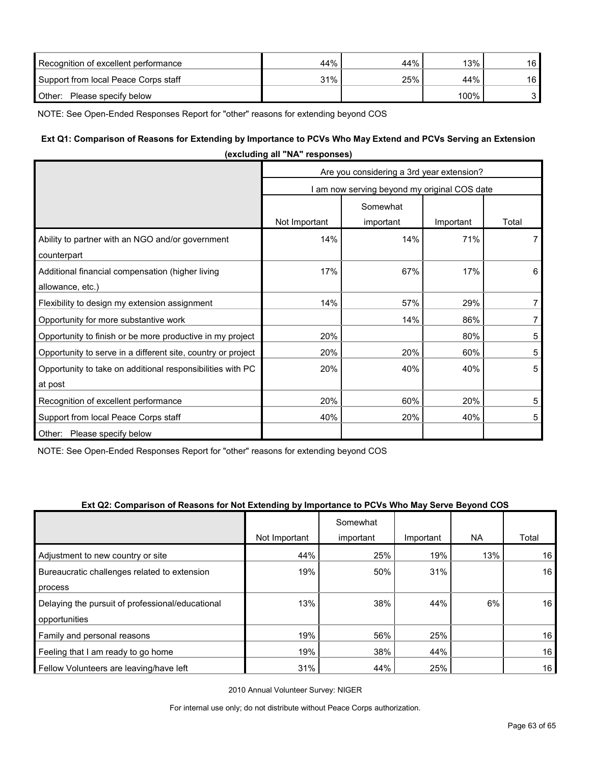| | | | | |
|---|---|---|---|---|
| Recognition of excellent performance | 44% | 44% | 13% | 16 |
| Support from local Peace Corps staff | 31% | 25% | 44% | 16 |
| Other: Please specify below | | | 100% | 3 |

NOTE: See Open-Ended Responses Report for "other" reasons for extending beyond COS

**Ext Q1: Comparison of Reasons for Extending by Importance to PCVs Who May Extend and PCVs Serving an Extension (excluding all "NA" responses)**

| | Are you considering a 3rd year extension? | | | |
|---|---|---|---|---|
| | I am now serving beyond my original COS date | | | |
| | Not Important | Somewhat important | Important | Total |
| Ability to partner with an NGO and/or government counterpart | 14% | 14% | 71% | 7 |
| Additional financial compensation (higher living allowance, etc.) | 17% | 67% | 17% | 6 |
| Flexibility to design my extension assignment | 14% | 57% | 29% | 7 |
| Opportunity for more substantive work | | 14% | 86% | 7 |
| Opportunity to finish or be more productive in my project | 20% | | 80% | 5 |
| Opportunity to serve in a different site, country or project | 20% | 20% | 60% | 5 |
| Opportunity to take on additional responsibilities with PC at post | 20% | 40% | 40% | 5 |
| Recognition of excellent performance | 20% | 60% | 20% | 5 |
| Support from local Peace Corps staff | 40% | 20% | 40% | 5 |
| Other: Please specify below | | | | |

NOTE: See Open-Ended Responses Report for "other" reasons for extending beyond COS

**Ext Q2: Comparison of Reasons for Not Extending by Importance to PCVs Who May Serve Beyond COS**

| | Not Important | Somewhat important | Important | NA | Total |
|---|---|---|---|---|---|
| Adjustment to new country or site | 44% | 25% | 19% | 13% | 16 |
| Bureaucratic challenges related to extension process | 19% | 50% | 31% | | 16 |
| Delaying the pursuit of professional/educational opportunities | 13% | 38% | 44% | 6% | 16 |
| Family and personal reasons | 19% | 56% | 25% | | 16 |
| Feeling that I am ready to go home | 19% | 38% | 44% | | 16 |
| Fellow Volunteers are leaving/have left | 31% | 44% | 25% | | 16 |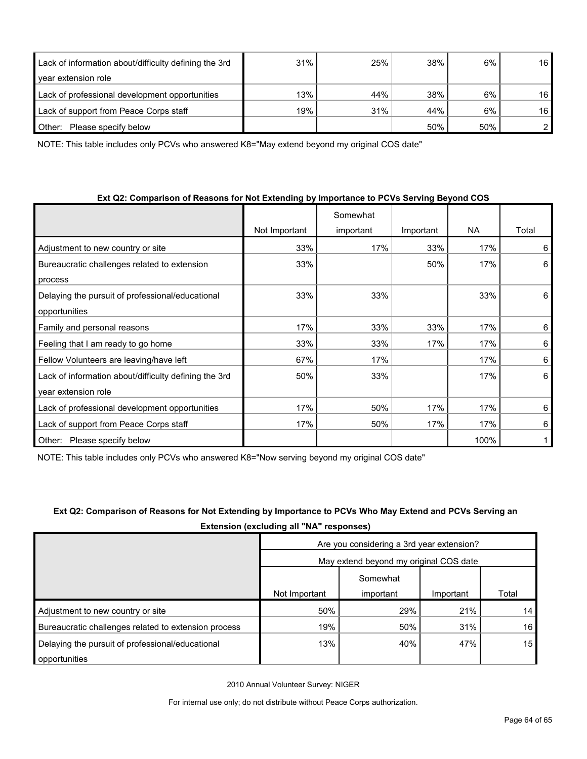| | | | | | |
|---|---|---|---|---|---|
| Lack of information about/difficulty defining the 3rd year extension role | 31% | 25% | 38% | 6% | 16 |
| Lack of professional development opportunities | 13% | 44% | 38% | 6% | 16 |
| Lack of support from Peace Corps staff | 19% | 31% | 44% | 6% | 16 |
| Other: Please specify below | | | 50% | 50% | 2 |

NOTE: This table includes only PCVs who answered K8="May extend beyond my original COS date"

**Ext Q2: Comparison of Reasons for Not Extending by Importance to PCVs Serving Beyond COS**

| | Not Important | Somewhat important | Important | NA | Total |
|---|---|---|---|---|---|
| Adjustment to new country or site | 33% | 17% | 33% | 17% | 6 |
| Bureaucratic challenges related to extension process | 33% | | 50% | 17% | 6 |
| Delaying the pursuit of professional/educational opportunities | 33% | 33% | | 33% | 6 |
| Family and personal reasons | 17% | 33% | 33% | 17% | 6 |
| Feeling that I am ready to go home | 33% | 33% | 17% | 17% | 6 |
| Fellow Volunteers are leaving/have left | 67% | 17% | | 17% | 6 |
| Lack of information about/difficulty defining the 3rd year extension role | 50% | 33% | | 17% | 6 |
| Lack of professional development opportunities | 17% | 50% | 17% | 17% | 6 |
| Lack of support from Peace Corps staff | 17% | 50% | 17% | 17% | 6 |
| Other: Please specify below | | | | 100% | 1 |

NOTE: This table includes only PCVs who answered K8="Now serving beyond my original COS date"

**Ext Q2: Comparison of Reasons for Not Extending by Importance to PCVs Who May Extend and PCVs Serving an Extension (excluding all "NA" responses)**

| | Are you considering a 3rd year extension? | | | |
|---|---|---|---|---|
| | May extend beyond my original COS date | | | |
| | Not Important | Somewhat important | Important | Total |
| Adjustment to new country or site | 50% | 29% | 21% | 14 |
| Bureaucratic challenges related to extension process | 19% | 50% | 31% | 16 |
| Delaying the pursuit of professional/educational opportunities | 13% | 40% | 47% | 15 |

2010 Annual Volunteer Survey: NIGER

For internal use only; do not distribute without Peace Corps authorization.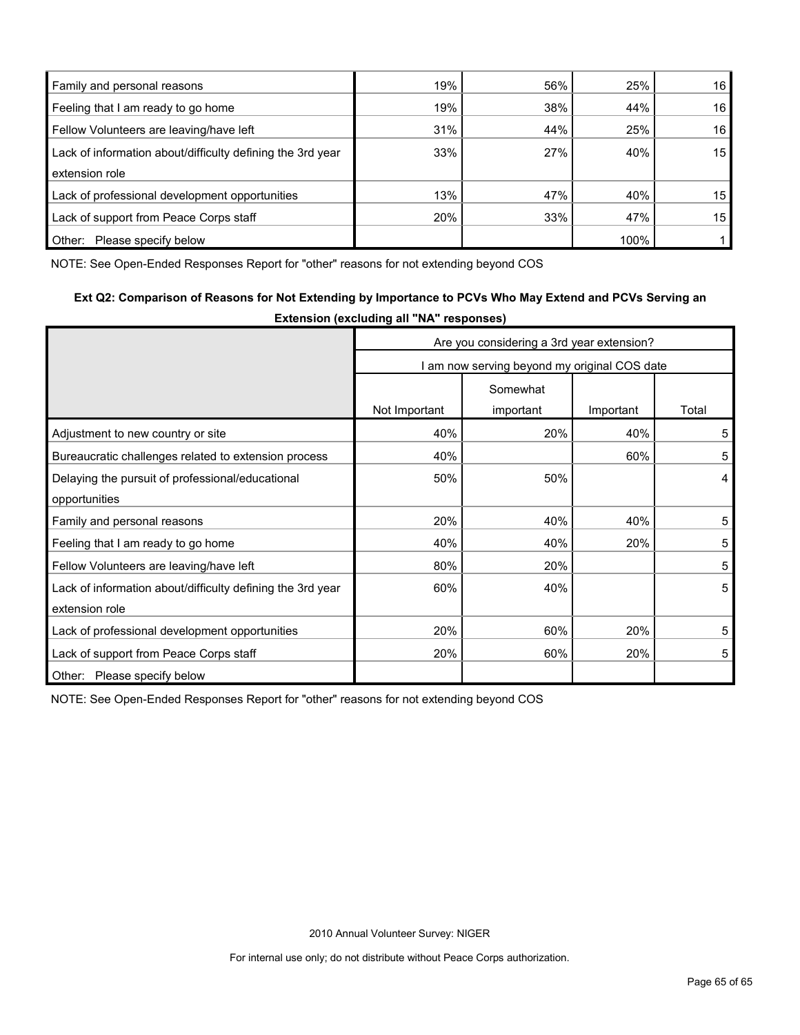| | | | | |
|---|---|---|---|---|
| Family and personal reasons | 19% | 56% | 25% | 16 |
| Feeling that I am ready to go home | 19% | 38% | 44% | 16 |
| Fellow Volunteers are leaving/have left | 31% | 44% | 25% | 16 |
| Lack of information about/difficulty defining the 3rd year extension role | 33% | 27% | 40% | 15 |
| Lack of professional development opportunities | 13% | 47% | 40% | 15 |
| Lack of support from Peace Corps staff | 20% | 33% | 47% | 15 |
| Other: Please specify below | | | 100% | 1 |

NOTE: See Open-Ended Responses Report for "other" reasons for not extending beyond COS

**Ext Q2: Comparison of Reasons for Not Extending by Importance to PCVs Who May Extend and PCVs Serving an Extension (excluding all "NA" responses)**

| | Are you considering a 3rd year extension? | | | |
|---|---|---|---|---|
| | I am now serving beyond my original COS date | | | |
| | Not Important | Somewhat important | Important | Total |
| Adjustment to new country or site | 40% | 20% | 40% | 5 |
| Bureaucratic challenges related to extension process | 40% | | 60% | 5 |
| Delaying the pursuit of professional/educational opportunities | 50% | 50% | | 4 |
| Family and personal reasons | 20% | 40% | 40% | 5 |
| Feeling that I am ready to go home | 40% | 40% | 20% | 5 |
| Fellow Volunteers are leaving/have left | 80% | 20% | | 5 |
| Lack of information about/difficulty defining the 3rd year extension role | 60% | 40% | | 5 |
| Lack of professional development opportunities | 20% | 60% | 20% | 5 |
| Lack of support from Peace Corps staff | 20% | 60% | 20% | 5 |
| Other: Please specify below | | | | |

NOTE: See Open-Ended Responses Report for "other" reasons for not extending beyond COS

2010 Annual Volunteer Survey: NIGER

For internal use only; do not distribute without Peace Corps authorization.